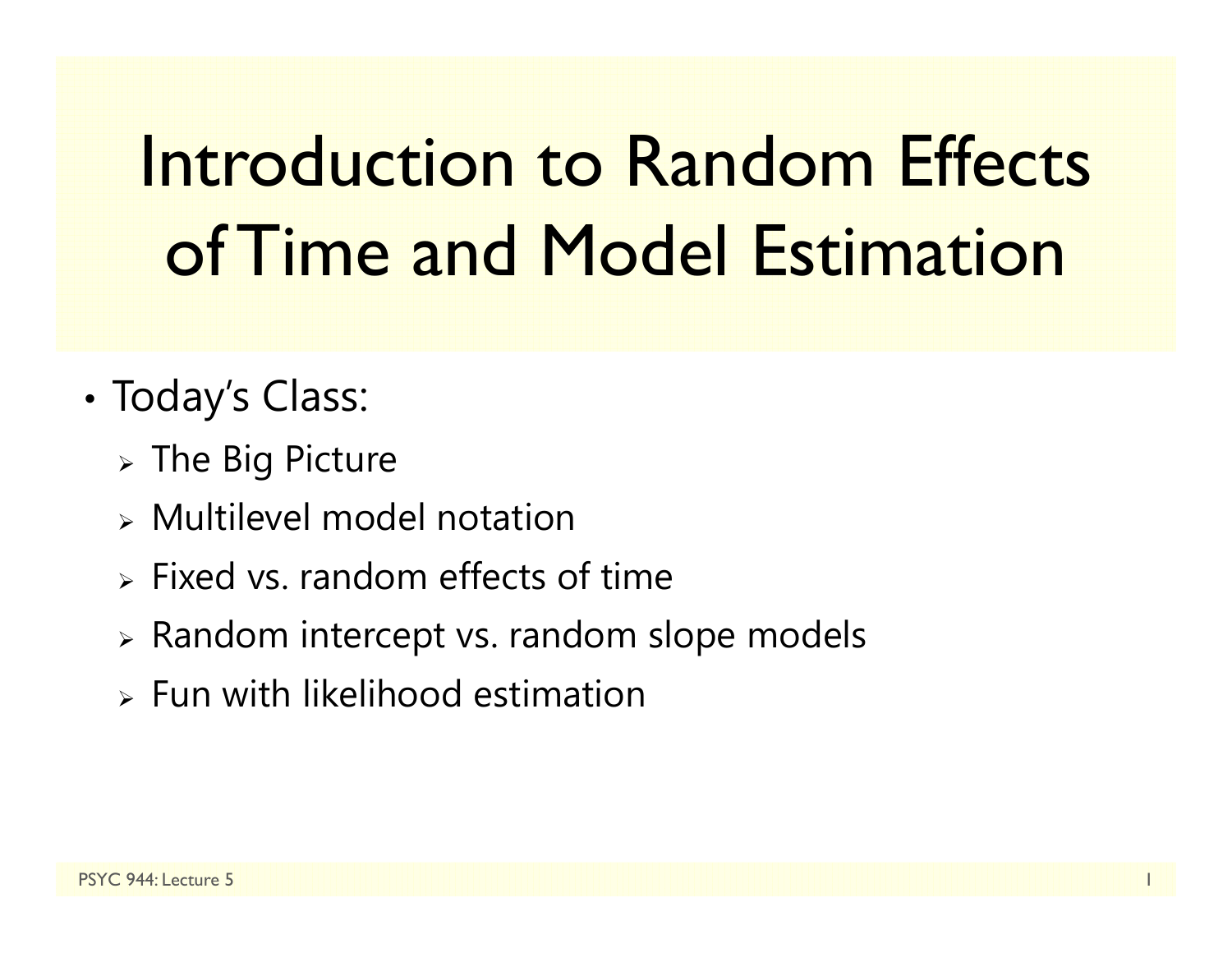# Introduction to Random Effects of Time and Model Estimation

- Today's Class:
  - The Big Picture
  - Multilevel model notation
  - Fixed vs. random effects of time
  - Random intercept vs. random slope models
  - Fun with likelihood estimation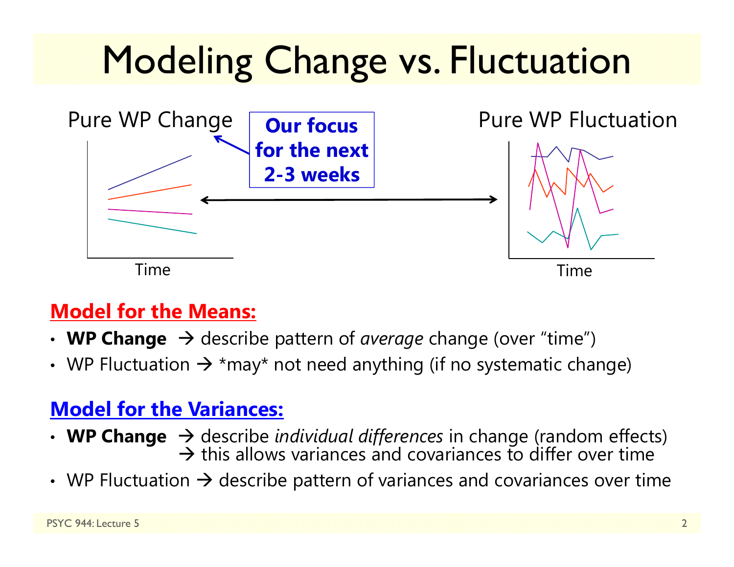# Modeling Change vs. Fluctuation

Pure WP Change

**Our focus for the next 2-3 weeks**

Pure WP Fluctuation

Time

Time

**Model for the Means:**

- **WP Change** → describe pattern of *average* change (over "time")
- WP Fluctuation → *may* not need anything (if no systematic change)

**Model for the Variances:**

- **WP Change** → describe *individual differences* in change (random effects) → this allows variances and covariances to differ over time
- WP Fluctuation → describe pattern of variances and covariances over time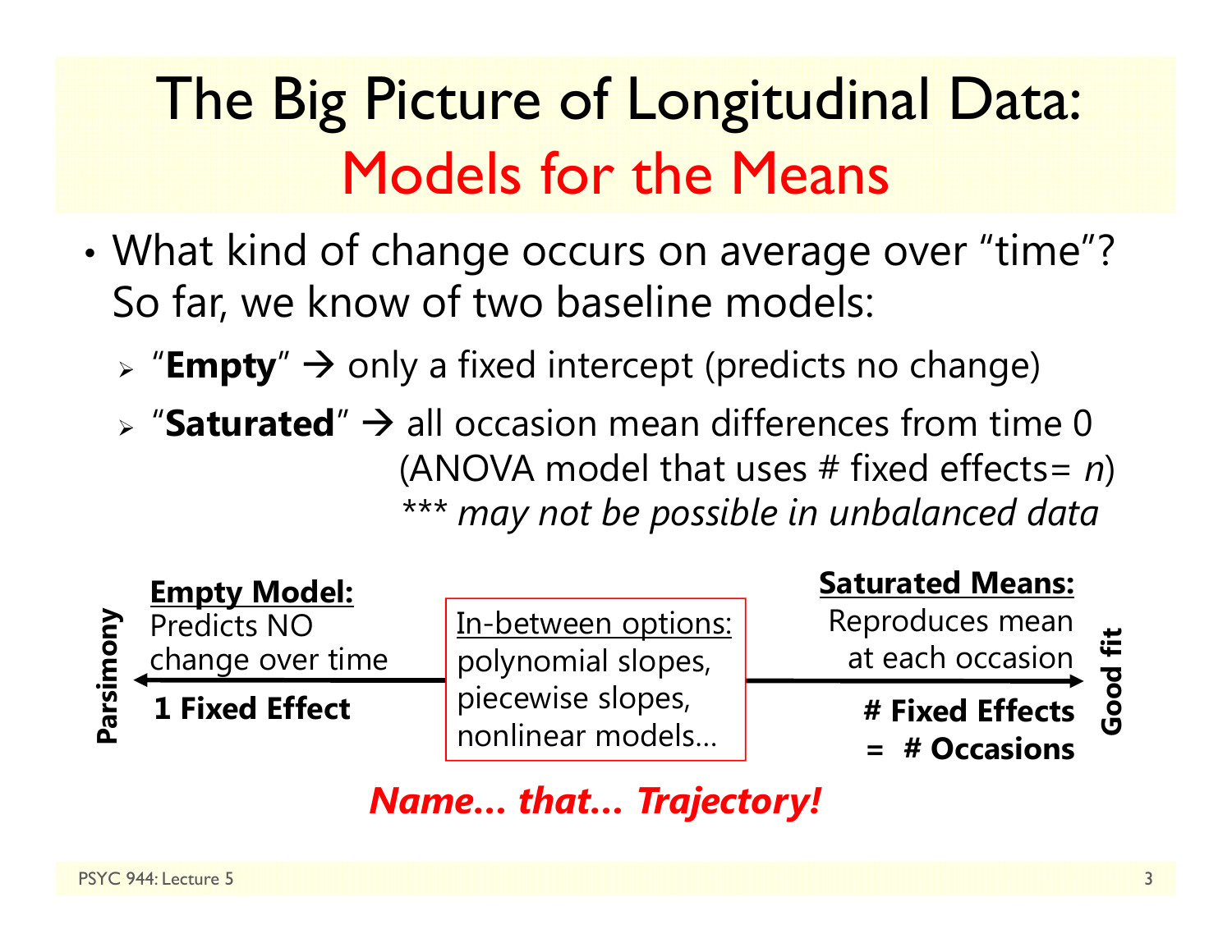# The Big Picture of Longitudinal Data: Models for the Means

- What kind of change occurs on average over "time"? So far, we know of two baseline models:
  - "**Empty**" → only a fixed intercept (predicts no change)
  - "**Saturated**" → all occasion mean differences from time 0 (ANOVA model that uses # fixed effects= *n*) *\*\*\* may not be possible in unbalanced data*

**Parsimony** ← **Empty Model:** Predicts NO change over time — **1 Fixed Effect**

In-between options: polynomial slopes, piecewise slopes, nonlinear models…

**Saturated Means:** Reproduces mean at each occasion — **# Fixed Effects = # Occasions** → **Good fit**

***Name… that… Trajectory!***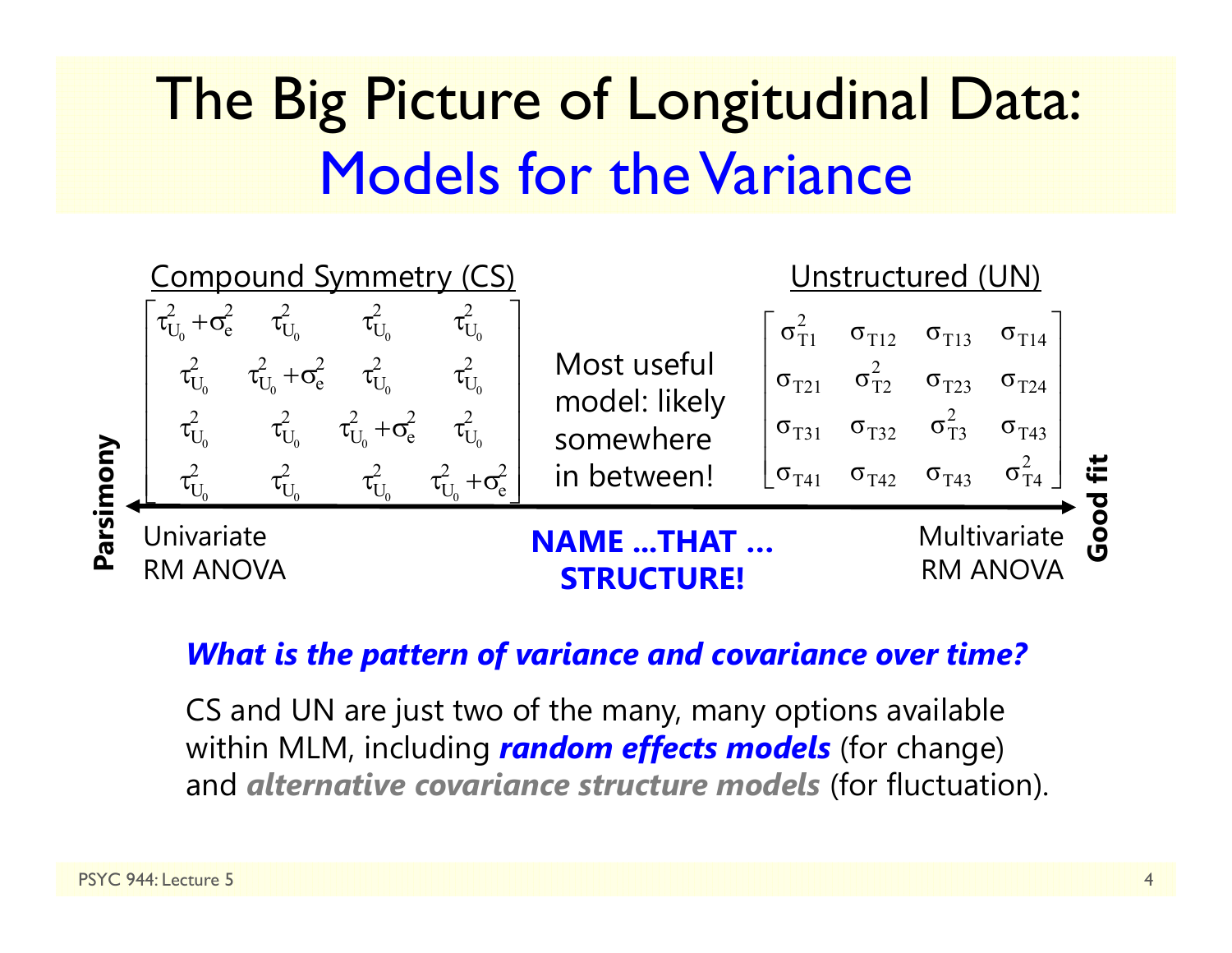# The Big Picture of Longitudinal Data: Models for the Variance

**Compound Symmetry (CS)**

$$\begin{bmatrix} \tau^2_{U_0}+\sigma^2_e & \tau^2_{U_0} & \tau^2_{U_0} & \tau^2_{U_0} \\ \tau^2_{U_0} & \tau^2_{U_0}+\sigma^2_e & \tau^2_{U_0} & \tau^2_{U_0} \\ \tau^2_{U_0} & \tau^2_{U_0} & \tau^2_{U_0}+\sigma^2_e & \tau^2_{U_0} \\ \tau^2_{U_0} & \tau^2_{U_0} & \tau^2_{U_0} & \tau^2_{U_0}+\sigma^2_e \end{bmatrix}$$

Most useful model: likely somewhere in between!

**Unstructured (UN)**

$$\begin{bmatrix} \sigma^2_{T1} & \sigma_{T12} & \sigma_{T13} & \sigma_{T14} \\ \sigma_{T21} & \sigma^2_{T2} & \sigma_{T23} & \sigma_{T24} \\ \sigma_{T31} & \sigma_{T32} & \sigma^2_{T3} & \sigma_{T43} \\ \sigma_{T41} & \sigma_{T42} & \sigma_{T43} & \sigma^2_{T4} \end{bmatrix}$$

**Parsimony** ← → **Good fit**

Univariate RM ANOVA — **NAME …THAT … STRUCTURE!** — Multivariate RM ANOVA

***What is the pattern of variance and covariance over time?***

CS and UN are just two of the many, many options available within MLM, including ***random effects models*** (for change) and ***alternative covariance structure models*** (for fluctuation).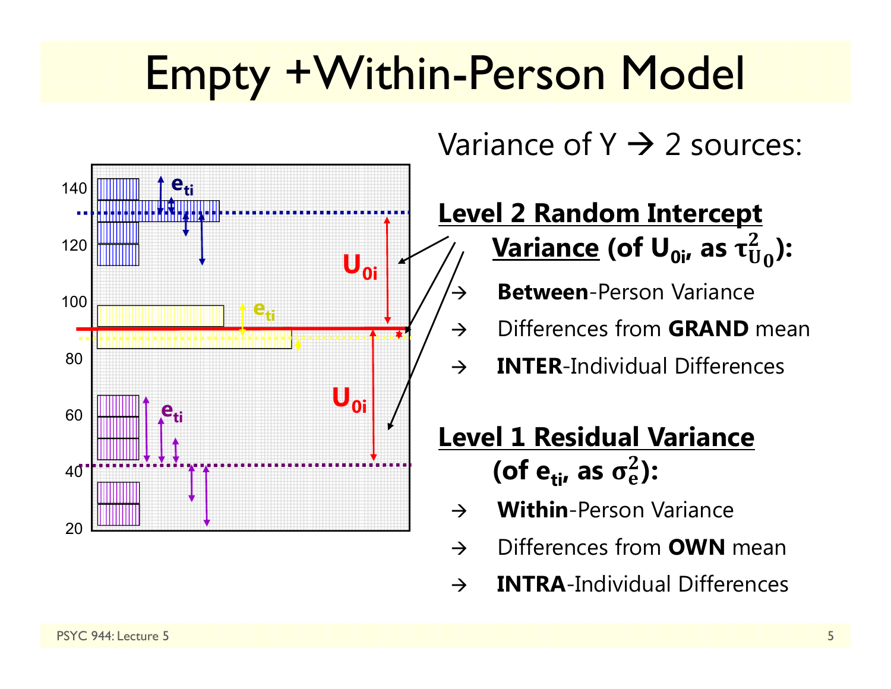# Empty +Within-Person Model

Variance of Y → 2 sources:

**Level 2 Random Intercept Variance (of $U_{0i}$, as $\tau^2_{U_0}$):**

- → **Between**-Person Variance
- → Differences from **GRAND** mean
- → **INTER**-Individual Differences

**Level 1 Residual Variance (of $e_{ti}$, as $\sigma^2_e$):**

- → **Within**-Person Variance
- → Differences from **OWN** mean
- → **INTRA**-Individual Differences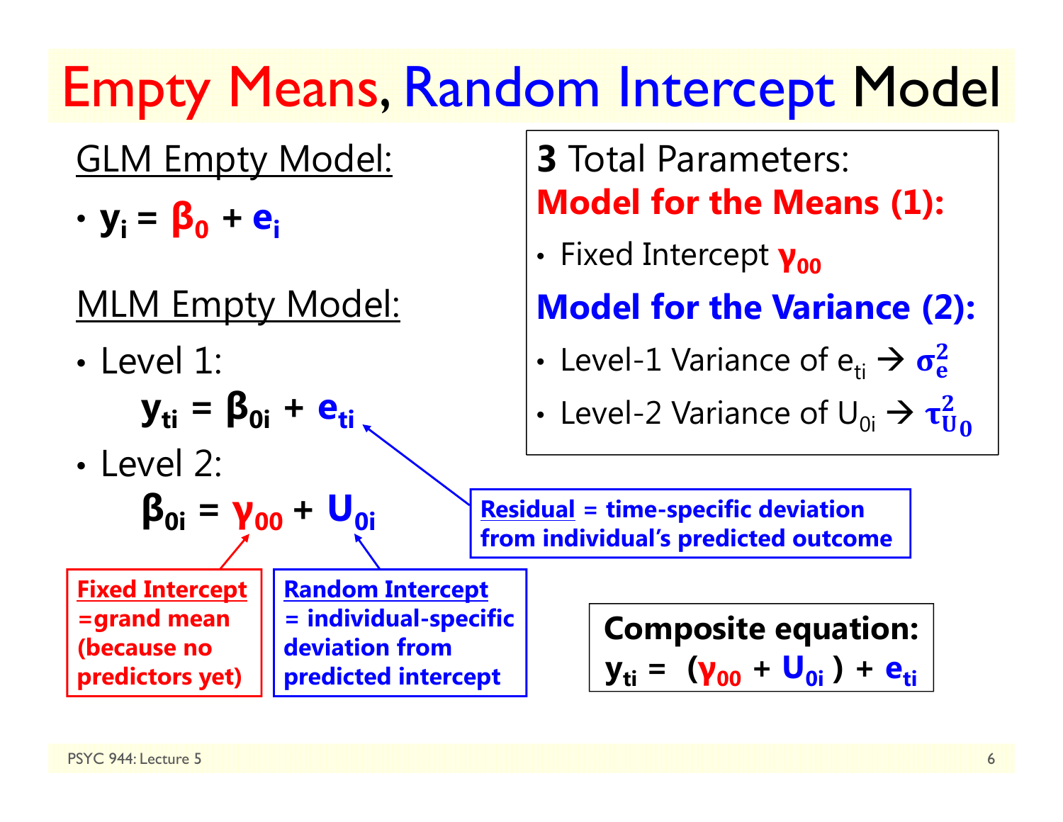# Empty Means, Random Intercept Model

<u>GLM Empty Model:</u>

- $\mathbf{y_i = \beta_0 + e_i}$

<u>MLM Empty Model:</u>

- Level 1:

$$\mathbf{y_{ti} = \beta_{0i} + e_{ti}}$$

- Level 2:

$$\mathbf{\beta_{0i} = \gamma_{00} + U_{0i}}$$

**<u>Fixed Intercept</u> =grand mean (because no predictors yet)**

**<u>Random Intercept</u> = individual-specific deviation from predicted intercept**

**<u>Residual</u> = time-specific deviation from individual's predicted outcome**

**3** Total Parameters:

**Model for the Means (1):**

- Fixed Intercept $\gamma_{00}$

**Model for the Variance (2):**

- Level-1 Variance of $e_{ti}$ → $\sigma_e^2$
- Level-2 Variance of $U_{0i}$ → $\tau_{U_0}^2$

**Composite equation:**

$$\mathbf{y_{ti} = (\gamma_{00} + U_{0i}) + e_{ti}}$$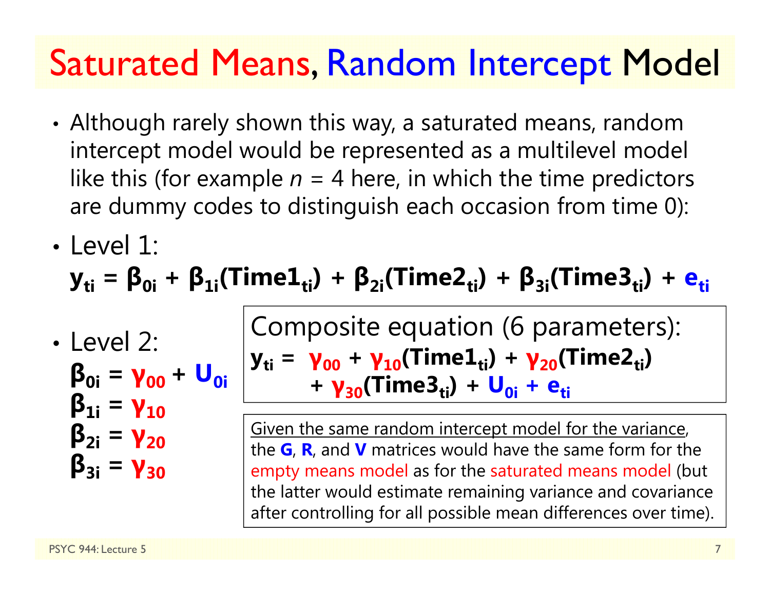# Saturated Means, Random Intercept Model

- Although rarely shown this way, a saturated means, random intercept model would be represented as a multilevel model like this (for example *n* = 4 here, in which the time predictors are dummy codes to distinguish each occasion from time 0):

- Level 1:

$$y_{ti} = \beta_{0i} + \beta_{1i}(Time1_{ti}) + \beta_{2i}(Time2_{ti}) + \beta_{3i}(Time3_{ti}) + e_{ti}$$

- Level 2:

$$\beta_{0i} = \gamma_{00} + U_{0i}$$
$$\beta_{1i} = \gamma_{10}$$
$$\beta_{2i} = \gamma_{20}$$
$$\beta_{3i} = \gamma_{30}$$

Composite equation (6 parameters):

$$y_{ti} = \gamma_{00} + \gamma_{10}(Time1_{ti}) + \gamma_{20}(Time2_{ti}) + \gamma_{30}(Time3_{ti}) + U_{0i} + e_{ti}$$

Given the same random intercept model for the variance, the **G**, **R**, and **V** matrices would have the same form for the empty means model as for the saturated means model (but the latter would estimate remaining variance and covariance after controlling for all possible mean differences over time).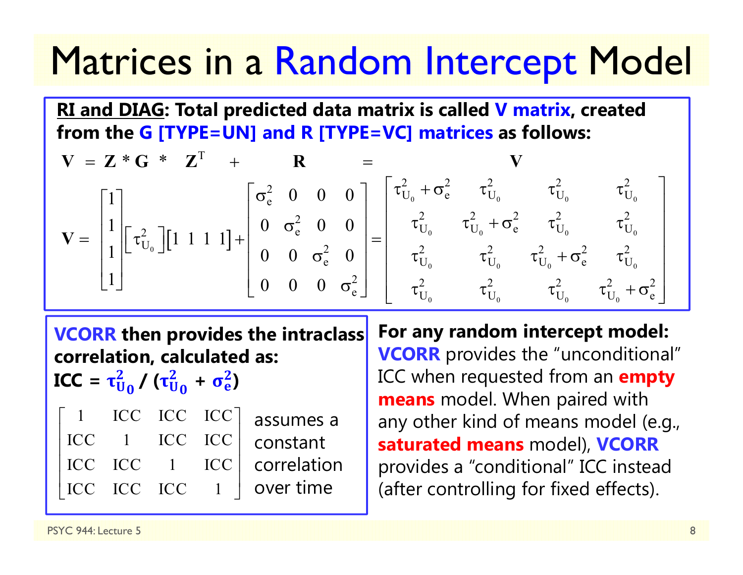# Matrices in a Random Intercept Model

**<u>RI and DIAG</u>: Total predicted data matrix is called V matrix, created from the G [TYPE=UN] and R [TYPE=VC] matrices as follows:**

$$\mathbf{V} = \mathbf{Z} * \mathbf{G} * \mathbf{Z}^{T} + \mathbf{R} = \mathbf{V}$$

$$\mathbf{V} = \begin{bmatrix} 1 \\ 1 \\ 1 \\ 1 \end{bmatrix} \begin{bmatrix} \tau^2_{U_0} \end{bmatrix} \begin{bmatrix} 1 & 1 & 1 & 1 \end{bmatrix} + \begin{bmatrix} \sigma^2_e & 0 & 0 & 0 \\ 0 & \sigma^2_e & 0 & 0 \\ 0 & 0 & \sigma^2_e & 0 \\ 0 & 0 & 0 & \sigma^2_e \end{bmatrix} = \begin{bmatrix} \tau^2_{U_0} + \sigma^2_e & \tau^2_{U_0} & \tau^2_{U_0} & \tau^2_{U_0} \\ \tau^2_{U_0} & \tau^2_{U_0} + \sigma^2_e & \tau^2_{U_0} & \tau^2_{U_0} \\ \tau^2_{U_0} & \tau^2_{U_0} & \tau^2_{U_0} + \sigma^2_e & \tau^2_{U_0} \\ \tau^2_{U_0} & \tau^2_{U_0} & \tau^2_{U_0} & \tau^2_{U_0} + \sigma^2_e \end{bmatrix}$$

**VCORR then provides the intraclass correlation, calculated as:**
**ICC = $\tau^2_{U_0} / (\tau^2_{U_0} + \sigma^2_e)$**

$$\begin{bmatrix} 1 & ICC & ICC & ICC \\ ICC & 1 & ICC & ICC \\ ICC & ICC & 1 & ICC \\ ICC & ICC & ICC & 1 \end{bmatrix}$$

assumes a constant correlation over time

**For any random intercept model:** **VCORR** provides the "unconditional" ICC when requested from an **empty means** model. When paired with any other kind of means model (e.g., **saturated means** model), **VCORR** provides a "conditional" ICC instead (after controlling for fixed effects).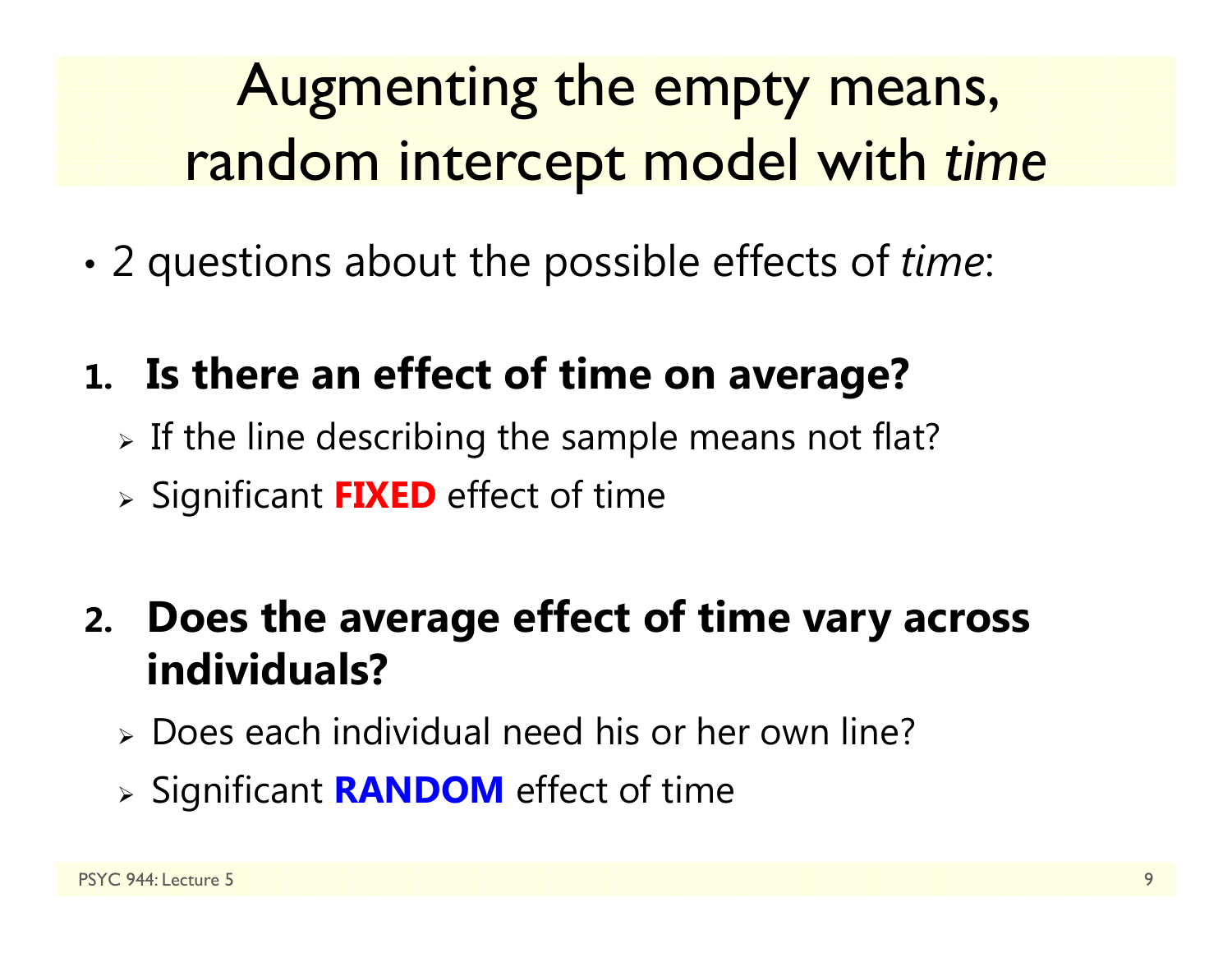# Augmenting the empty means, random intercept model with *time*

- 2 questions about the possible effects of *time*:

1. **Is there an effect of time on average?**
   - If the line describing the sample means not flat?
   - Significant **FIXED** effect of time

2. **Does the average effect of time vary across individuals?**
   - Does each individual need his or her own line?
   - Significant **RANDOM** effect of time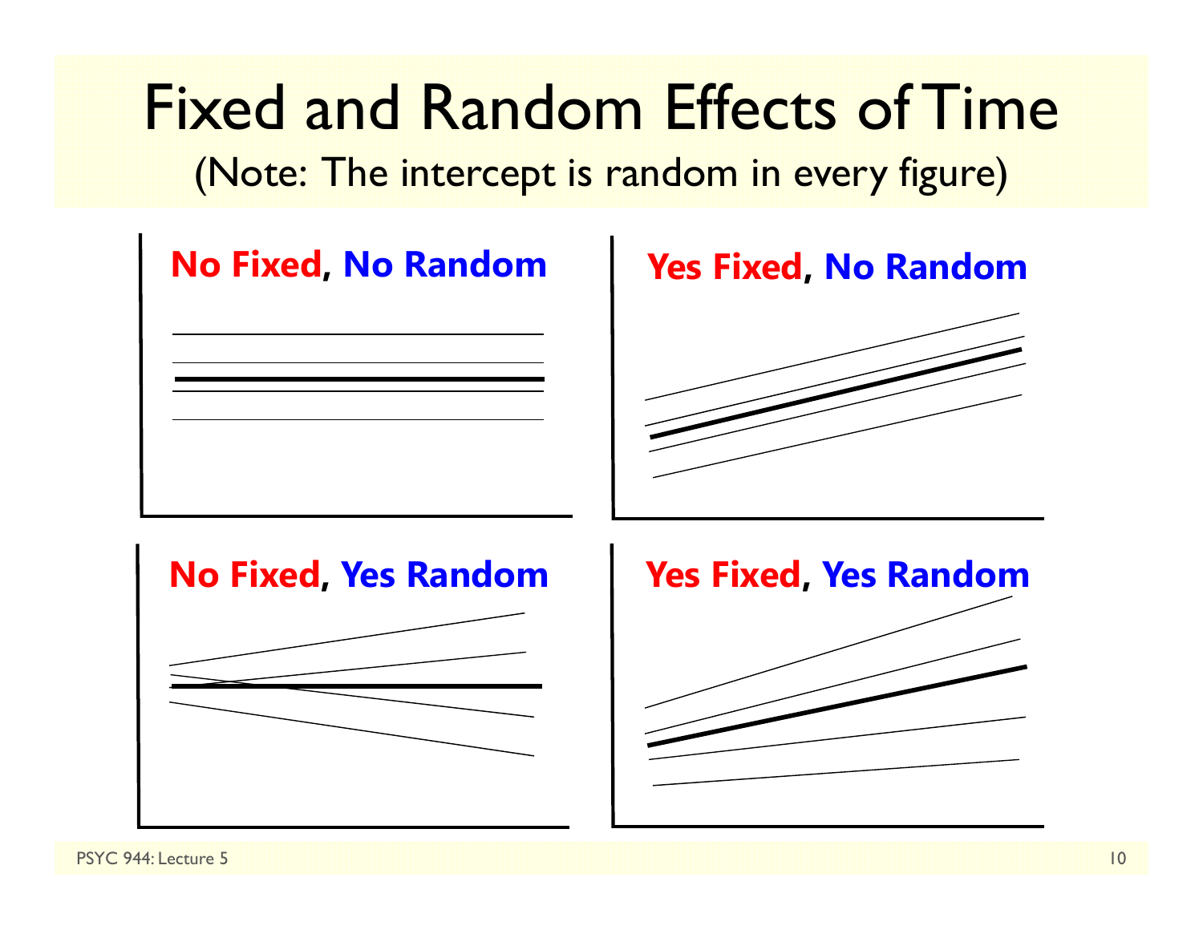# Fixed and Random Effects of Time

(Note: The intercept is random in every figure)

**No Fixed, No Random**

**Yes Fixed, No Random**

**No Fixed, Yes Random**

**Yes Fixed, Yes Random**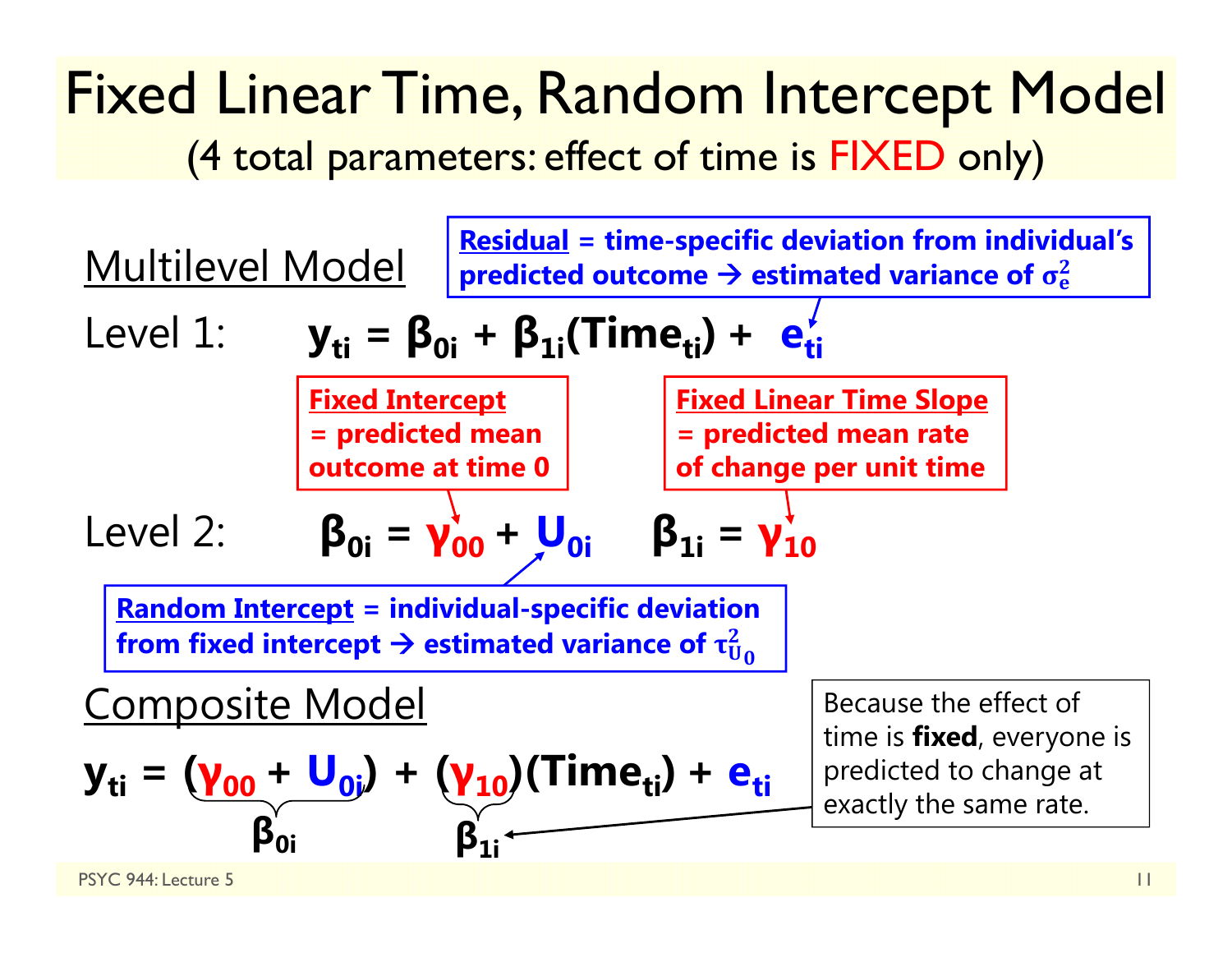# Fixed Linear Time, Random Intercept Model

(4 total parameters: effect of time is FIXED only)

## Multilevel Model

**Residual** = time-specific deviation from individual's predicted outcome → estimated variance of $\sigma_e^2$

Level 1: $$y_{ti} = \beta_{0i} + \beta_{1i}(Time_{ti}) + e_{ti}$$

**Fixed Intercept** = predicted mean outcome at time 0

**Fixed Linear Time Slope** = predicted mean rate of change per unit time

Level 2: $$\beta_{0i} = \gamma_{00} + U_{0i} \qquad \beta_{1i} = \gamma_{10}$$

**Random Intercept** = individual-specific deviation from fixed intercept → estimated variance of $\tau_{U_0}^2$

## Composite Model

$$y_{ti} = \underbrace{(\gamma_{00} + U_{0i})}_{\beta_{0i}} + \underbrace{(\gamma_{10})}_{\beta_{1i}}(Time_{ti}) + e_{ti}$$

Because the effect of time is **fixed**, everyone is predicted to change at exactly the same rate.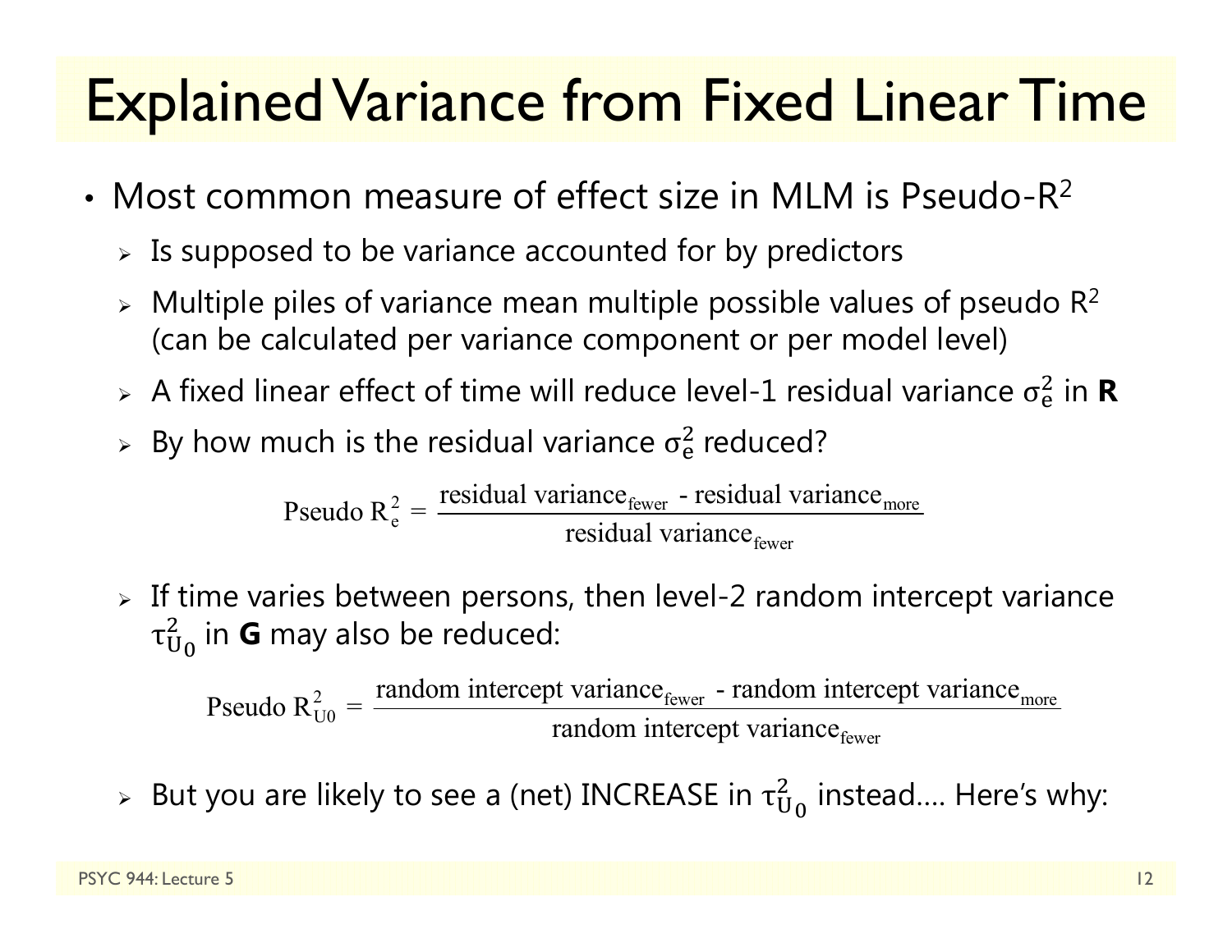# Explained Variance from Fixed Linear Time

- Most common measure of effect size in MLM is Pseudo-$R^2$
  - Is supposed to be variance accounted for by predictors
  - Multiple piles of variance mean multiple possible values of pseudo $R^2$ (can be calculated per variance component or per model level)
  - A fixed linear effect of time will reduce level-1 residual variance $\sigma_e^2$ in **R**
  - By how much is the residual variance $\sigma_e^2$ reduced?

$$\text{Pseudo } R_e^2 = \frac{\text{residual variance}_{\text{fewer}} - \text{residual variance}_{\text{more}}}{\text{residual variance}_{\text{fewer}}}$$

  - If time varies between persons, then level-2 random intercept variance $\tau_{U_0}^2$ in **G** may also be reduced:

$$\text{Pseudo } R_{U0}^2 = \frac{\text{random intercept variance}_{\text{fewer}} - \text{random intercept variance}_{\text{more}}}{\text{random intercept variance}_{\text{fewer}}}$$

  - But you are likely to see a (net) INCREASE in $\tau_{U_0}^2$ instead…. Here's why: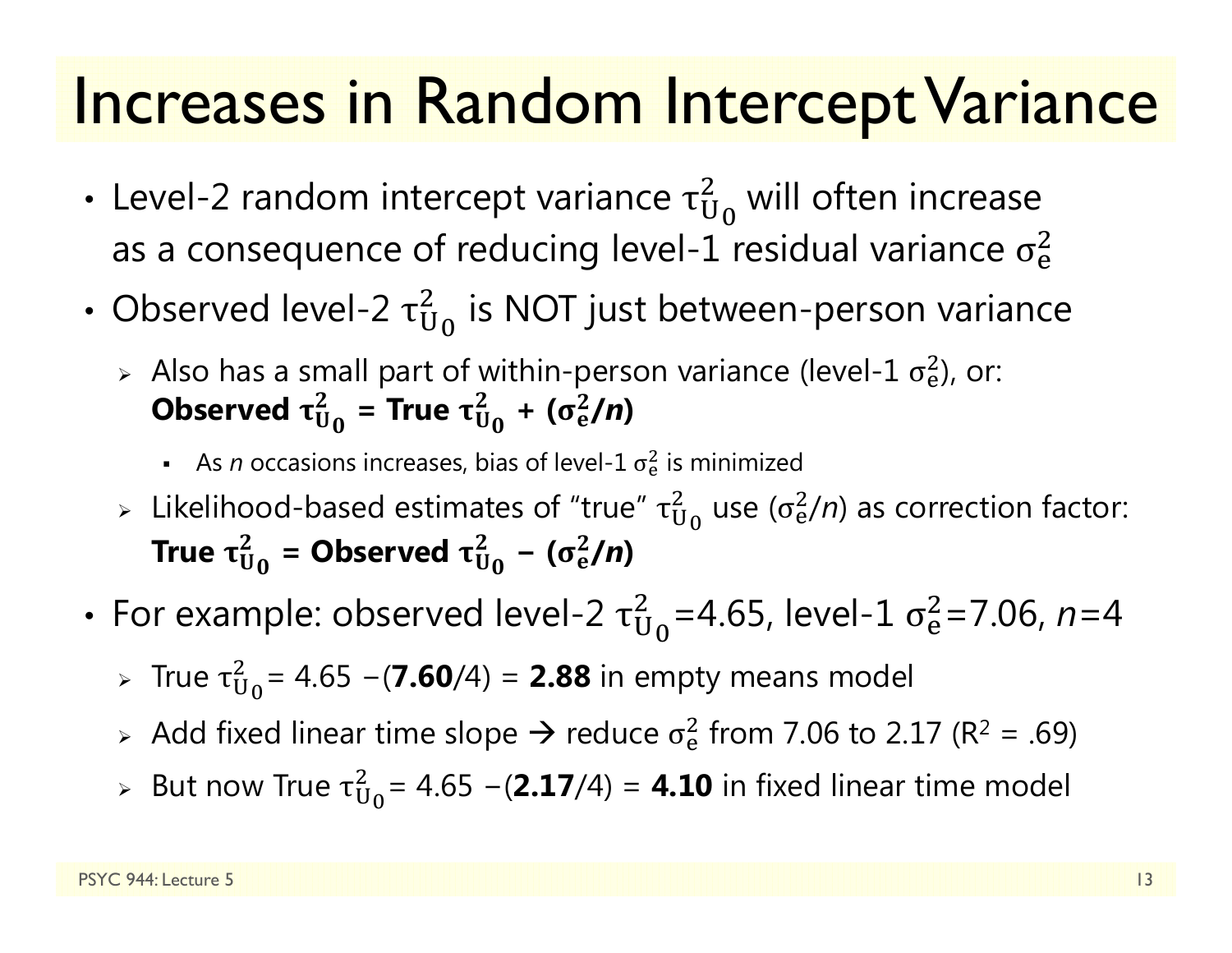# Increases in Random Intercept Variance

- Level-2 random intercept variance $\tau^2_{U_0}$ will often increase as a consequence of reducing level-1 residual variance $\sigma^2_e$
- Observed level-2 $\tau^2_{U_0}$ is NOT just between-person variance
  - Also has a small part of within-person variance (level-1 $\sigma^2_e$), or: **Observed $\tau^2_{U_0}$ = True $\tau^2_{U_0}$ + ($\sigma^2_e$/*n*)**
    - As *n* occasions increases, bias of level-1 $\sigma^2_e$ is minimized
  - Likelihood-based estimates of "true" $\tau^2_{U_0}$ use ($\sigma^2_e$/*n*) as correction factor: **True $\tau^2_{U_0}$ = Observed $\tau^2_{U_0}$ − ($\sigma^2_e$/*n*)**
- For example: observed level-2 $\tau^2_{U_0}$=4.65, level-1 $\sigma^2_e$=7.06, *n*=4
  - True $\tau^2_{U_0}$= 4.65 −(**7.60**/4) = **2.88** in empty means model
  - Add fixed linear time slope → reduce $\sigma^2_e$ from 7.06 to 2.17 ($R^2$ = .69)
  - But now True $\tau^2_{U_0}$= 4.65 −(**2.17**/4) = **4.10** in fixed linear time model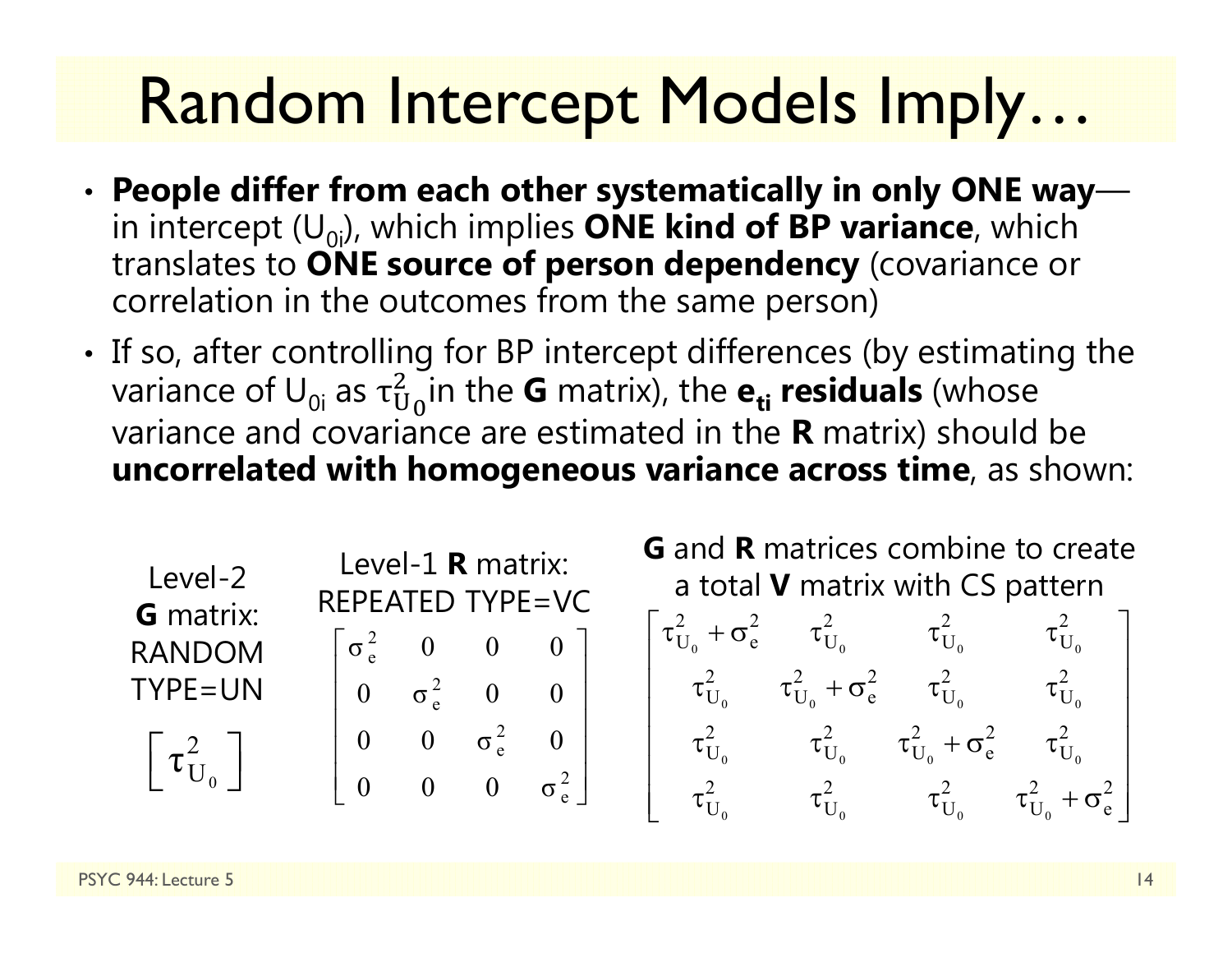# Random Intercept Models Imply…

- **People differ from each other systematically in only ONE way**—in intercept ($U_{0i}$), which implies **ONE kind of BP variance**, which translates to **ONE source of person dependency** (covariance or correlation in the outcomes from the same person)
- If so, after controlling for BP intercept differences (by estimating the variance of $U_{0i}$ as $\tau^2_{U_0}$ in the **G** matrix), the **$e_{ti}$ residuals** (whose variance and covariance are estimated in the **R** matrix) should be **uncorrelated with homogeneous variance across time**, as shown:

Level-2 **G** matrix: RANDOM TYPE=UN

$$\begin{bmatrix} \tau^2_{U_0} \end{bmatrix}$$

Level-1 **R** matrix: REPEATED TYPE=VC

$$\begin{bmatrix} \sigma^2_e & 0 & 0 & 0 \\ 0 & \sigma^2_e & 0 & 0 \\ 0 & 0 & \sigma^2_e & 0 \\ 0 & 0 & 0 & \sigma^2_e \end{bmatrix}$$

**G** and **R** matrices combine to create a total **V** matrix with CS pattern

$$\begin{bmatrix} \tau^2_{U_0} + \sigma^2_e & \tau^2_{U_0} & \tau^2_{U_0} & \tau^2_{U_0} \\ \tau^2_{U_0} & \tau^2_{U_0} + \sigma^2_e & \tau^2_{U_0} & \tau^2_{U_0} \\ \tau^2_{U_0} & \tau^2_{U_0} & \tau^2_{U_0} + \sigma^2_e & \tau^2_{U_0} \\ \tau^2_{U_0} & \tau^2_{U_0} & \tau^2_{U_0} & \tau^2_{U_0} + \sigma^2_e \end{bmatrix}$$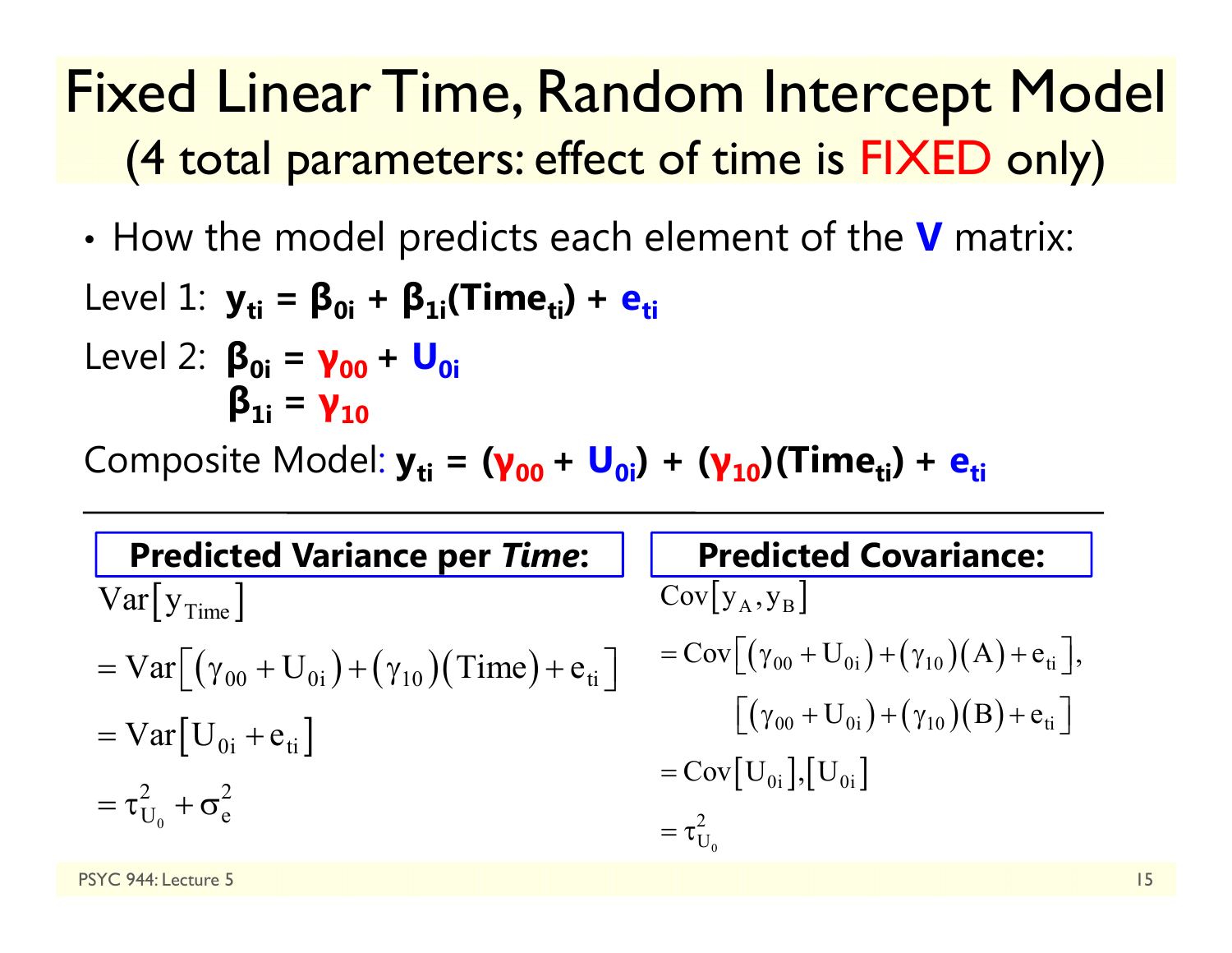# Fixed Linear Time, Random Intercept Model

## (4 total parameters: effect of time is FIXED only)

- How the model predicts each element of the **V** matrix:

Level 1: $\mathbf{y_{ti} = \beta_{0i} + \beta_{1i}(Time_{ti}) + e_{ti}}$

Level 2: $\mathbf{\beta_{0i} = \gamma_{00} + U_{0i}}$

$\mathbf{\beta_{1i} = \gamma_{10}}$

Composite Model: $\mathbf{y_{ti} = (\gamma_{00} + U_{0i}) + (\gamma_{10})(Time_{ti}) + e_{ti}}$

**Predicted Variance per *Time*:**

$$
\begin{aligned}
&\mathrm{Var}\left[y_{Time}\right] \\
&= \mathrm{Var}\left[\left(\gamma_{00} + U_{0i}\right) + \left(\gamma_{10}\right)\left(Time\right) + e_{ti}\right] \\
&= \mathrm{Var}\left[U_{0i} + e_{ti}\right] \\
&= \tau^2_{U_0} + \sigma^2_e
\end{aligned}
$$

**Predicted Covariance:**

$$
\begin{aligned}
&\mathrm{Cov}\left[y_A, y_B\right] \\
&= \mathrm{Cov}\left[\left(\gamma_{00} + U_{0i}\right) + \left(\gamma_{10}\right)\left(A\right) + e_{ti}\right], \\
&\qquad \left[\left(\gamma_{00} + U_{0i}\right) + \left(\gamma_{10}\right)\left(B\right) + e_{ti}\right] \\
&= \mathrm{Cov}\left[U_{0i}\right], \left[U_{0i}\right] \\
&= \tau^2_{U_0}
\end{aligned}
$$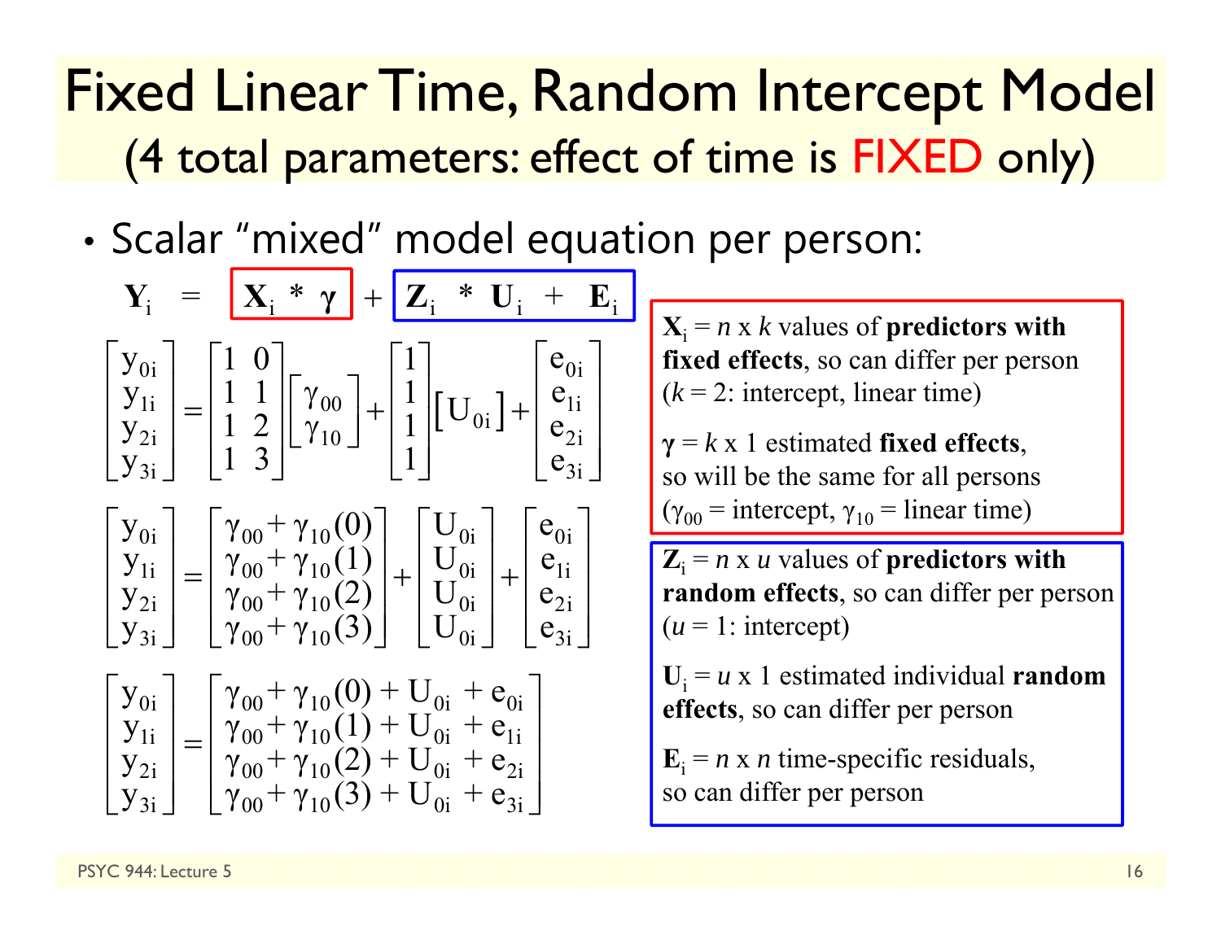# Fixed Linear Time, Random Intercept Model

## (4 total parameters: effect of time is FIXED only)

- Scalar "mixed" model equation per person:

$$\mathbf{Y}_i = \mathbf{X}_i * \boldsymbol{\gamma} + \mathbf{Z}_i * \mathbf{U}_i + \mathbf{E}_i$$

$$\begin{bmatrix} y_{0i} \\ y_{1i} \\ y_{2i} \\ y_{3i} \end{bmatrix} = \begin{bmatrix} 1 & 0 \\ 1 & 1 \\ 1 & 2 \\ 1 & 3 \end{bmatrix} \begin{bmatrix} \gamma_{00} \\ \gamma_{10} \end{bmatrix} + \begin{bmatrix} 1 \\ 1 \\ 1 \\ 1 \end{bmatrix} \begin{bmatrix} U_{0i} \end{bmatrix} + \begin{bmatrix} e_{0i} \\ e_{1i} \\ e_{2i} \\ e_{3i} \end{bmatrix}$$

$$\begin{bmatrix} y_{0i} \\ y_{1i} \\ y_{2i} \\ y_{3i} \end{bmatrix} = \begin{bmatrix} \gamma_{00} + \gamma_{10}(0) \\ \gamma_{00} + \gamma_{10}(1) \\ \gamma_{00} + \gamma_{10}(2) \\ \gamma_{00} + \gamma_{10}(3) \end{bmatrix} + \begin{bmatrix} U_{0i} \\ U_{0i} \\ U_{0i} \\ U_{0i} \end{bmatrix} + \begin{bmatrix} e_{0i} \\ e_{1i} \\ e_{2i} \\ e_{3i} \end{bmatrix}$$

$$\begin{bmatrix} y_{0i} \\ y_{1i} \\ y_{2i} \\ y_{3i} \end{bmatrix} = \begin{bmatrix} \gamma_{00} + \gamma_{10}(0) + U_{0i} + e_{0i} \\ \gamma_{00} + \gamma_{10}(1) + U_{0i} + e_{1i} \\ \gamma_{00} + \gamma_{10}(2) + U_{0i} + e_{2i} \\ \gamma_{00} + \gamma_{10}(3) + U_{0i} + e_{3i} \end{bmatrix}$$

$\mathbf{X}_i$ = *n* x *k* values of **predictors with fixed effects**, so can differ per person ($k$ = 2: intercept, linear time)

$\boldsymbol{\gamma}$ = *k* x 1 estimated **fixed effects**, so will be the same for all persons ($\gamma_{00}$ = intercept, $\gamma_{10}$ = linear time)

$\mathbf{Z}_i$ = *n* x *u* values of **predictors with random effects**, so can differ per person ($u$ = 1: intercept)

$\mathbf{U}_i$ = *u* x 1 estimated individual **random effects**, so can differ per person

$\mathbf{E}_i$ = *n* x *n* time-specific residuals, so can differ per person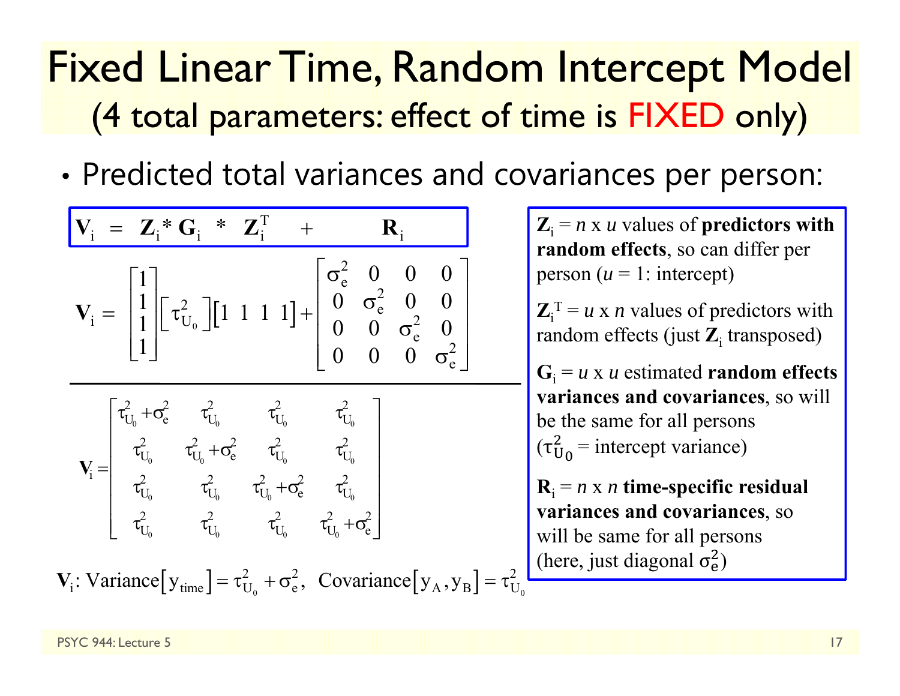# Fixed Linear Time, Random Intercept Model

## (4 total parameters: effect of time is FIXED only)

- Predicted total variances and covariances per person:

$$\mathbf{V}_i = \mathbf{Z}_i * \mathbf{G}_i * \mathbf{Z}_i^T + \mathbf{R}_i$$

$$\mathbf{V}_i = \begin{bmatrix} 1 \\ 1 \\ 1 \\ 1 \end{bmatrix} \begin{bmatrix} \tau_{U_0}^2 \end{bmatrix} \begin{bmatrix} 1 & 1 & 1 & 1 \end{bmatrix} + \begin{bmatrix} \sigma_e^2 & 0 & 0 & 0 \\ 0 & \sigma_e^2 & 0 & 0 \\ 0 & 0 & \sigma_e^2 & 0 \\ 0 & 0 & 0 & \sigma_e^2 \end{bmatrix}$$

$$\mathbf{V}_i = \begin{bmatrix} \tau_{U_0}^2 + \sigma_e^2 & \tau_{U_0}^2 & \tau_{U_0}^2 & \tau_{U_0}^2 \\ \tau_{U_0}^2 & \tau_{U_0}^2 + \sigma_e^2 & \tau_{U_0}^2 & \tau_{U_0}^2 \\ \tau_{U_0}^2 & \tau_{U_0}^2 & \tau_{U_0}^2 + \sigma_e^2 & \tau_{U_0}^2 \\ \tau_{U_0}^2 & \tau_{U_0}^2 & \tau_{U_0}^2 & \tau_{U_0}^2 + \sigma_e^2 \end{bmatrix}$$

$\mathbf{V}_i$: Variance$\left[y_{time}\right] = \tau_{U_0}^2 + \sigma_e^2$, Covariance$\left[y_A, y_B\right] = \tau_{U_0}^2$

$\mathbf{Z}_i$ = $n$ x $u$ values of **predictors with random effects**, so can differ per person ($u$ = 1: intercept)

$\mathbf{Z}_i^T$ = $u$ x $n$ values of predictors with random effects (just $\mathbf{Z}_i$ transposed)

$\mathbf{G}_i$ = $u$ x $u$ estimated **random effects variances and covariances**, so will be the same for all persons ($\tau_{U_0}^2$ = intercept variance)

$\mathbf{R}_i$ = $n$ x $n$ **time-specific residual variances and covariances**, so will be same for all persons (here, just diagonal $\sigma_e^2$)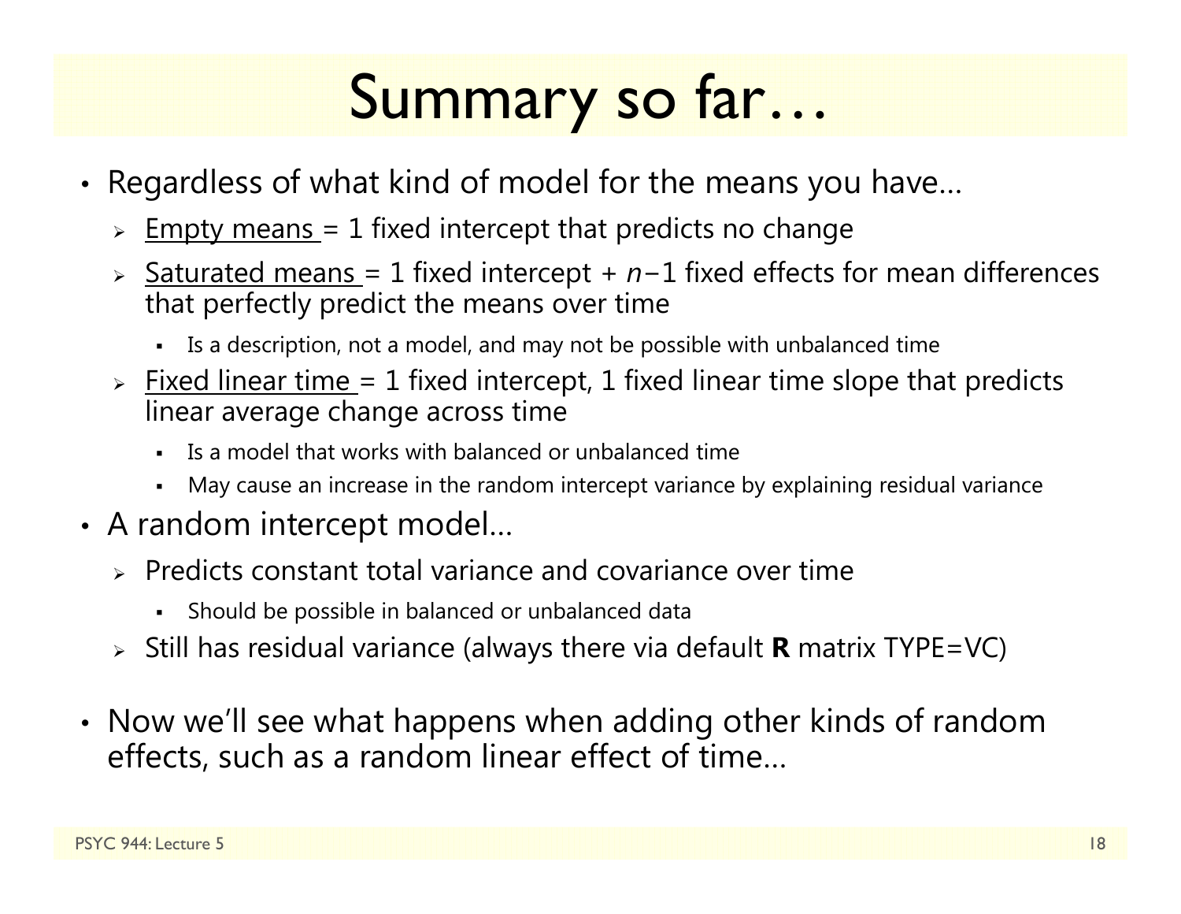# Summary so far…

- Regardless of what kind of model for the means you have…
  - Empty means = 1 fixed intercept that predicts no change
  - Saturated means = 1 fixed intercept + $n-1$ fixed effects for mean differences that perfectly predict the means over time
    - Is a description, not a model, and may not be possible with unbalanced time
  - Fixed linear time = 1 fixed intercept, 1 fixed linear time slope that predicts linear average change across time
    - Is a model that works with balanced or unbalanced time
    - May cause an increase in the random intercept variance by explaining residual variance
- A random intercept model…
  - Predicts constant total variance and covariance over time
    - Should be possible in balanced or unbalanced data
  - Still has residual variance (always there via default **R** matrix TYPE=VC)
- Now we'll see what happens when adding other kinds of random effects, such as a random linear effect of time…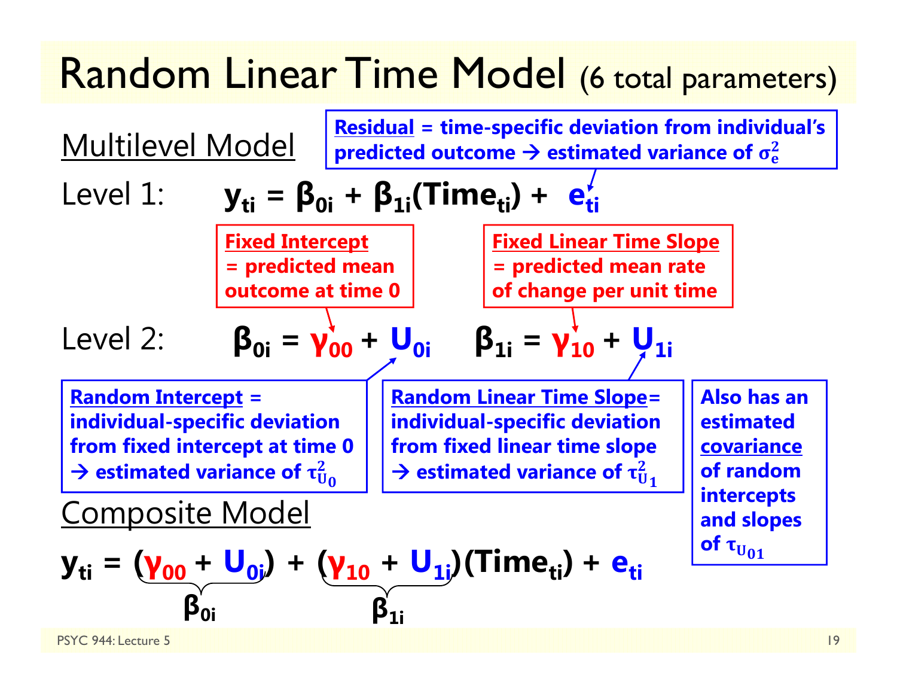# Random Linear Time Model (6 total parameters)

## Multilevel Model

**Residual** = time-specific deviation from individual's predicted outcome → estimated variance of $\sigma_e^2$

Level 1: $\mathbf{y_{ti} = \beta_{0i} + \beta_{1i}(Time_{ti}) + e_{ti}}$

**Fixed Intercept** = predicted mean outcome at time 0

**Fixed Linear Time Slope** = predicted mean rate of change per unit time

Level 2: $\mathbf{\beta_{0i} = \gamma_{00} + U_{0i}} \qquad \mathbf{\beta_{1i} = \gamma_{10} + U_{1i}}$

**Random Intercept** = individual-specific deviation from fixed intercept at time 0 → estimated variance of $\tau_{U_0}^2$

**Random Linear Time Slope** = individual-specific deviation from fixed linear time slope → estimated variance of $\tau_{U_1}^2$

**Also has an estimated covariance of random intercepts and slopes of $\tau_{U_{01}}$**

## Composite Model

$$\mathbf{y_{ti} = \underbrace{(\gamma_{00} + U_{0i})}_{\beta_{0i}} + \underbrace{(\gamma_{10} + U_{1i})}_{\beta_{1i}}(Time_{ti}) + e_{ti}}$$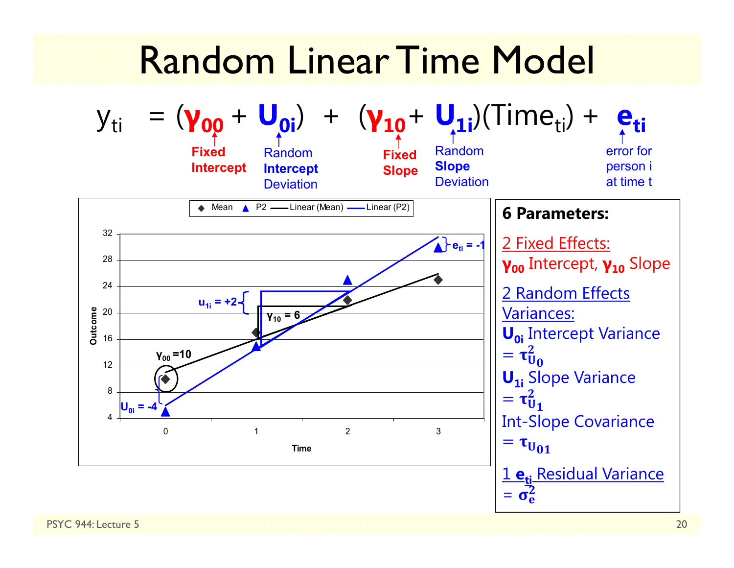# Random Linear Time Model

$$y_{ti} = (\gamma_{00} + U_{0i}) + (\gamma_{10} + U_{1i})(Time_{ti}) + e_{ti}$$

- $\gamma_{00}$: Fixed Intercept
- $U_{0i}$: Random Intercept Deviation
- $\gamma_{10}$: Fixed Slope
- $U_{1i}$: Random Slope Deviation
- $e_{ti}$: error for person i at time t

**6 Parameters:**

2 Fixed Effects:
$\gamma_{00}$ Intercept, $\gamma_{10}$ Slope

2 Random Effects Variances:
$U_{0i}$ Intercept Variance $= \tau^2_{U_0}$
$U_{1i}$ Slope Variance $= \tau^2_{U_1}$
Int-Slope Covariance $= \tau_{U_{01}}$

1 $e_{ti}$ Residual Variance $= \sigma^2_e$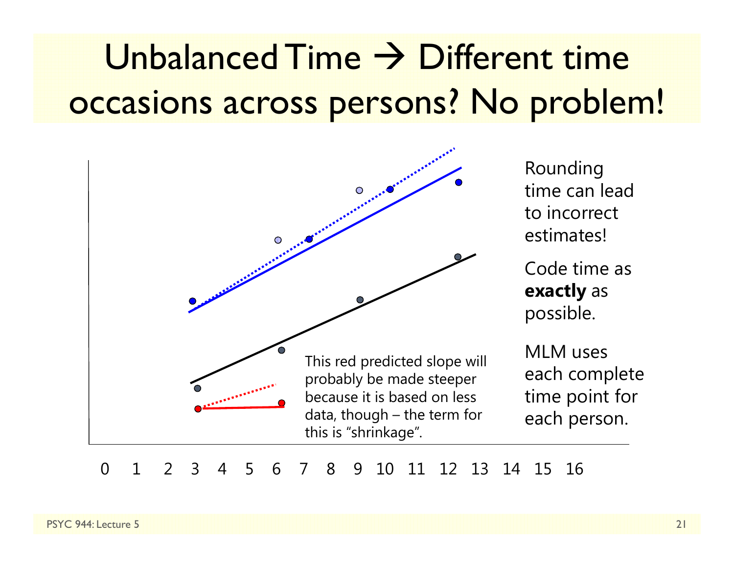# Unbalanced Time → Different time occasions across persons? No problem!

This red predicted slope will probably be made steeper because it is based on less data, though – the term for this is “shrinkage”.

0 1 2 3 4 5 6 7 8 9 10 11 12 13 14 15 16

Rounding time can lead to incorrect estimates!

Code time as **exactly** as possible.

MLM uses each complete time point for each person.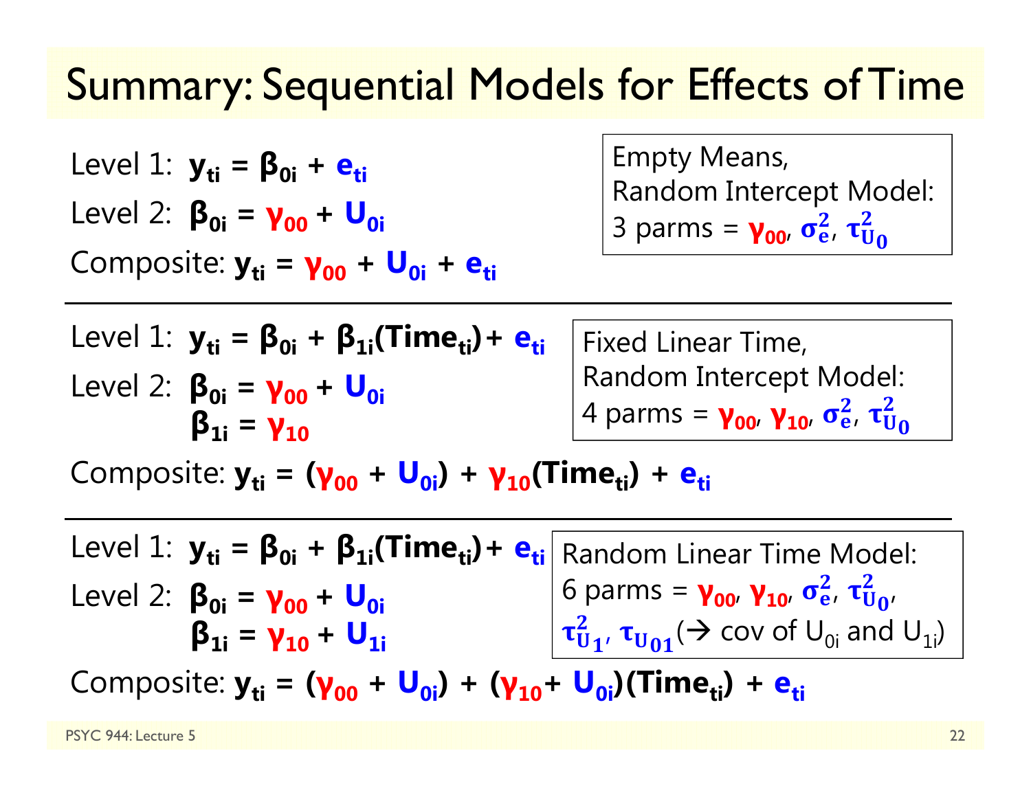# Summary: Sequential Models for Effects of Time

Level 1: $\mathbf{y_{ti} = \beta_{0i} + e_{ti}}$

Level 2: $\mathbf{\beta_{0i} = \gamma_{00} + U_{0i}}$

Composite: $\mathbf{y_{ti} = \gamma_{00} + U_{0i} + e_{ti}}$

Empty Means, Random Intercept Model: 3 parms = $\gamma_{00}$, $\sigma^2_e$, $\tau^2_{U_0}$

---

Level 1: $\mathbf{y_{ti} = \beta_{0i} + \beta_{1i}(Time_{ti}) + e_{ti}}$

Level 2: $\mathbf{\beta_{0i} = \gamma_{00} + U_{0i}}$

$\mathbf{\beta_{1i} = \gamma_{10}}$

Composite: $\mathbf{y_{ti} = (\gamma_{00} + U_{0i}) + \gamma_{10}(Time_{ti}) + e_{ti}}$

Fixed Linear Time, Random Intercept Model: 4 parms = $\gamma_{00}$, $\gamma_{10}$, $\sigma^2_e$, $\tau^2_{U_0}$

---

Level 1: $\mathbf{y_{ti} = \beta_{0i} + \beta_{1i}(Time_{ti}) + e_{ti}}$

Level 2: $\mathbf{\beta_{0i} = \gamma_{00} + U_{0i}}$

$\mathbf{\beta_{1i} = \gamma_{10} + U_{1i}}$

Composite: $\mathbf{y_{ti} = (\gamma_{00} + U_{0i}) + (\gamma_{10} + U_{0i})(Time_{ti}) + e_{ti}}$

Random Linear Time Model: 6 parms = $\gamma_{00}$, $\gamma_{10}$, $\sigma^2_e$, $\tau^2_{U_0}$, $\tau^2_{U_1}$, $\tau_{U_{01}}$ (→ cov of $U_{0i}$ and $U_{1i}$)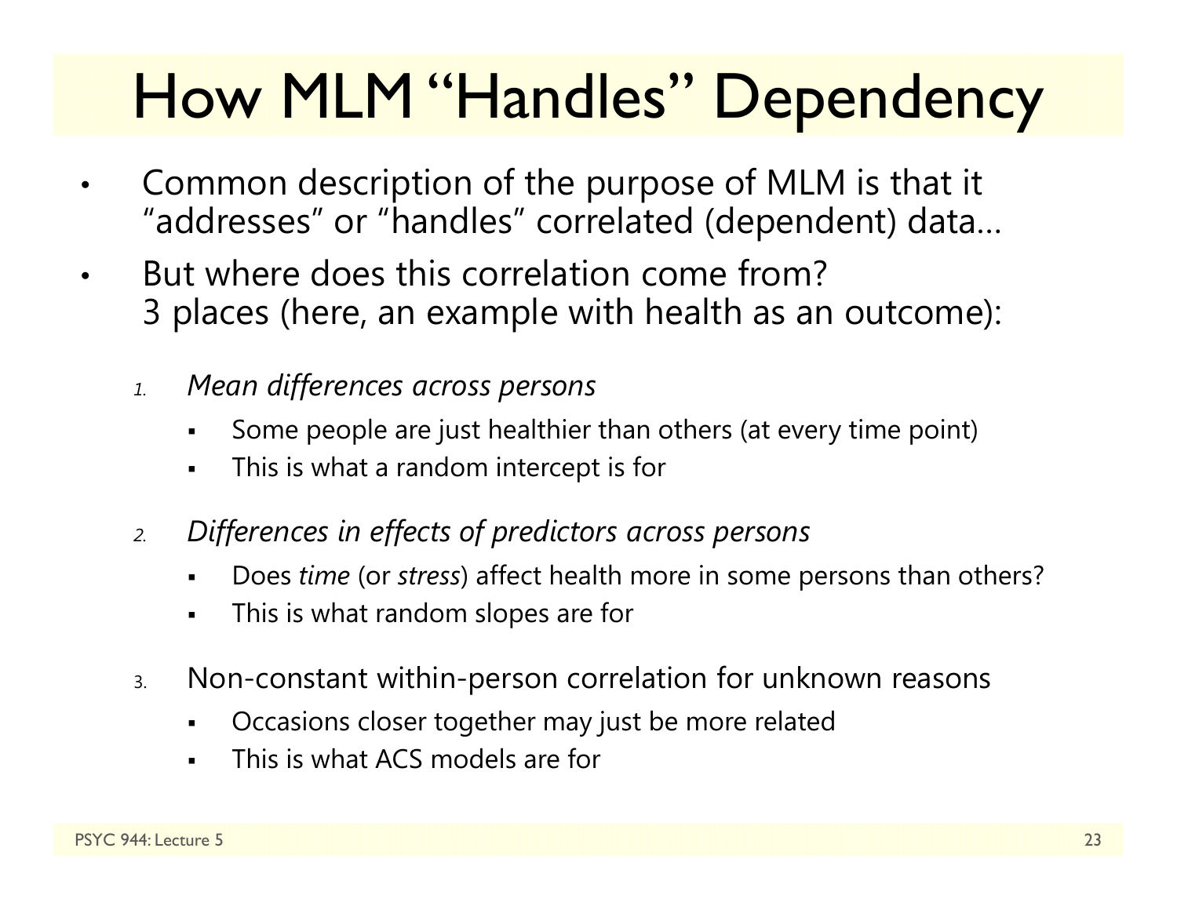# How MLM "Handles" Dependency

- Common description of the purpose of MLM is that it "addresses" or "handles" correlated (dependent) data…
- But where does this correlation come from? 3 places (here, an example with health as an outcome):

  1. *Mean differences across persons*
     - Some people are just healthier than others (at every time point)
     - This is what a random intercept is for
  2. *Differences in effects of predictors across persons*
     - Does *time* (or *stress*) affect health more in some persons than others?
     - This is what random slopes are for
  3. Non-constant within-person correlation for unknown reasons
     - Occasions closer together may just be more related
     - This is what ACS models are for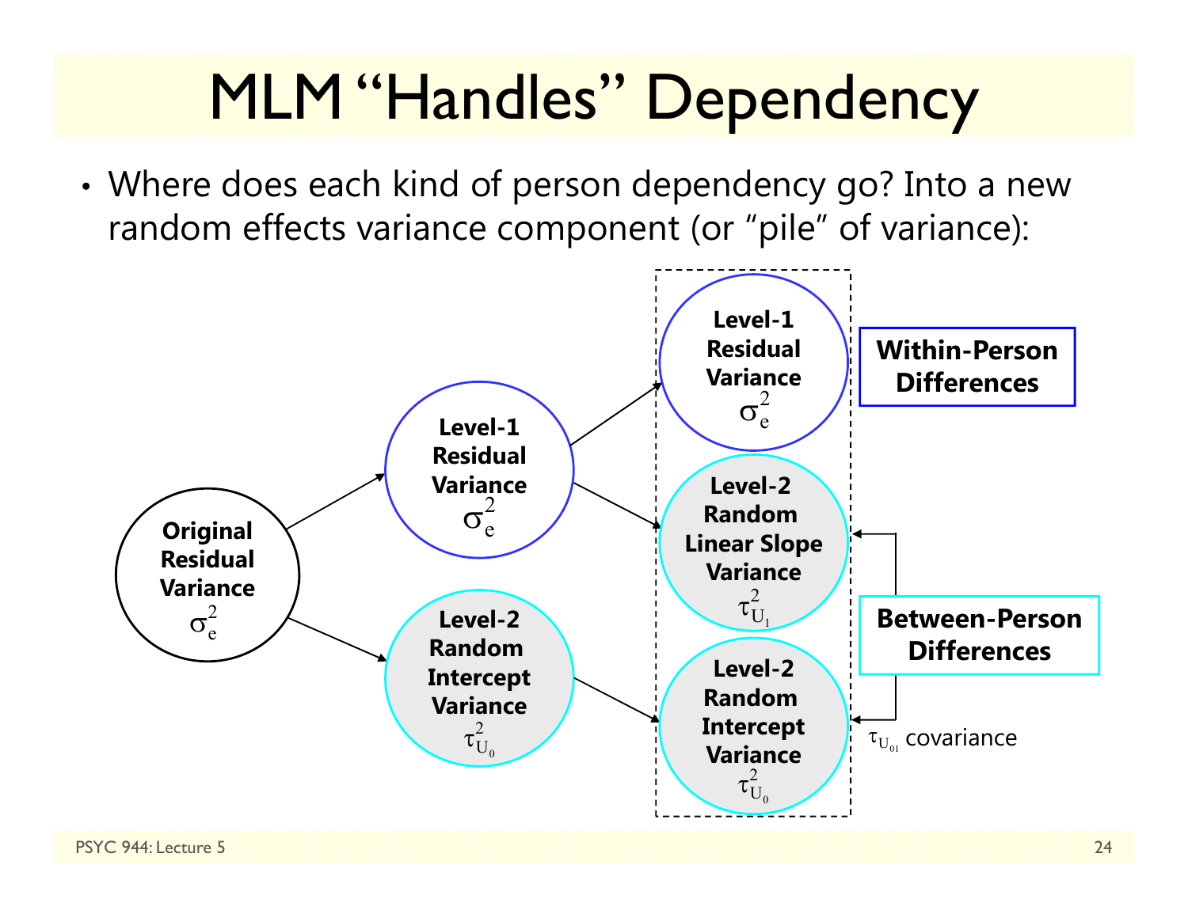# MLM "Handles" Dependency

- Where does each kind of person dependency go? Into a new random effects variance component (or "pile" of variance):

**Original Residual Variance** $\sigma^2_e$

**Level-1 Residual Variance** $\sigma^2_e$

**Level-2 Random Intercept Variance** $\tau^2_{U_0}$

**Level-1 Residual Variance** $\sigma^2_e$

**Level-2 Random Linear Slope Variance** $\tau^2_{U_1}$

**Level-2 Random Intercept Variance** $\tau^2_{U_0}$

**Within-Person Differences**

**Between-Person Differences**

$\tau_{U_{01}}$ covariance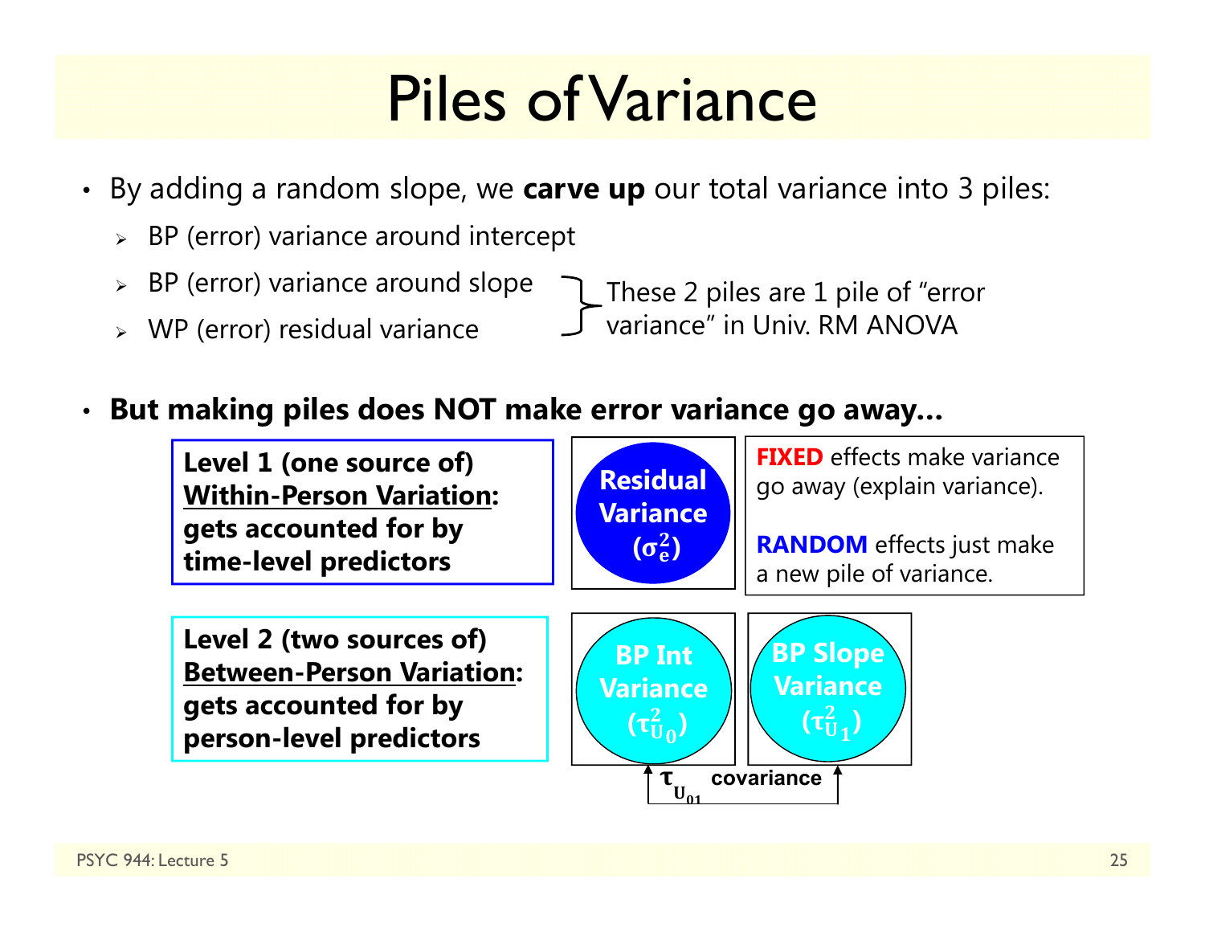# Piles of Variance

- By adding a random slope, we **carve up** our total variance into 3 piles:
  - BP (error) variance around intercept
  - BP (error) variance around slope
  - WP (error) residual variance

  These 2 piles are 1 pile of "error variance" in Univ. RM ANOVA

- **But making piles does NOT make error variance go away…**

**Level 1 (one source of) <u>Within-Person Variation</u>: gets accounted for by time-level predictors**

**Residual Variance ($\sigma_e^2$)**

**FIXED** effects make variance go away (explain variance).

**RANDOM** effects just make a new pile of variance.

**Level 2 (two sources of) <u>Between-Person Variation</u>: gets accounted for by person-level predictors**

**BP Int Variance ($\tau_{U_0}^2$)**

**BP Slope Variance ($\tau_{U_1}^2$)**

$\tau_{U_{01}}$ covariance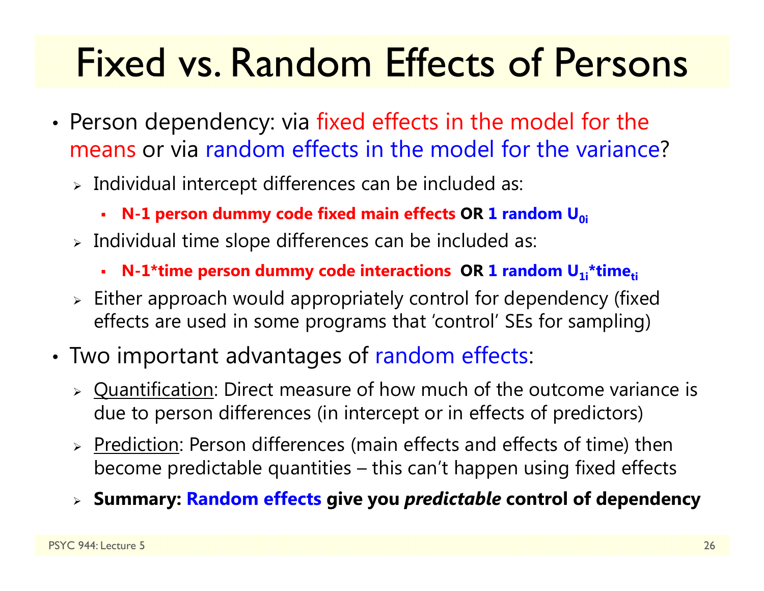# Fixed vs. Random Effects of Persons

- Person dependency: via fixed effects in the model for the means or via random effects in the model for the variance?
  - Individual intercept differences can be included as:
    - **N-1 person dummy code fixed main effects OR 1 random $U_{0i}$**
  - Individual time slope differences can be included as:
    - **N-1*time person dummy code interactions OR 1 random $U_{1i}$*$time_{ti}$**
  - Either approach would appropriately control for dependency (fixed effects are used in some programs that 'control' SEs for sampling)
- Two important advantages of random effects:
  - Quantification: Direct measure of how much of the outcome variance is due to person differences (in intercept or in effects of predictors)
  - Prediction: Person differences (main effects and effects of time) then become predictable quantities – this can't happen using fixed effects
  - **Summary: Random effects give you *predictable* control of dependency**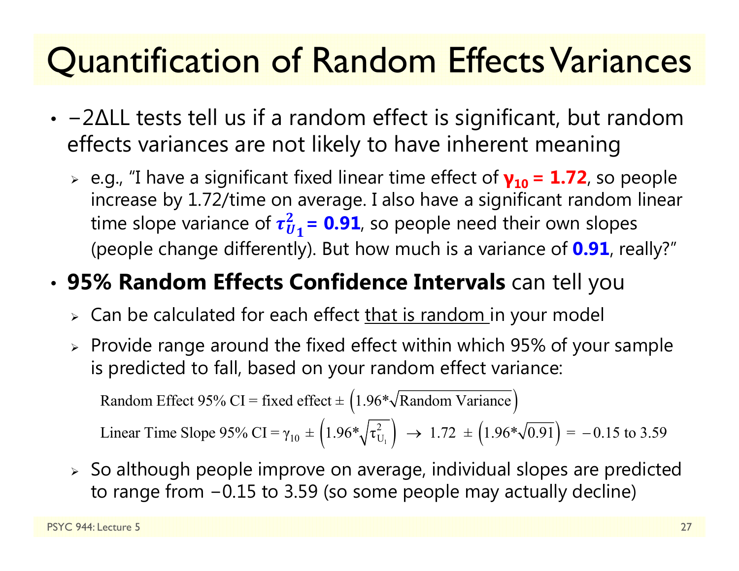# Quantification of Random Effects Variances

- −2ΔLL tests tell us if a random effect is significant, but random effects variances are not likely to have inherent meaning
  - e.g., "I have a significant fixed linear time effect of $\gamma_{10}$ **= 1.72**, so people increase by 1.72/time on average. I also have a significant random linear time slope variance of $\tau^2_{U_1}$ **= 0.91**, so people need their own slopes (people change differently). But how much is a variance of **0.91**, really?"
- **95% Random Effects Confidence Intervals** can tell you
  - Can be calculated for each effect that is random in your model
  - Provide range around the fixed effect within which 95% of your sample is predicted to fall, based on your random effect variance:

$$\text{Random Effect 95\% CI} = \text{fixed effect} \pm \left(1.96 * \sqrt{\text{Random Variance}}\right)$$

$$\text{Linear Time Slope 95\% CI} = \gamma_{10} \pm \left(1.96 * \sqrt{\tau^2_{U_1}}\right) \rightarrow 1.72 \pm \left(1.96 * \sqrt{0.91}\right) = -0.15 \text{ to } 3.59$$

  - So although people improve on average, individual slopes are predicted to range from −0.15 to 3.59 (so some people may actually decline)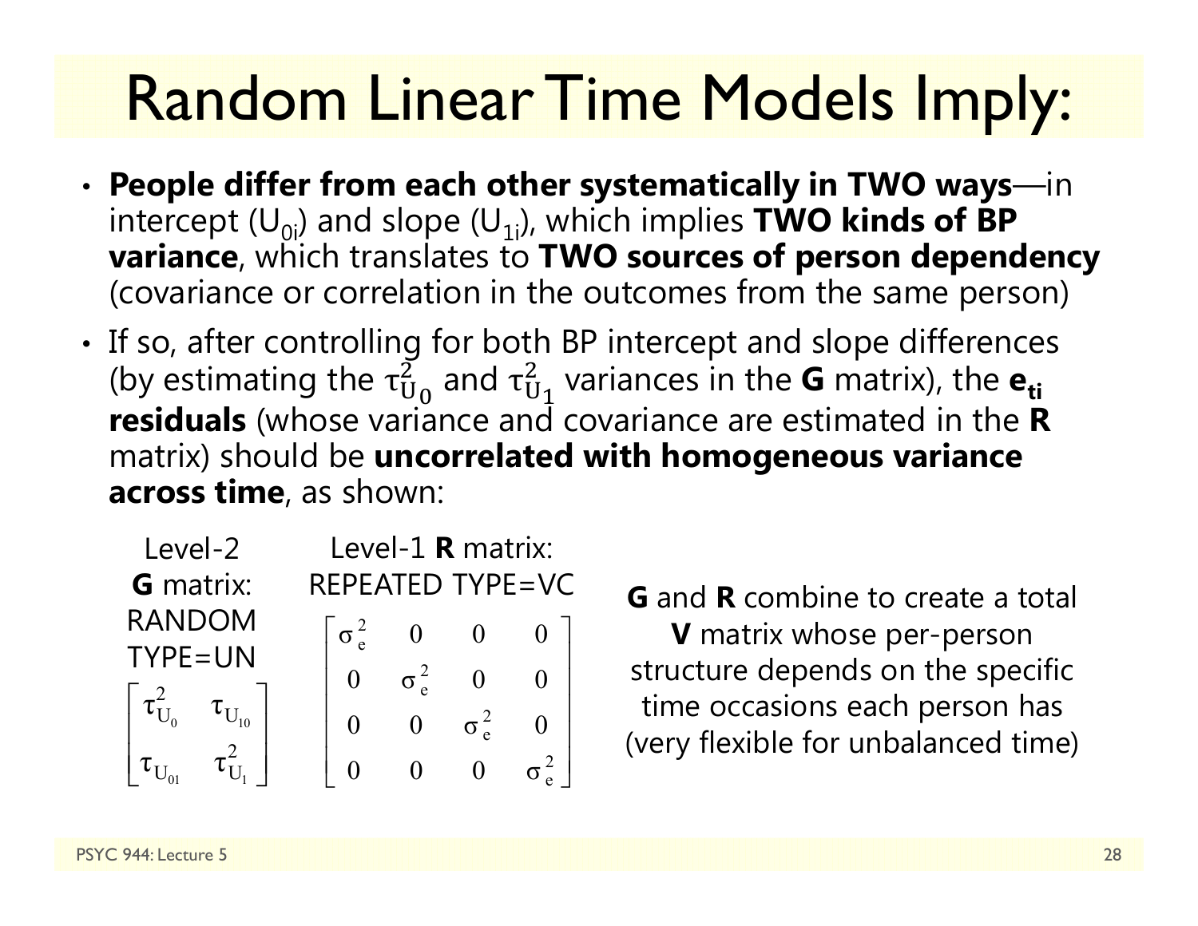# Random Linear Time Models Imply:

- **People differ from each other systematically in TWO ways**—in intercept ($U_{0i}$) and slope ($U_{1i}$), which implies **TWO kinds of BP variance**, which translates to **TWO sources of person dependency** (covariance or correlation in the outcomes from the same person)
- If so, after controlling for both BP intercept and slope differences (by estimating the $\tau^2_{U_0}$ and $\tau^2_{U_1}$ variances in the **G** matrix), the $\mathbf{e_{ti}}$ **residuals** (whose variance and covariance are estimated in the **R** matrix) should be **uncorrelated with homogeneous variance across time**, as shown:

Level-2 **G** matrix: RANDOM TYPE=UN

$$\begin{bmatrix} \tau^2_{U_0} & \tau_{U_{10}} \\ \tau_{U_{01}} & \tau^2_{U_1} \end{bmatrix}$$

Level-1 **R** matrix: REPEATED TYPE=VC

$$\begin{bmatrix} \sigma^2_e & 0 & 0 & 0 \\ 0 & \sigma^2_e & 0 & 0 \\ 0 & 0 & \sigma^2_e & 0 \\ 0 & 0 & 0 & \sigma^2_e \end{bmatrix}$$

**G** and **R** combine to create a total **V** matrix whose per-person structure depends on the specific time occasions each person has (very flexible for unbalanced time)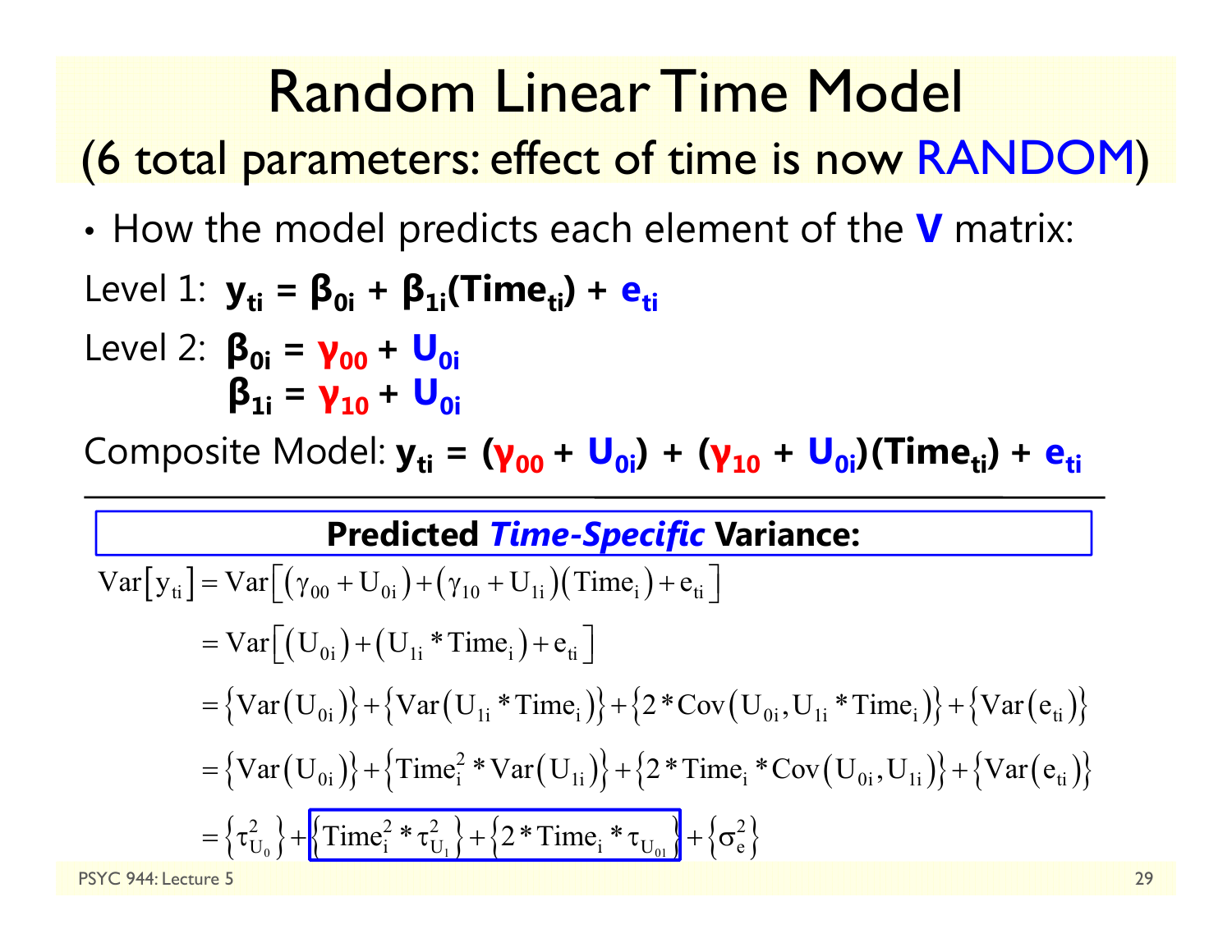# Random Linear Time Model

## (6 total parameters: effect of time is now RANDOM)

- How the model predicts each element of the **V** matrix:

Level 1: $\mathbf{y_{ti} = \beta_{0i} + \beta_{1i}(Time_{ti}) + e_{ti}}$

Level 2: $\mathbf{\beta_{0i} = \gamma_{00} + U_{0i}}$

$\mathbf{\beta_{1i} = \gamma_{10} + U_{0i}}$

Composite Model: $\mathbf{y_{ti} = (\gamma_{00} + U_{0i}) + (\gamma_{10} + U_{0i})(Time_{ti}) + e_{ti}}$

---

**Predicted *Time-Specific* Variance:**

$$
\begin{aligned}
\mathrm{Var}\left[y_{ti}\right] &= \mathrm{Var}\left[\left(\gamma_{00}+U_{0i}\right)+\left(\gamma_{10}+U_{1i}\right)\left(\mathrm{Time}_i\right)+e_{ti}\right] \\
&= \mathrm{Var}\left[\left(U_{0i}\right)+\left(U_{1i}*\mathrm{Time}_i\right)+e_{ti}\right] \\
&= \left\{\mathrm{Var}\left(U_{0i}\right)\right\}+\left\{\mathrm{Var}\left(U_{1i}*\mathrm{Time}_i\right)\right\}+\left\{2*\mathrm{Cov}\left(U_{0i},U_{1i}*\mathrm{Time}_i\right)\right\}+\left\{\mathrm{Var}\left(e_{ti}\right)\right\} \\
&= \left\{\mathrm{Var}\left(U_{0i}\right)\right\}+\left\{\mathrm{Time}_i^2*\mathrm{Var}\left(U_{1i}\right)\right\}+\left\{2*\mathrm{Time}_i*\mathrm{Cov}\left(U_{0i},U_{1i}\right)\right\}+\left\{\mathrm{Var}\left(e_{ti}\right)\right\} \\
&= \left\{\tau_{U_0}^2\right\}+\boxed{\left\{\mathrm{Time}_i^2*\tau_{U_1}^2\right\}+\left\{2*\mathrm{Time}_i*\tau_{U_{01}}\right\}}+\left\{\sigma_e^2\right\}
\end{aligned}
$$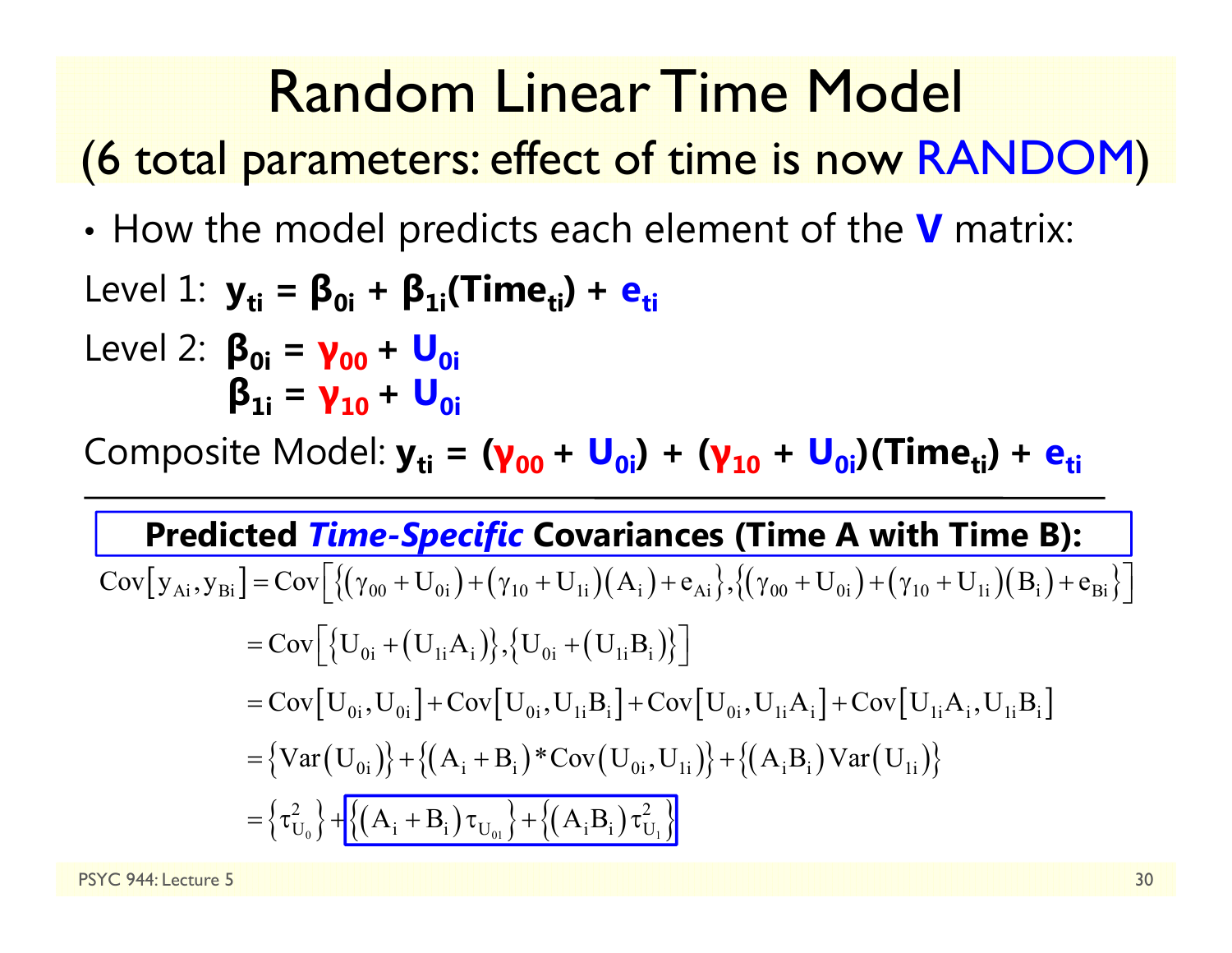# Random Linear Time Model

## (6 total parameters: effect of time is now RANDOM)

- How the model predicts each element of the **V** matrix:

Level 1: $\mathbf{y_{ti} = \beta_{0i} + \beta_{1i}(Time_{ti}) + e_{ti}}$

Level 2: $\mathbf{\beta_{0i} = \gamma_{00} + U_{0i}}$

$\mathbf{\beta_{1i} = \gamma_{10} + U_{0i}}$

Composite Model: $\mathbf{y_{ti} = (\gamma_{00} + U_{0i}) + (\gamma_{10} + U_{0i})(Time_{ti}) + e_{ti}}$

---

**Predicted *Time-Specific* Covariances (Time A with Time B):**

$$
\begin{aligned}
\mathrm{Cov}\left[y_{Ai}, y_{Bi}\right] &= \mathrm{Cov}\left[\left\{\left(\gamma_{00}+U_{0i}\right)+\left(\gamma_{10}+U_{1i}\right)\left(A_i\right)+e_{Ai}\right\},\left\{\left(\gamma_{00}+U_{0i}\right)+\left(\gamma_{10}+U_{1i}\right)\left(B_i\right)+e_{Bi}\right\}\right] \\
&= \mathrm{Cov}\left[\left\{U_{0i}+\left(U_{1i}A_i\right)\right\},\left\{U_{0i}+\left(U_{1i}B_i\right)\right\}\right] \\
&= \mathrm{Cov}\left[U_{0i},U_{0i}\right]+\mathrm{Cov}\left[U_{0i},U_{1i}B_i\right]+\mathrm{Cov}\left[U_{0i},U_{1i}A_i\right]+\mathrm{Cov}\left[U_{1i}A_i,U_{1i}B_i\right] \\
&= \left\{\mathrm{Var}\left(U_{0i}\right)\right\}+\left\{\left(A_i+B_i\right)*\mathrm{Cov}\left(U_{0i},U_{1i}\right)\right\}+\left\{\left(A_iB_i\right)\mathrm{Var}\left(U_{1i}\right)\right\} \\
&= \left\{\tau^2_{U_0}\right\}+\boxed{\left\{\left(A_i+B_i\right)\tau_{U_{01}}\right\}+\left\{\left(A_iB_i\right)\tau^2_{U_1}\right\}}
\end{aligned}
$$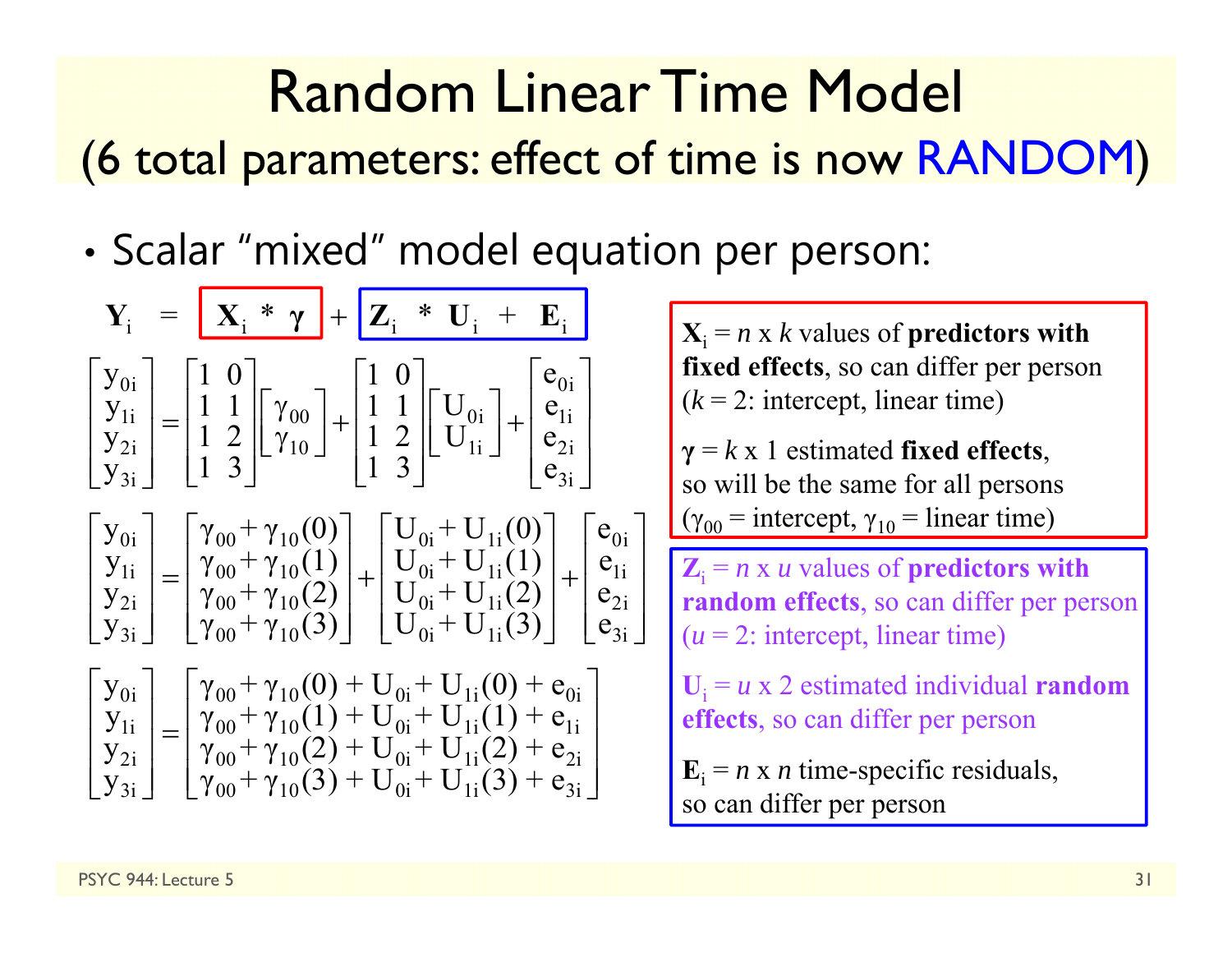# Random Linear Time Model

## (6 total parameters: effect of time is now RANDOM)

- Scalar "mixed" model equation per person:

$$\mathbf{Y}_i = \mathbf{X}_i * \boldsymbol{\gamma} + \mathbf{Z}_i * \mathbf{U}_i + \mathbf{E}_i$$

$$\begin{bmatrix} y_{0i} \\ y_{1i} \\ y_{2i} \\ y_{3i} \end{bmatrix} = \begin{bmatrix} 1 & 0 \\ 1 & 1 \\ 1 & 2 \\ 1 & 3 \end{bmatrix} \begin{bmatrix} \gamma_{00} \\ \gamma_{10} \end{bmatrix} + \begin{bmatrix} 1 & 0 \\ 1 & 1 \\ 1 & 2 \\ 1 & 3 \end{bmatrix} \begin{bmatrix} U_{0i} \\ U_{1i} \end{bmatrix} + \begin{bmatrix} e_{0i} \\ e_{1i} \\ e_{2i} \\ e_{3i} \end{bmatrix}$$

$$\begin{bmatrix} y_{0i} \\ y_{1i} \\ y_{2i} \\ y_{3i} \end{bmatrix} = \begin{bmatrix} \gamma_{00} + \gamma_{10}(0) \\ \gamma_{00} + \gamma_{10}(1) \\ \gamma_{00} + \gamma_{10}(2) \\ \gamma_{00} + \gamma_{10}(3) \end{bmatrix} + \begin{bmatrix} U_{0i} + U_{1i}(0) \\ U_{0i} + U_{1i}(1) \\ U_{0i} + U_{1i}(2) \\ U_{0i} + U_{1i}(3) \end{bmatrix} + \begin{bmatrix} e_{0i} \\ e_{1i} \\ e_{2i} \\ e_{3i} \end{bmatrix}$$

$$\begin{bmatrix} y_{0i} \\ y_{1i} \\ y_{2i} \\ y_{3i} \end{bmatrix} = \begin{bmatrix} \gamma_{00} + \gamma_{10}(0) + U_{0i} + U_{1i}(0) + e_{0i} \\ \gamma_{00} + \gamma_{10}(1) + U_{0i} + U_{1i}(1) + e_{1i} \\ \gamma_{00} + \gamma_{10}(2) + U_{0i} + U_{1i}(2) + e_{2i} \\ \gamma_{00} + \gamma_{10}(3) + U_{0i} + U_{1i}(3) + e_{3i} \end{bmatrix}$$

$\mathbf{X}_i$ = *n* x *k* values of **predictors with fixed effects**, so can differ per person ($k = 2$: intercept, linear time)

$\boldsymbol{\gamma}$ = *k* x 1 estimated **fixed effects**, so will be the same for all persons ($\gamma_{00}$ = intercept, $\gamma_{10}$ = linear time)

$\mathbf{Z}_i$ = *n* x *u* values of **predictors with random effects**, so can differ per person ($u = 2$: intercept, linear time)

$\mathbf{U}_i$ = *u* x 2 estimated individual **random effects**, so can differ per person

$\mathbf{E}_i$ = *n* x *n* time-specific residuals, so can differ per person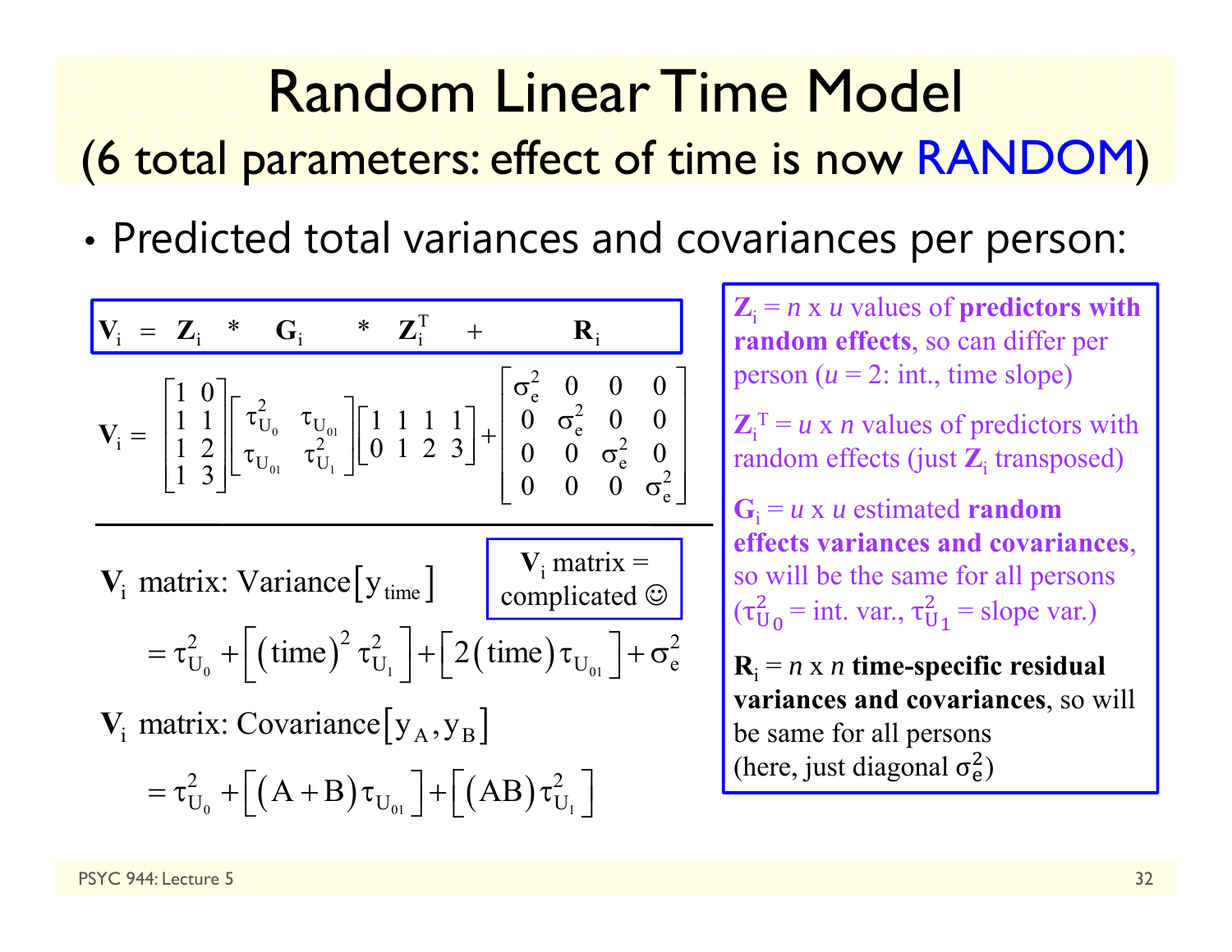# Random Linear Time Model

## (6 total parameters: effect of time is now RANDOM)

- Predicted total variances and covariances per person:

$$\mathbf{V}_i \;=\; \mathbf{Z}_i \;*\; \mathbf{G}_i \;*\; \mathbf{Z}_i^T \;+\; \mathbf{R}_i$$

$$\mathbf{V}_i = \begin{bmatrix} 1 & 0 \\ 1 & 1 \\ 1 & 2 \\ 1 & 3 \end{bmatrix} \begin{bmatrix} \tau^2_{U_0} & \tau_{U_{01}} \\ \tau_{U_{01}} & \tau^2_{U_1} \end{bmatrix} \begin{bmatrix} 1 & 1 & 1 & 1 \\ 0 & 1 & 2 & 3 \end{bmatrix} + \begin{bmatrix} \sigma^2_e & 0 & 0 & 0 \\ 0 & \sigma^2_e & 0 & 0 \\ 0 & 0 & \sigma^2_e & 0 \\ 0 & 0 & 0 & \sigma^2_e \end{bmatrix}$$

$\mathbf{V}_i$ matrix = complicated ☺

$$\mathbf{V}_i \text{ matrix: Variance}\left[y_{time}\right] = \tau^2_{U_0} + \left[(\text{time})^2\,\tau^2_{U_1}\right] + \left[2(\text{time})\,\tau_{U_{01}}\right] + \sigma^2_e$$

$$\mathbf{V}_i \text{ matrix: Covariance}\left[y_A, y_B\right] = \tau^2_{U_0} + \left[(A+B)\,\tau_{U_{01}}\right] + \left[(AB)\,\tau^2_{U_1}\right]$$

$\mathbf{Z}_i$ = $n$ x $u$ values of **predictors with random effects**, so can differ per person ($u$ = 2: int., time slope)

$\mathbf{Z}_i^T$ = $u$ x $n$ values of predictors with random effects (just $\mathbf{Z}_i$ transposed)

$\mathbf{G}_i$ = $u$ x $u$ estimated **random effects variances and covariances**, so will be the same for all persons ($\tau^2_{U_0}$ = int. var., $\tau^2_{U_1}$ = slope var.)

$\mathbf{R}_i$ = $n$ x $n$ **time-specific residual variances and covariances**, so will be same for all persons (here, just diagonal $\sigma^2_e$)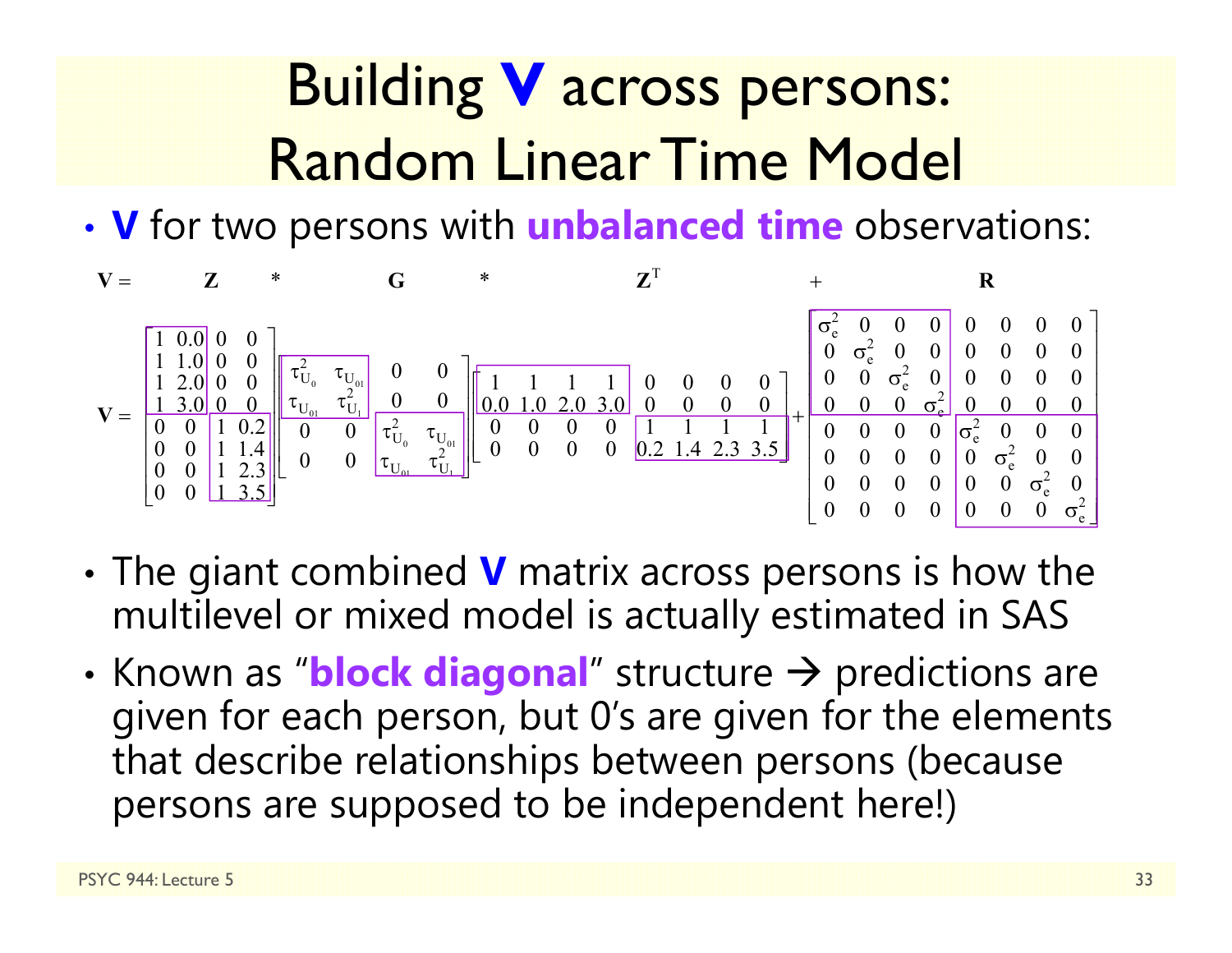# Building **V** across persons: Random Linear Time Model

- **V** for two persons with **unbalanced time** observations:

$$
\mathbf{V} = \mathbf{Z} * \mathbf{G} * \mathbf{Z}^{T} + \mathbf{R}
$$

$$
\mathbf{V} = \begin{bmatrix} 1 & 0.0 & 0 & 0 \\ 1 & 1.0 & 0 & 0 \\ 1 & 2.0 & 0 & 0 \\ 1 & 3.0 & 0 & 0 \\ 0 & 0 & 1 & 0.2 \\ 0 & 0 & 1 & 1.4 \\ 0 & 0 & 1 & 2.3 \\ 0 & 0 & 1 & 3.5 \end{bmatrix}
\begin{bmatrix} \tau^2_{U_0} & \tau_{U_{01}} & 0 & 0 \\ \tau_{U_{01}} & \tau^2_{U_1} & 0 & 0 \\ 0 & 0 & \tau^2_{U_0} & \tau_{U_{01}} \\ 0 & 0 & \tau_{U_{01}} & \tau^2_{U_1} \end{bmatrix}
\begin{bmatrix} 1 & 1 & 1 & 1 & 0 & 0 & 0 & 0 \\ 0.0 & 1.0 & 2.0 & 3.0 & 0 & 0 & 0 & 0 \\ 0 & 0 & 0 & 0 & 1 & 1 & 1 & 1 \\ 0 & 0 & 0 & 0 & 0.2 & 1.4 & 2.3 & 3.5 \end{bmatrix}
+
\begin{bmatrix} \sigma^2_e & 0 & 0 & 0 & 0 & 0 & 0 & 0 \\ 0 & \sigma^2_e & 0 & 0 & 0 & 0 & 0 & 0 \\ 0 & 0 & \sigma^2_e & 0 & 0 & 0 & 0 & 0 \\ 0 & 0 & 0 & \sigma^2_e & 0 & 0 & 0 & 0 \\ 0 & 0 & 0 & 0 & \sigma^2_e & 0 & 0 & 0 \\ 0 & 0 & 0 & 0 & 0 & \sigma^2_e & 0 & 0 \\ 0 & 0 & 0 & 0 & 0 & 0 & \sigma^2_e & 0 \\ 0 & 0 & 0 & 0 & 0 & 0 & 0 & \sigma^2_e \end{bmatrix}
$$

- The giant combined **V** matrix across persons is how the multilevel or mixed model is actually estimated in SAS
- Known as "**block diagonal**" structure → predictions are given for each person, but 0's are given for the elements that describe relationships between persons (because persons are supposed to be independent here!)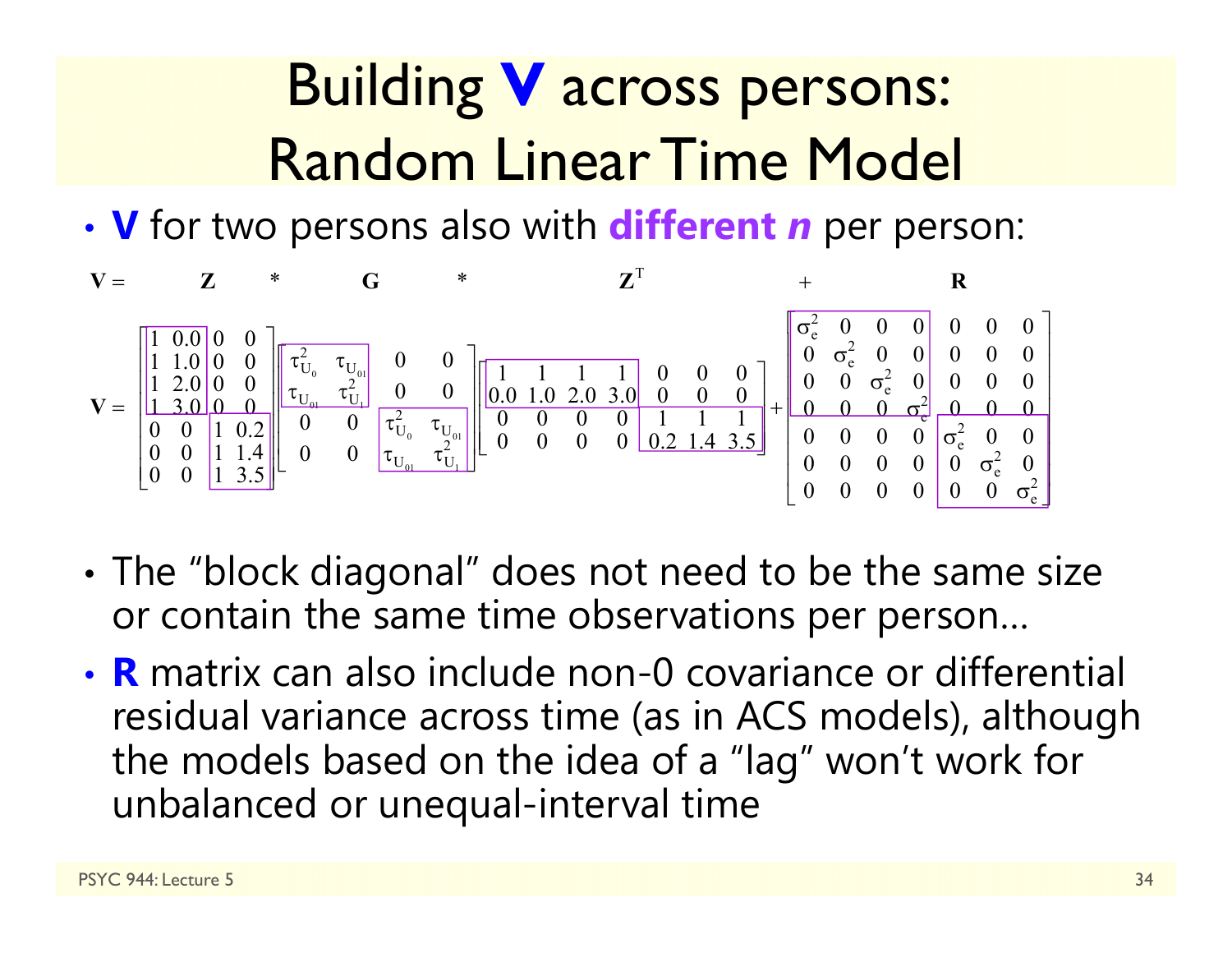# Building **V** across persons: Random Linear Time Model

- **V** for two persons also with ***different n*** per person:

$$\mathbf{V} = \mathbf{Z} * \mathbf{G} * \mathbf{Z}^T + \mathbf{R}$$

$$\mathbf{V} = \begin{bmatrix} 1 & 0.0 & 0 & 0 \\ 1 & 1.0 & 0 & 0 \\ 1 & 2.0 & 0 & 0 \\ 1 & 3.0 & 0 & 0 \\ 0 & 0 & 1 & 0.2 \\ 0 & 0 & 1 & 1.4 \\ 0 & 0 & 1 & 3.5 \end{bmatrix} \begin{bmatrix} \tau^2_{U_0} & \tau_{U_{01}} & 0 & 0 \\ \tau_{U_{01}} & \tau^2_{U_1} & 0 & 0 \\ 0 & 0 & \tau^2_{U_0} & \tau_{U_{01}} \\ 0 & 0 & \tau_{U_{01}} & \tau^2_{U_1} \end{bmatrix} \begin{bmatrix} 1 & 1 & 1 & 1 & 0 & 0 & 0 \\ 0.0 & 1.0 & 2.0 & 3.0 & 0 & 0 & 0 \\ 0 & 0 & 0 & 0 & 1 & 1 & 1 \\ 0 & 0 & 0 & 0 & 0.2 & 1.4 & 3.5 \end{bmatrix} + \begin{bmatrix} \sigma^2_e & 0 & 0 & 0 & 0 & 0 & 0 \\ 0 & \sigma^2_e & 0 & 0 & 0 & 0 & 0 \\ 0 & 0 & \sigma^2_e & 0 & 0 & 0 & 0 \\ 0 & 0 & 0 & \sigma^2_e & 0 & 0 & 0 \\ 0 & 0 & 0 & 0 & \sigma^2_e & 0 & 0 \\ 0 & 0 & 0 & 0 & 0 & \sigma^2_e & 0 \\ 0 & 0 & 0 & 0 & 0 & 0 & \sigma^2_e \end{bmatrix}$$

- The "block diagonal" does not need to be the same size or contain the same time observations per person…
- **R** matrix can also include non-0 covariance or differential residual variance across time (as in ACS models), although the models based on the idea of a "lag" won't work for unbalanced or unequal-interval time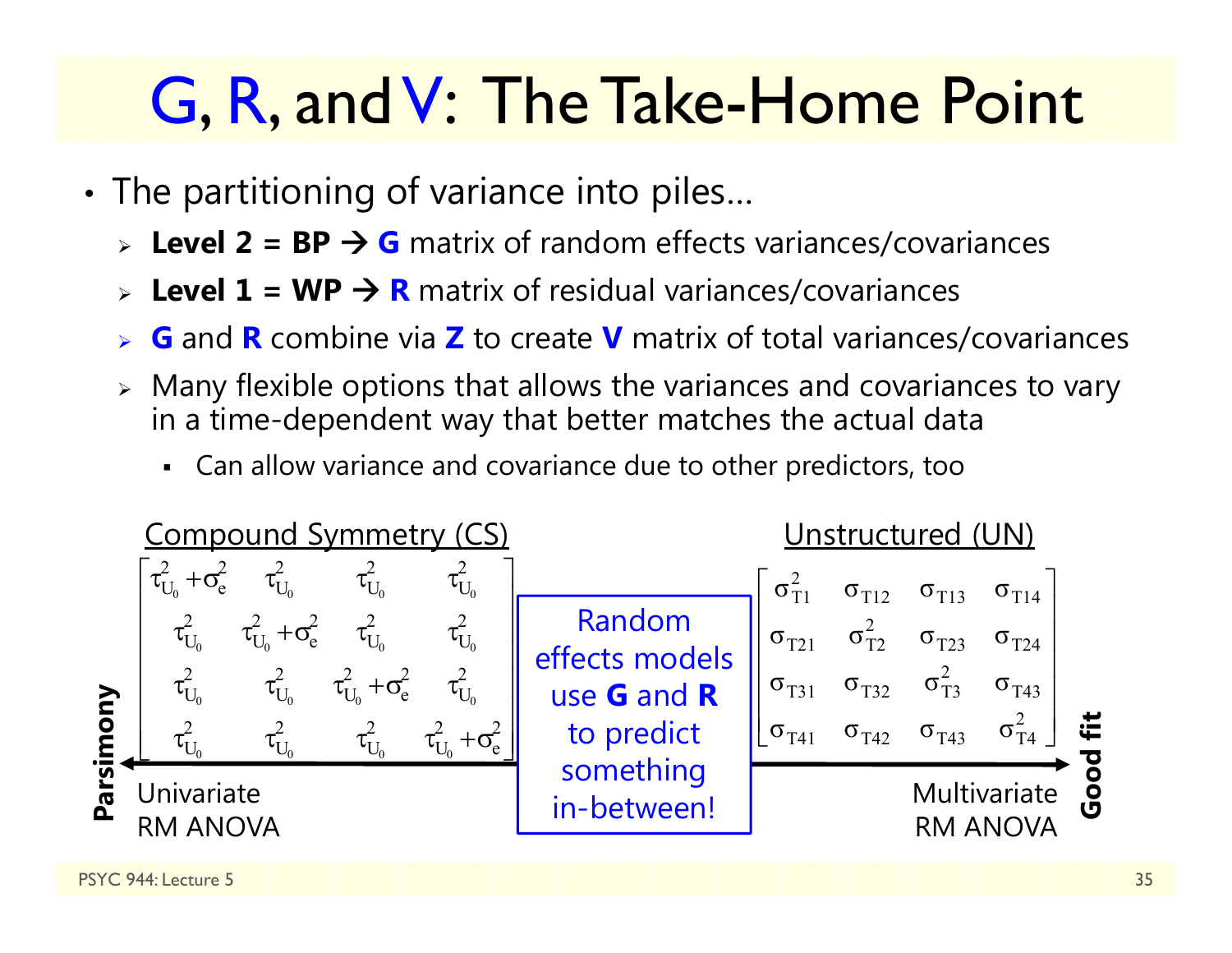# G, R, and V: The Take-Home Point

- The partitioning of variance into piles…
  - **Level 2 = BP → G** matrix of random effects variances/covariances
  - **Level 1 = WP → R** matrix of residual variances/covariances
  - **G** and **R** combine via **Z** to create **V** matrix of total variances/covariances
  - Many flexible options that allows the variances and covariances to vary in a time-dependent way that better matches the actual data
    - Can allow variance and covariance due to other predictors, too

Compound Symmetry (CS)

$$\begin{bmatrix} \tau^2_{U_0}+\sigma^2_e & \tau^2_{U_0} & \tau^2_{U_0} & \tau^2_{U_0} \\ \tau^2_{U_0} & \tau^2_{U_0}+\sigma^2_e & \tau^2_{U_0} & \tau^2_{U_0} \\ \tau^2_{U_0} & \tau^2_{U_0} & \tau^2_{U_0}+\sigma^2_e & \tau^2_{U_0} \\ \tau^2_{U_0} & \tau^2_{U_0} & \tau^2_{U_0} & \tau^2_{U_0}+\sigma^2_e \end{bmatrix}$$

Unstructured (UN)

$$\begin{bmatrix} \sigma^2_{T1} & \sigma_{T12} & \sigma_{T13} & \sigma_{T14} \\ \sigma_{T21} & \sigma^2_{T2} & \sigma_{T23} & \sigma_{T24} \\ \sigma_{T31} & \sigma_{T32} & \sigma^2_{T3} & \sigma_{T43} \\ \sigma_{T41} & \sigma_{T42} & \sigma_{T43} & \sigma^2_{T4} \end{bmatrix}$$

Random effects models use **G** and **R** to predict something in-between!

**Parsimony** ← Univariate RM ANOVA ——— Multivariate RM ANOVA → **Good fit**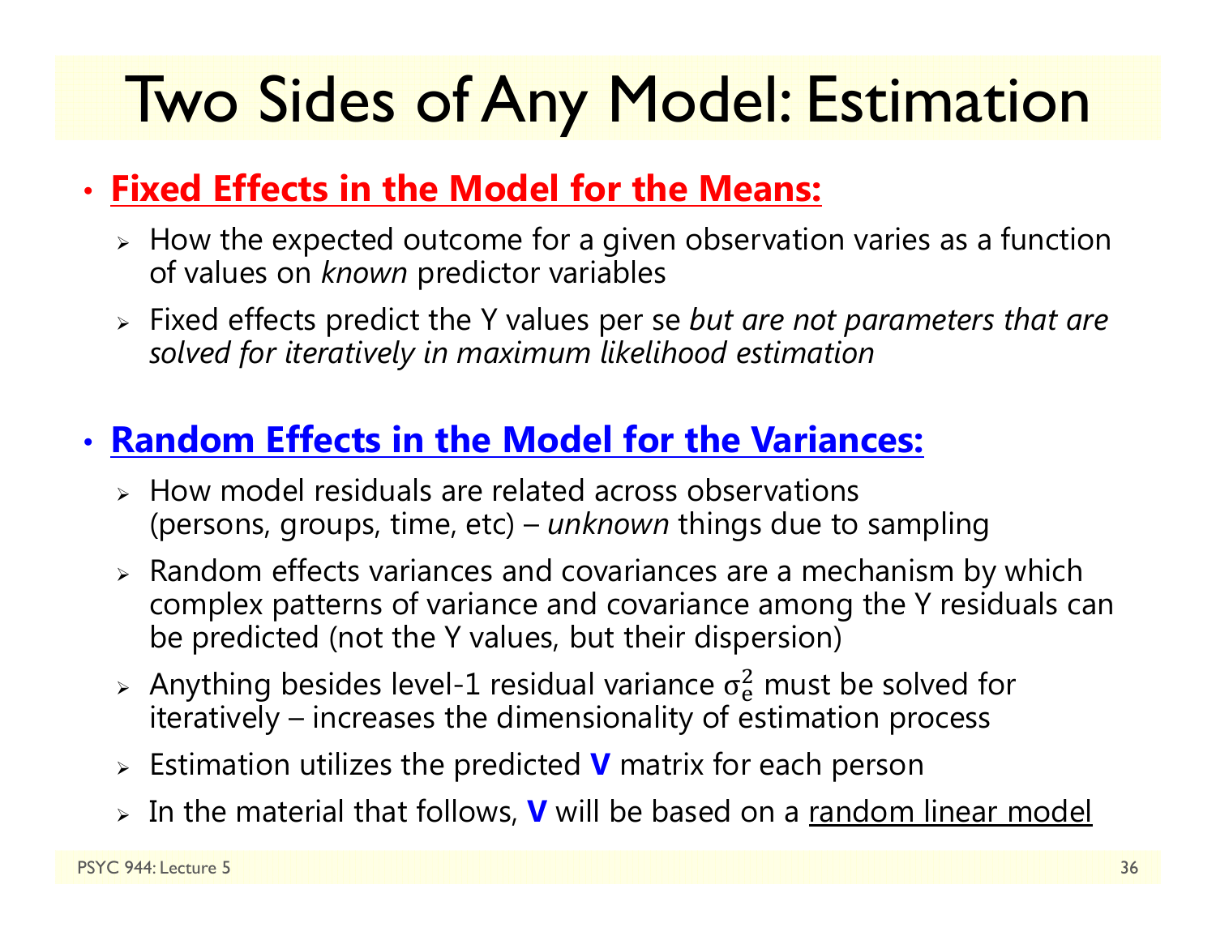# Two Sides of Any Model: Estimation

- **Fixed Effects in the Model for the Means:**
  - How the expected outcome for a given observation varies as a function of values on *known* predictor variables
  - Fixed effects predict the Y values per se *but are not parameters that are solved for iteratively in maximum likelihood estimation*

- **Random Effects in the Model for the Variances:**
  - How model residuals are related across observations (persons, groups, time, etc) – *unknown* things due to sampling
  - Random effects variances and covariances are a mechanism by which complex patterns of variance and covariance among the Y residuals can be predicted (not the Y values, but their dispersion)
  - Anything besides level-1 residual variance $\sigma_e^2$ must be solved for iteratively – increases the dimensionality of estimation process
  - Estimation utilizes the predicted **V** matrix for each person
  - In the material that follows, **V** will be based on a random linear model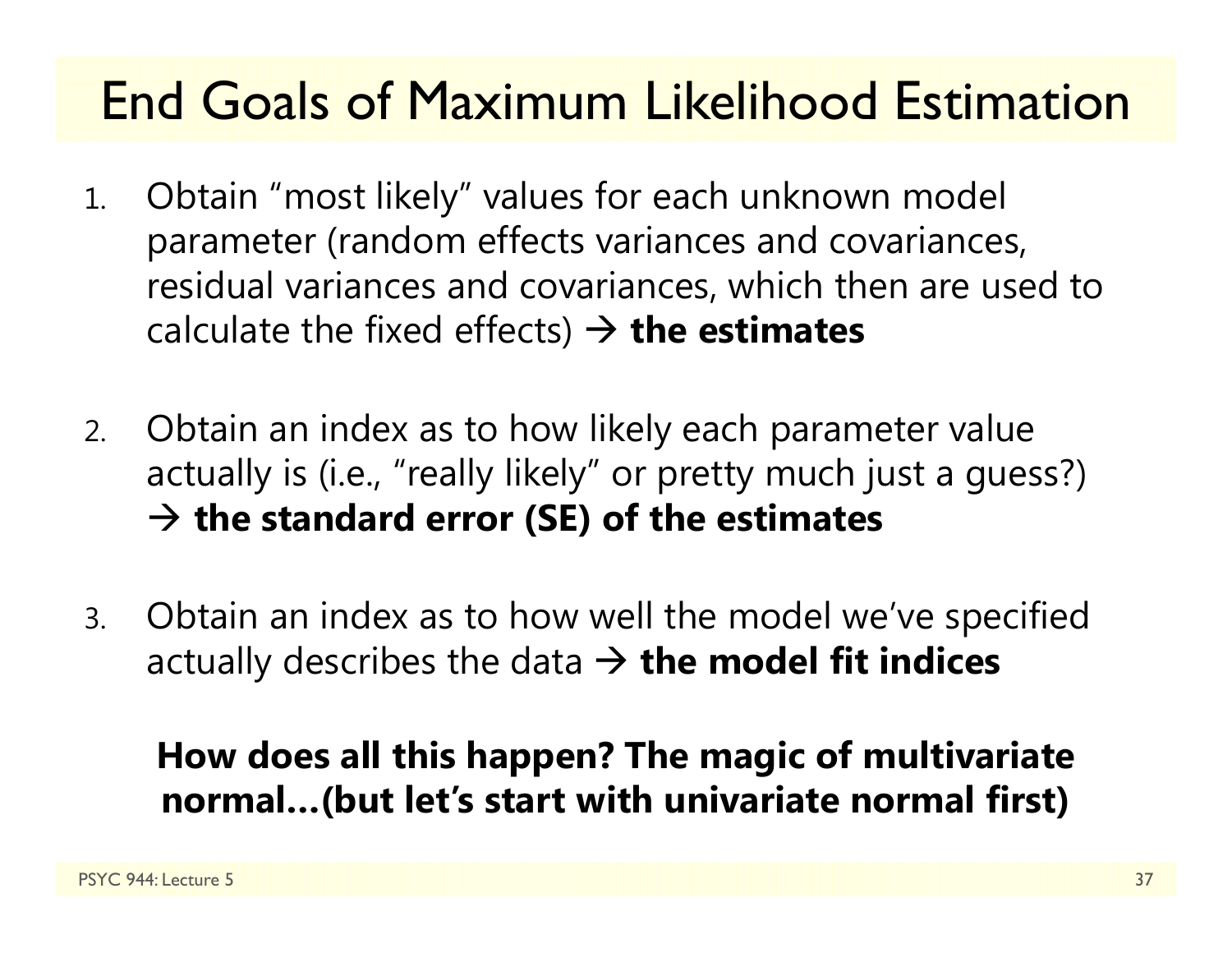# End Goals of Maximum Likelihood Estimation

1. Obtain "most likely" values for each unknown model parameter (random effects variances and covariances, residual variances and covariances, which then are used to calculate the fixed effects) → **the estimates**

2. Obtain an index as to how likely each parameter value actually is (i.e., "really likely" or pretty much just a guess?) → **the standard error (SE) of the estimates**

3. Obtain an index as to how well the model we've specified actually describes the data → **the model fit indices**

**How does all this happen? The magic of multivariate normal…(but let's start with univariate normal first)**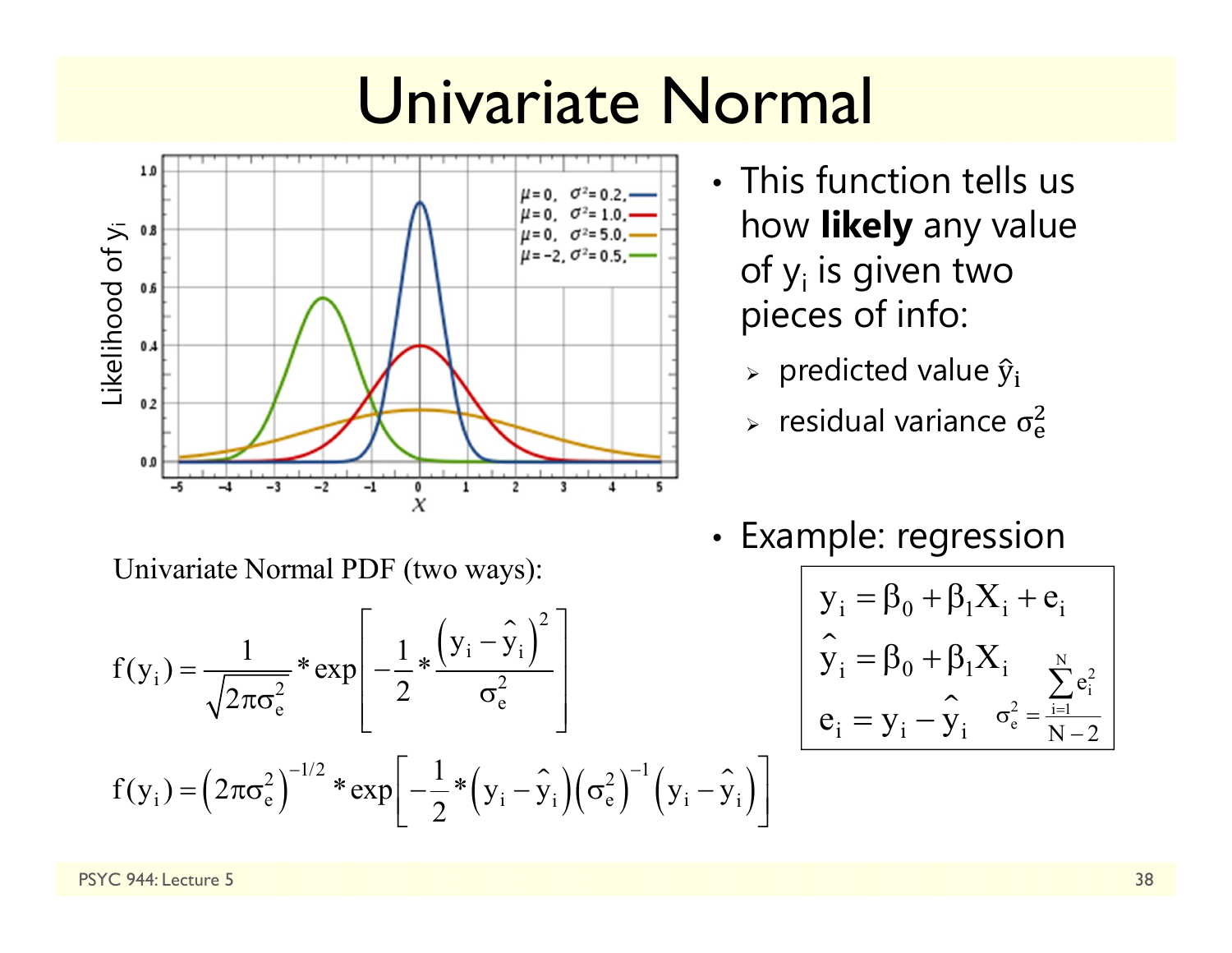# Univariate Normal

- This function tells us how **likely** any value of $y_i$ is given two pieces of info:
  - predicted value $\hat{y}_i$
  - residual variance $\sigma_e^2$

Univariate Normal PDF (two ways):

$$f(y_i) = \frac{1}{\sqrt{2\pi\sigma_e^2}} * \exp\left[-\frac{1}{2} * \frac{\left(y_i - \hat{y}_i\right)^2}{\sigma_e^2}\right]$$

$$f(y_i) = \left(2\pi\sigma_e^2\right)^{-1/2} * \exp\left[-\frac{1}{2} * \left(y_i - \hat{y}_i\right)\left(\sigma_e^2\right)^{-1}\left(y_i - \hat{y}_i\right)\right]$$

- Example: regression

$$y_i = \beta_0 + \beta_1 X_i + e_i$$

$$\hat{y}_i = \beta_0 + \beta_1 X_i$$

$$e_i = y_i - \hat{y}_i \qquad \sigma_e^2 = \frac{\sum_{i=1}^{N} e_i^2}{N-2}$$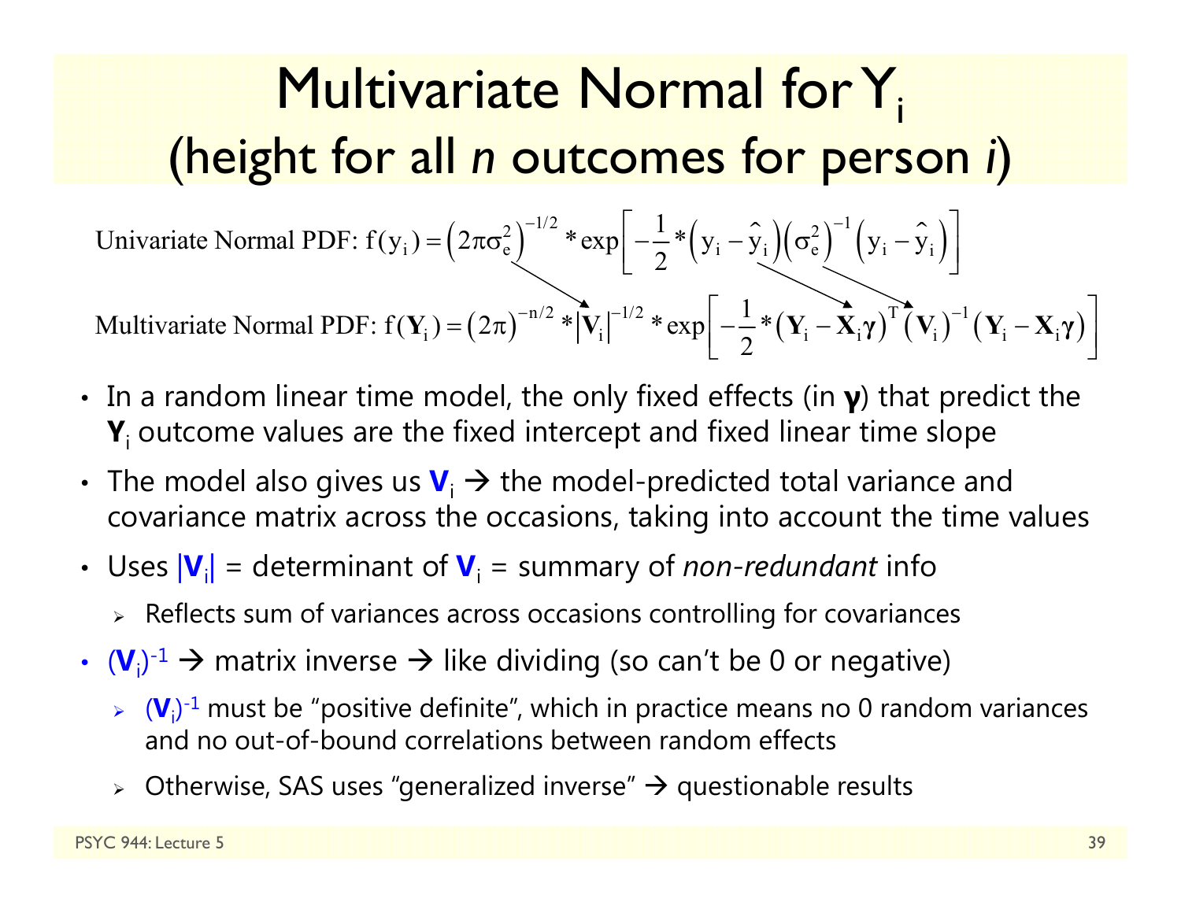# Multivariate Normal for $Y_i$ (height for all *n* outcomes for person *i*)

Univariate Normal PDF: $f(y_i) = \left(2\pi\sigma_e^2\right)^{-1/2} * \exp\left[-\frac{1}{2} * \left(y_i - \hat{y}_i\right)\left(\sigma_e^2\right)^{-1}\left(y_i - \hat{y}_i\right)\right]$

Multivariate Normal PDF: $f(\mathbf{Y}_i) = \left(2\pi\right)^{-n/2} * \left|\mathbf{V}_i\right|^{-1/2} * \exp\left[-\frac{1}{2} * \left(\mathbf{Y}_i - \mathbf{X}_i\boldsymbol{\gamma}\right)^T \left(\mathbf{V}_i\right)^{-1}\left(\mathbf{Y}_i - \mathbf{X}_i\boldsymbol{\gamma}\right)\right]$

- In a random linear time model, the only fixed effects (in $\boldsymbol{\gamma}$) that predict the $\mathbf{Y}_i$ outcome values are the fixed intercept and fixed linear time slope
- The model also gives us $\mathbf{V}_i$ → the model-predicted total variance and covariance matrix across the occasions, taking into account the time values
- Uses $|\mathbf{V}_i|$ = determinant of $\mathbf{V}_i$ = summary of *non-redundant* info
  - Reflects sum of variances across occasions controlling for covariances
- $(\mathbf{V}_i)^{-1}$ → matrix inverse → like dividing (so can't be 0 or negative)
  - $(\mathbf{V}_i)^{-1}$ must be "positive definite", which in practice means no 0 random variances and no out-of-bound correlations between random effects
  - Otherwise, SAS uses "generalized inverse" → questionable results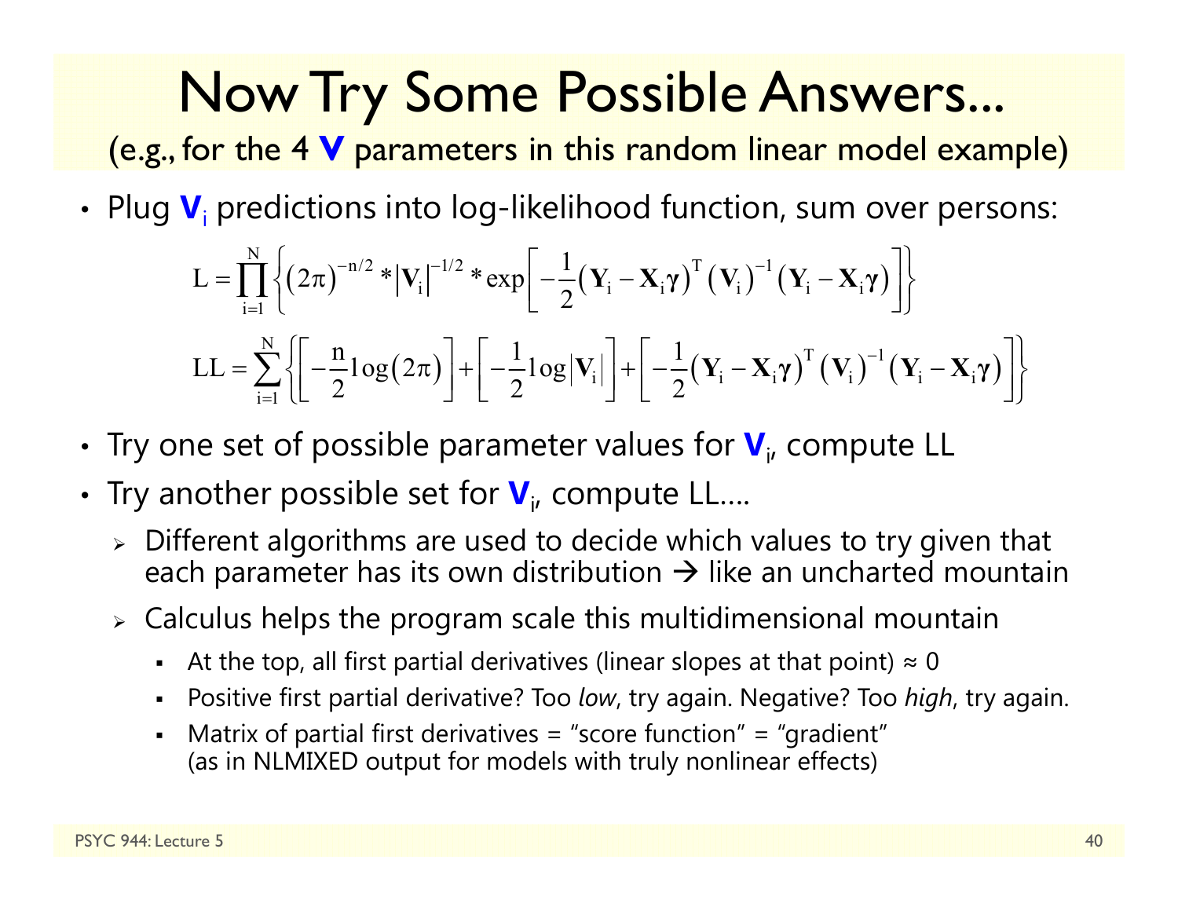# Now Try Some Possible Answers...

(e.g., for the 4 **V** parameters in this random linear model example)

- Plug $\mathbf{V}_i$ predictions into log-likelihood function, sum over persons:

$$L = \prod_{i=1}^{N} \left\{ (2\pi)^{-n/2} * \left|\mathbf{V}_i\right|^{-1/2} * \exp\left[ -\frac{1}{2}\left(\mathbf{Y}_i - \mathbf{X}_i\boldsymbol{\gamma}\right)^T \left(\mathbf{V}_i\right)^{-1} \left(\mathbf{Y}_i - \mathbf{X}_i\boldsymbol{\gamma}\right) \right] \right\}$$

$$LL = \sum_{i=1}^{N} \left\{ \left[ -\frac{n}{2}\log(2\pi) \right] + \left[ -\frac{1}{2}\log\left|\mathbf{V}_i\right| \right] + \left[ -\frac{1}{2}\left(\mathbf{Y}_i - \mathbf{X}_i\boldsymbol{\gamma}\right)^T \left(\mathbf{V}_i\right)^{-1} \left(\mathbf{Y}_i - \mathbf{X}_i\boldsymbol{\gamma}\right) \right] \right\}$$

- Try one set of possible parameter values for $\mathbf{V}_i$, compute LL
- Try another possible set for $\mathbf{V}_i$, compute LL....
  - Different algorithms are used to decide which values to try given that each parameter has its own distribution → like an uncharted mountain
  - Calculus helps the program scale this multidimensional mountain
    - At the top, all first partial derivatives (linear slopes at that point) ≈ 0
    - Positive first partial derivative? Too *low*, try again. Negative? Too *high*, try again.
    - Matrix of partial first derivatives = "score function" = "gradient" (as in NLMIXED output for models with truly nonlinear effects)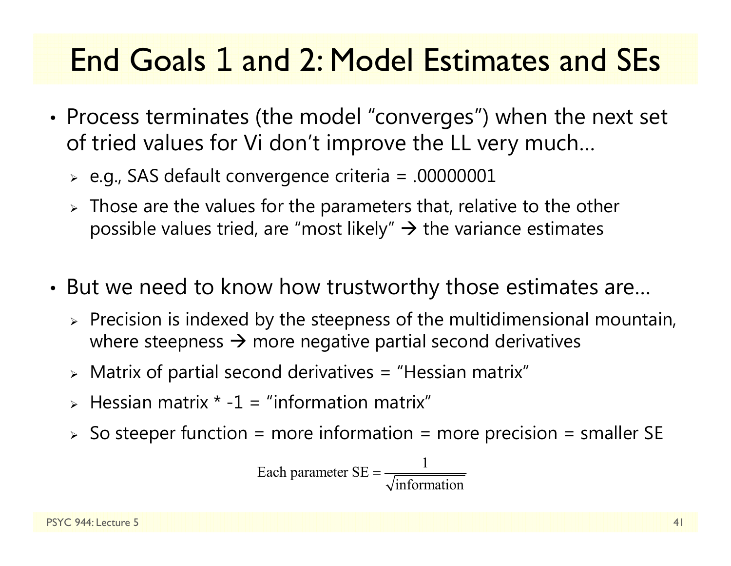# End Goals 1 and 2: Model Estimates and SEs

- Process terminates (the model "converges") when the next set of tried values for Vi don't improve the LL very much…
  - e.g., SAS default convergence criteria = .00000001
  - Those are the values for the parameters that, relative to the other possible values tried, are "most likely" → the variance estimates

- But we need to know how trustworthy those estimates are…
  - Precision is indexed by the steepness of the multidimensional mountain, where steepness → more negative partial second derivatives
  - Matrix of partial second derivatives = "Hessian matrix"
  - Hessian matrix * -1 = "information matrix"
  - So steeper function = more information = more precision = smaller SE

$$\text{Each parameter SE} = \frac{1}{\sqrt{\text{information}}}$$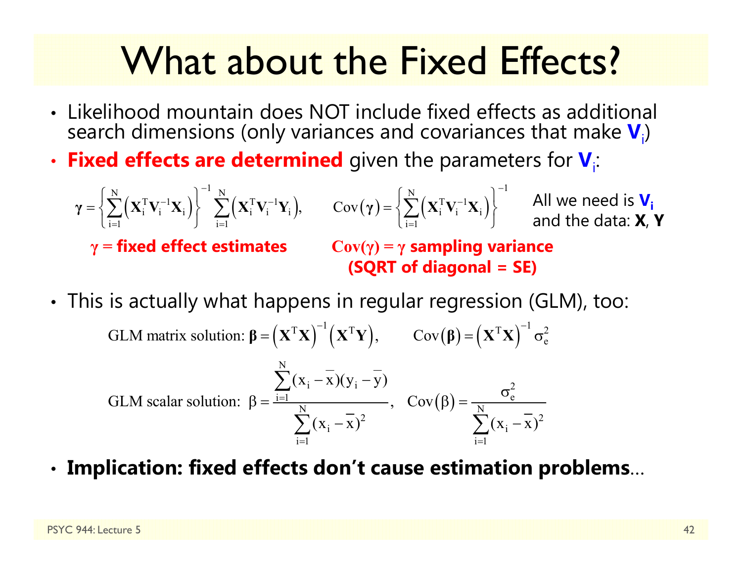# What about the Fixed Effects?

- Likelihood mountain does NOT include fixed effects as additional search dimensions (only variances and covariances that make $\mathbf{V}_i$)
- **Fixed effects are determined** given the parameters for $\mathbf{V}_i$:

$$\boldsymbol{\gamma} = \left\{ \sum_{i=1}^{N} \left( \mathbf{X}_i^T \mathbf{V}_i^{-1} \mathbf{X}_i \right) \right\}^{-1} \sum_{i=1}^{N} \left( \mathbf{X}_i^T \mathbf{V}_i^{-1} \mathbf{Y}_i \right), \qquad \text{Cov}(\boldsymbol{\gamma}) = \left\{ \sum_{i=1}^{N} \left( \mathbf{X}_i^T \mathbf{V}_i^{-1} \mathbf{X}_i \right) \right\}^{-1}$$

All we need is $\mathbf{V}_i$ and the data: **X**, **Y**

**$\gamma$ = fixed effect estimates**

**Cov($\gamma$) = $\gamma$ sampling variance (SQRT of diagonal = SE)**

- This is actually what happens in regular regression (GLM), too:

GLM matrix solution: $$\boldsymbol{\beta} = \left( \mathbf{X}^T \mathbf{X} \right)^{-1} \left( \mathbf{X}^T \mathbf{Y} \right), \qquad \text{Cov}(\boldsymbol{\beta}) = \left( \mathbf{X}^T \mathbf{X} \right)^{-1} \sigma_e^2$$

GLM scalar solution: $$\beta = \frac{\sum_{i=1}^{N} (x_i - \bar{x})(y_i - \bar{y})}{\sum_{i=1}^{N} (x_i - \bar{x})^2}, \quad \text{Cov}(\beta) = \frac{\sigma_e^2}{\sum_{i=1}^{N} (x_i - \bar{x})^2}$$

- **Implication: fixed effects don't cause estimation problems**…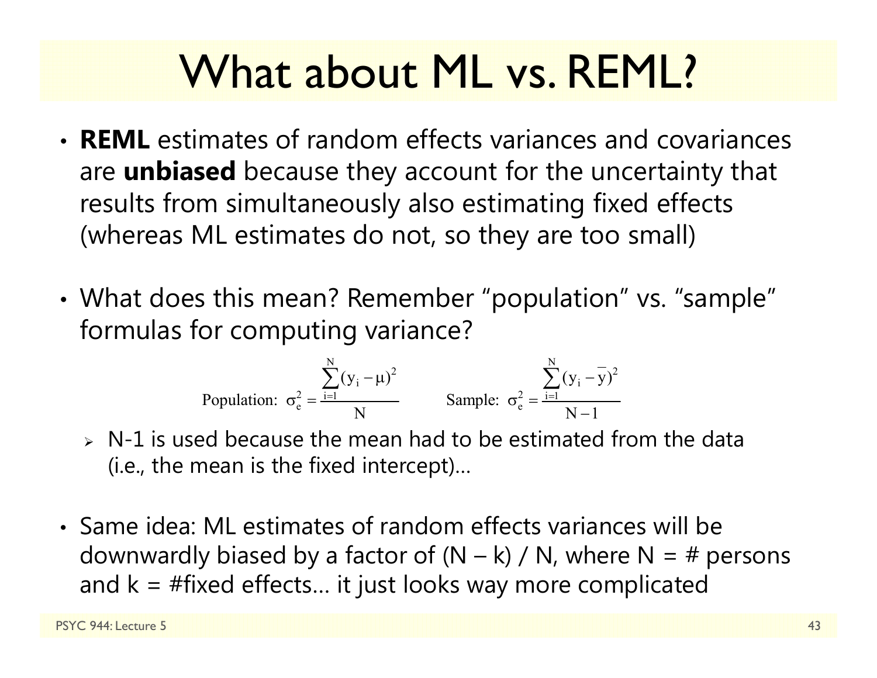# What about ML vs. REML?

- **REML** estimates of random effects variances and covariances are **unbiased** because they account for the uncertainty that results from simultaneously also estimating fixed effects (whereas ML estimates do not, so they are too small)

- What does this mean? Remember "population" vs. "sample" formulas for computing variance?

$$\text{Population: } \sigma_e^2 = \frac{\sum_{i=1}^{N}(y_i - \mu)^2}{N} \qquad \text{Sample: } \sigma_e^2 = \frac{\sum_{i=1}^{N}(y_i - \bar{y})^2}{N-1}$$

  - N-1 is used because the mean had to be estimated from the data (i.e., the mean is the fixed intercept)…

- Same idea: ML estimates of random effects variances will be downwardly biased by a factor of (N – k) / N, where N = # persons and k = #fixed effects… it just looks way more complicated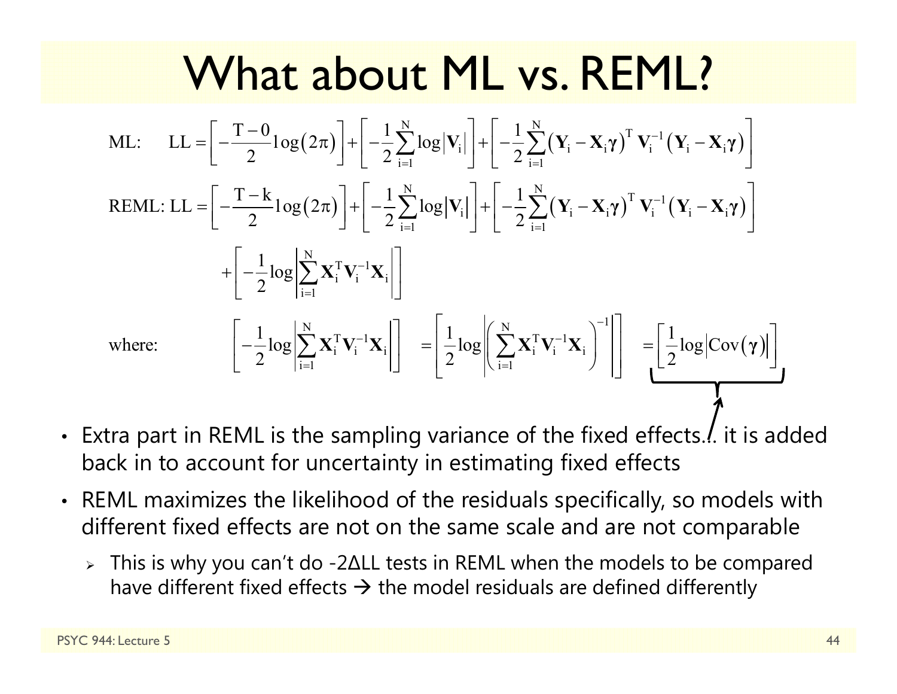# What about ML vs. REML?

$$\text{ML:} \quad \text{LL} = \left[ -\frac{\text{T}-0}{2} \log(2\pi) \right] + \left[ -\frac{1}{2} \sum_{i=1}^{N} \log \left| \mathbf{V}_i \right| \right] + \left[ -\frac{1}{2} \sum_{i=1}^{N} \left( \mathbf{Y}_i - \mathbf{X}_i \boldsymbol{\gamma} \right)^{T} \mathbf{V}_i^{-1} \left( \mathbf{Y}_i - \mathbf{X}_i \boldsymbol{\gamma} \right) \right]$$

$$\text{REML: LL} = \left[ -\frac{\text{T}-\text{k}}{2} \log(2\pi) \right] + \left[ -\frac{1}{2} \sum_{i=1}^{N} \log \left| \mathbf{V}_i \right| \right] + \left[ -\frac{1}{2} \sum_{i=1}^{N} \left( \mathbf{Y}_i - \mathbf{X}_i \boldsymbol{\gamma} \right)^{T} \mathbf{V}_i^{-1} \left( \mathbf{Y}_i - \mathbf{X}_i \boldsymbol{\gamma} \right) \right] + \left[ -\frac{1}{2} \log \left| \sum_{i=1}^{N} \mathbf{X}_i^{T} \mathbf{V}_i^{-1} \mathbf{X}_i \right| \right]$$

$$\text{where:} \quad \left[ -\frac{1}{2} \log \left| \sum_{i=1}^{N} \mathbf{X}_i^{T} \mathbf{V}_i^{-1} \mathbf{X}_i \right| \right] = \left[ \frac{1}{2} \log \left| \left( \sum_{i=1}^{N} \mathbf{X}_i^{T} \mathbf{V}_i^{-1} \mathbf{X}_i \right)^{-1} \right| \right] = \left[ \frac{1}{2} \log \left| \text{Cov}(\boldsymbol{\gamma}) \right| \right]$$

- Extra part in REML is the sampling variance of the fixed effects… it is added back in to account for uncertainty in estimating fixed effects
- REML maximizes the likelihood of the residuals specifically, so models with different fixed effects are not on the same scale and are not comparable
  - This is why you can't do -2ΔLL tests in REML when the models to be compared have different fixed effects → the model residuals are defined differently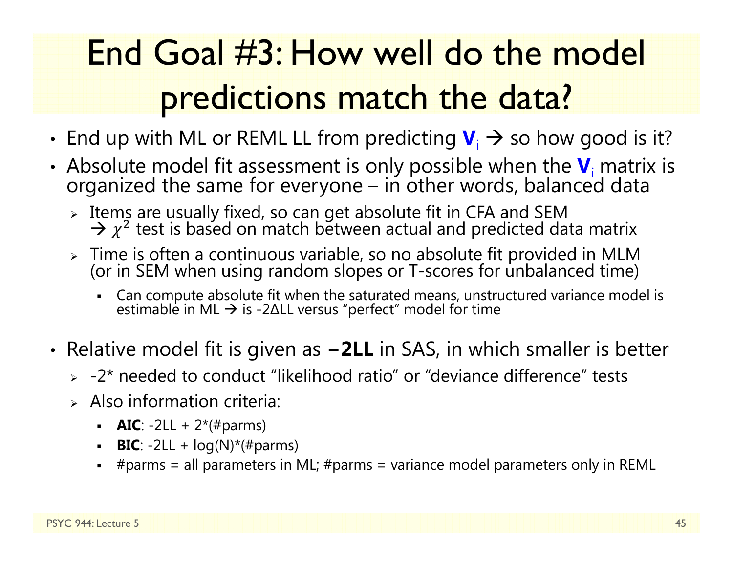# End Goal #3: How well do the model predictions match the data?

- End up with ML or REML LL from predicting $\mathbf{V}_i$ → so how good is it?
- Absolute model fit assessment is only possible when the $\mathbf{V}_i$ matrix is organized the same for everyone – in other words, balanced data
  - Items are usually fixed, so can get absolute fit in CFA and SEM → $\chi^2$ test is based on match between actual and predicted data matrix
  - Time is often a continuous variable, so no absolute fit provided in MLM (or in SEM when using random slopes or T-scores for unbalanced time)
    - Can compute absolute fit when the saturated means, unstructured variance model is estimable in ML → is -2ΔLL versus "perfect" model for time
- Relative model fit is given as **−2LL** in SAS, in which smaller is better
  - -2* needed to conduct "likelihood ratio" or "deviance difference" tests
  - Also information criteria:
    - **AIC**: -2LL + 2*(#parms)
    - **BIC**: -2LL + log(N)*(#parms)
    - #parms = all parameters in ML; #parms = variance model parameters only in REML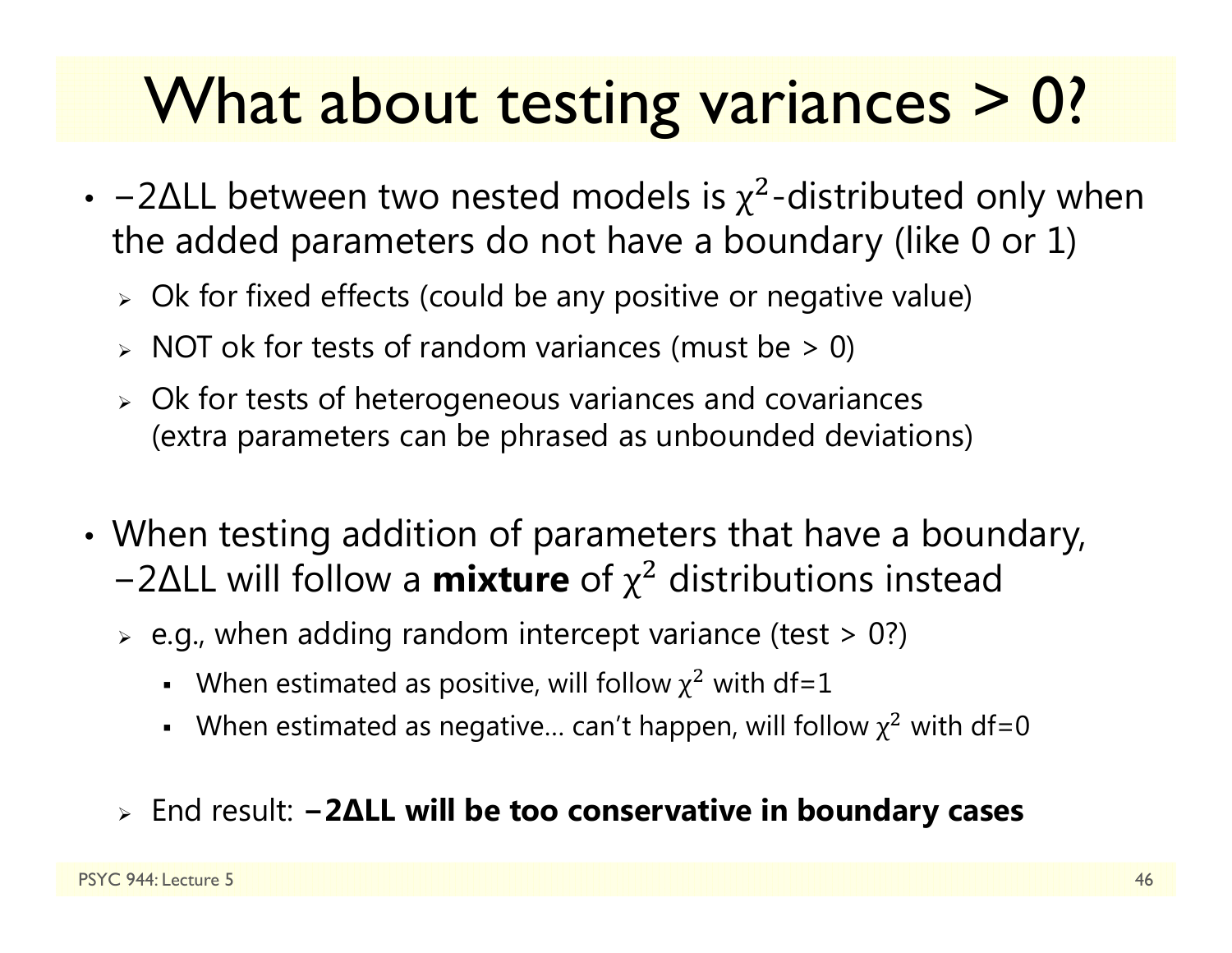# What about testing variances > 0?

- $-2\Delta$LL between two nested models is $\chi^2$-distributed only when the added parameters do not have a boundary (like 0 or 1)
  - Ok for fixed effects (could be any positive or negative value)
  - NOT ok for tests of random variances (must be > 0)
  - Ok for tests of heterogeneous variances and covariances (extra parameters can be phrased as unbounded deviations)

- When testing addition of parameters that have a boundary, $-2\Delta$LL will follow a **mixture** of $\chi^2$ distributions instead
  - e.g., when adding random intercept variance (test > 0?)
    - When estimated as positive, will follow $\chi^2$ with df=1
    - When estimated as negative… can't happen, will follow $\chi^2$ with df=0
  - End result: **$-2\Delta$LL will be too conservative in boundary cases**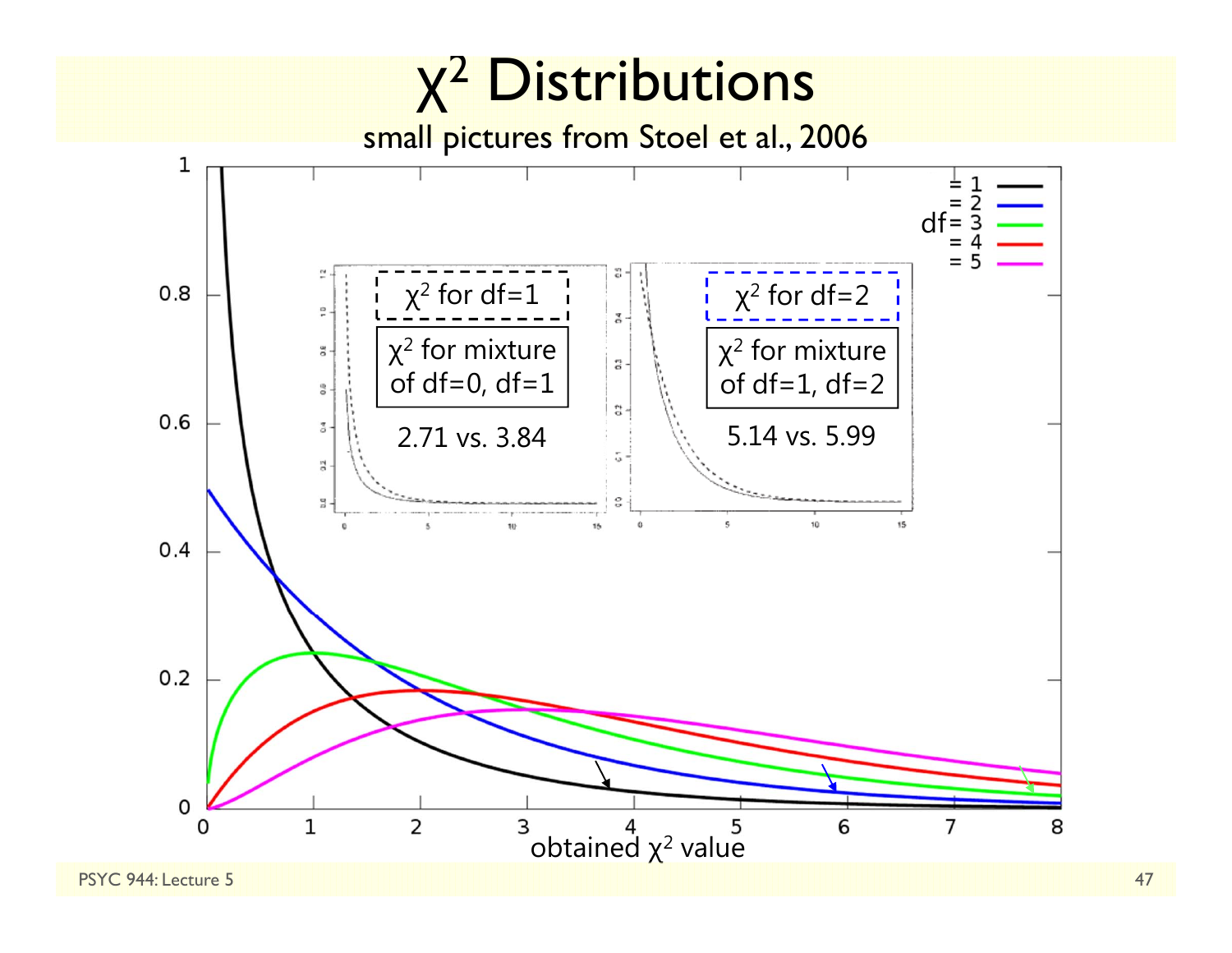# $\chi^2$ Distributions

small pictures from Stoel et al., 2006

$\chi^2$ for df=1

$\chi^2$ for mixture of df=0, df=1

2.71 vs. 3.84

$\chi^2$ for df=2

$\chi^2$ for mixture of df=1, df=2

5.14 vs. 5.99

df = 1, = 2, = 3, = 4, = 5

obtained $\chi^2$ value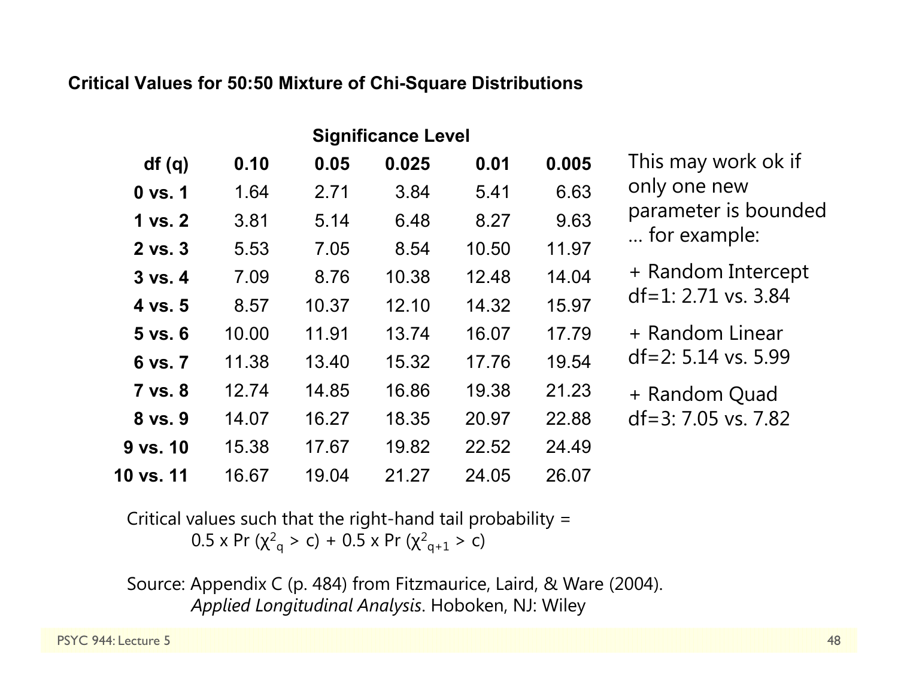**Critical Values for 50:50 Mixture of Chi-Square Distributions**

| | Significance Level | | | | |
|---|---|---|---|---|---|
| **df (q)** | **0.10** | **0.05** | **0.025** | **0.01** | **0.005** |
| **0 vs. 1** | 1.64 | 2.71 | 3.84 | 5.41 | 6.63 |
| **1 vs. 2** | 3.81 | 5.14 | 6.48 | 8.27 | 9.63 |
| **2 vs. 3** | 5.53 | 7.05 | 8.54 | 10.50 | 11.97 |
| **3 vs. 4** | 7.09 | 8.76 | 10.38 | 12.48 | 14.04 |
| **4 vs. 5** | 8.57 | 10.37 | 12.10 | 14.32 | 15.97 |
| **5 vs. 6** | 10.00 | 11.91 | 13.74 | 16.07 | 17.79 |
| **6 vs. 7** | 11.38 | 13.40 | 15.32 | 17.76 | 19.54 |
| **7 vs. 8** | 12.74 | 14.85 | 16.86 | 19.38 | 21.23 |
| **8 vs. 9** | 14.07 | 16.27 | 18.35 | 20.97 | 22.88 |
| **9 vs. 10** | 15.38 | 17.67 | 19.82 | 22.52 | 24.49 |
| **10 vs. 11** | 16.67 | 19.04 | 21.27 | 24.05 | 26.07 |

This may work ok if only one new parameter is bounded … for example:

+ Random Intercept df=1: 2.71 vs. 3.84

+ Random Linear df=2: 5.14 vs. 5.99

+ Random Quad df=3: 7.05 vs. 7.82

Critical values such that the right-hand tail probability =
$0.5 \times \Pr(\chi^2_q > c) + 0.5 \times \Pr(\chi^2_{q+1} > c)$

Source: Appendix C (p. 484) from Fitzmaurice, Laird, & Ware (2004). *Applied Longitudinal Analysis*. Hoboken, NJ: Wiley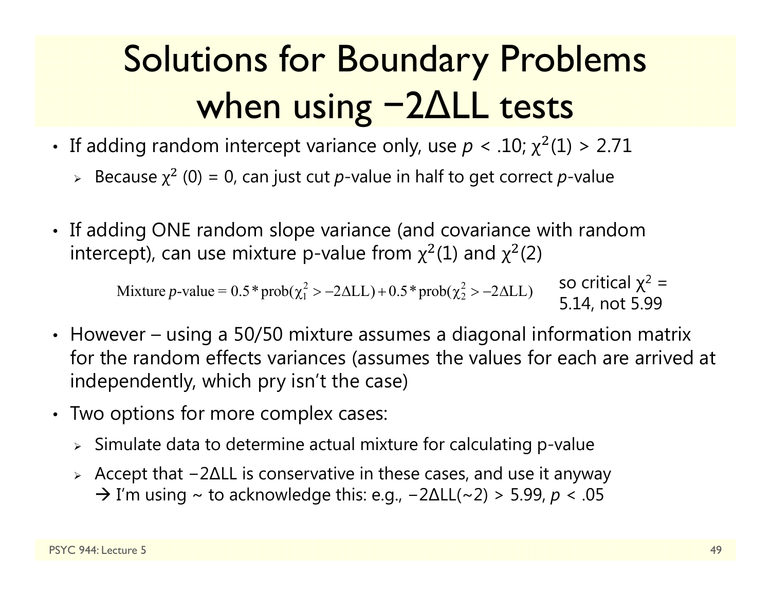# Solutions for Boundary Problems when using −2ΔLL tests

- If adding random intercept variance only, use $p < .10$; $\chi^2(1) > 2.71$
  - Because $\chi^2$ (0) = 0, can just cut $p$-value in half to get correct $p$-value
- If adding ONE random slope variance (and covariance with random intercept), can use mixture p-value from $\chi^2(1)$ and $\chi^2(2)$

$$\text{Mixture } p\text{-value} = 0.5 * \text{prob}(\chi^2_1 > -2\Delta\text{LL}) + 0.5 * \text{prob}(\chi^2_2 > -2\Delta\text{LL})$$

so critical $\chi^2$ = 5.14, not 5.99

- However – using a 50/50 mixture assumes a diagonal information matrix for the random effects variances (assumes the values for each are arrived at independently, which pry isn't the case)
- Two options for more complex cases:
  - Simulate data to determine actual mixture for calculating p-value
  - Accept that −2ΔLL is conservative in these cases, and use it anyway
    → I'm using ~ to acknowledge this: e.g., $-2\Delta\text{LL}(\sim 2) > 5.99$, $p < .05$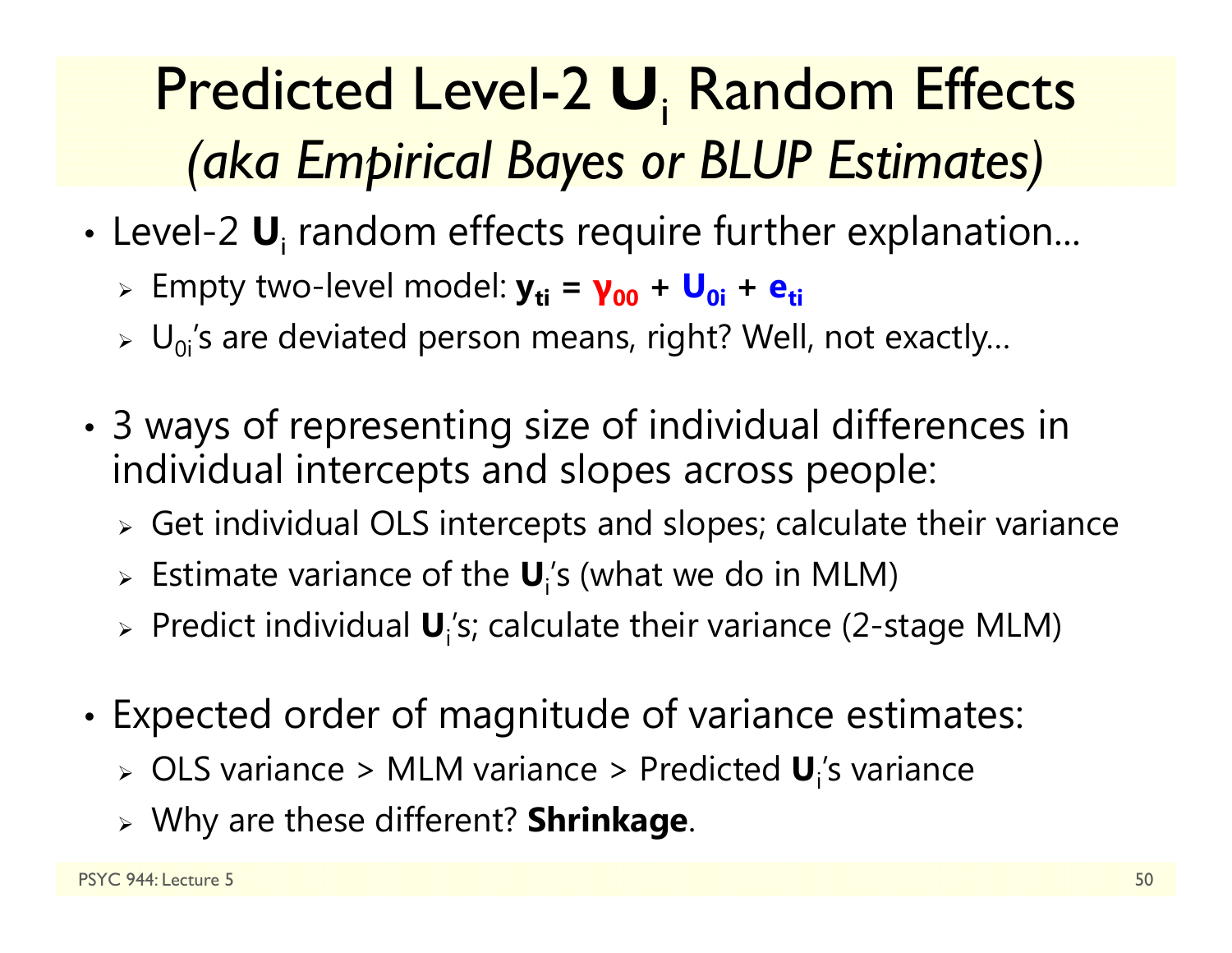# Predicted Level-2 $\mathbf{U}_i$ Random Effects *(aka Empirical Bayes or BLUP Estimates)*

- Level-2 $\mathbf{U}_i$ random effects require further explanation…
  - Empty two-level model: $\mathbf{y_{ti} = \gamma_{00} + U_{0i} + e_{ti}}$
  - $U_{0i}$'s are deviated person means, right? Well, not exactly…
- 3 ways of representing size of individual differences in individual intercepts and slopes across people:
  - Get individual OLS intercepts and slopes; calculate their variance
  - Estimate variance of the $\mathbf{U}_i$'s (what we do in MLM)
  - Predict individual $\mathbf{U}_i$'s; calculate their variance (2-stage MLM)
- Expected order of magnitude of variance estimates:
  - OLS variance > MLM variance > Predicted $\mathbf{U}_i$'s variance
  - Why are these different? **Shrinkage**.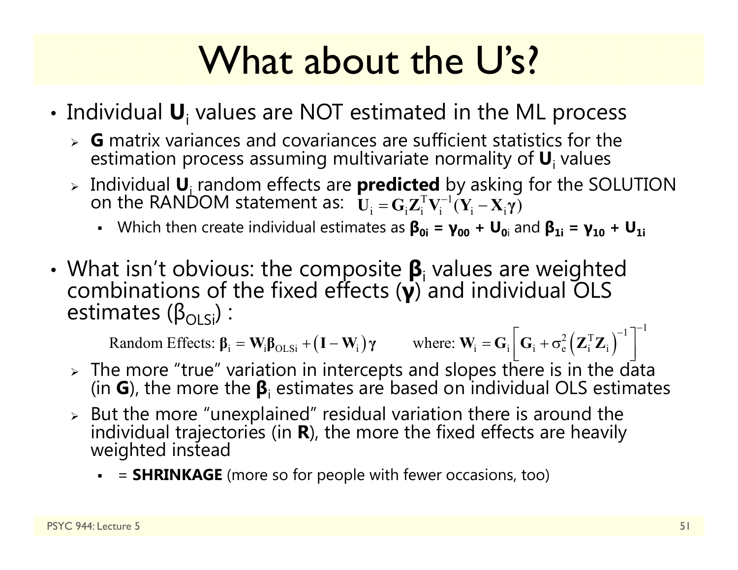# What about the U's?

- Individual $\mathbf{U}_i$ values are NOT estimated in the ML process
  - **G** matrix variances and covariances are sufficient statistics for the estimation process assuming multivariate normality of $\mathbf{U}_i$ values
  - Individual $\mathbf{U}_i$ random effects are **predicted** by asking for the SOLUTION on the RANDOM statement as: $\mathbf{U}_i = \mathbf{G}_i \mathbf{Z}_i^T \mathbf{V}_i^{-1} (\mathbf{Y}_i - \mathbf{X}_i \boldsymbol{\gamma})$
    - Which then create individual estimates as $\boldsymbol{\beta}_{0i} = \boldsymbol{\gamma}_{00} + \mathbf{U}_{0i}$ and $\boldsymbol{\beta}_{1i} = \boldsymbol{\gamma}_{10} + \mathbf{U}_{1i}$

- What isn't obvious: the composite $\boldsymbol{\beta}_i$ values are weighted combinations of the fixed effects ($\boldsymbol{\gamma}$) and individual OLS estimates ($\beta_{OLSi}$) :

$$\text{Random Effects: } \boldsymbol{\beta}_i = \mathbf{W}_i \boldsymbol{\beta}_{OLSi} + \left(\mathbf{I} - \mathbf{W}_i\right)\boldsymbol{\gamma} \qquad \text{where: } \mathbf{W}_i = \mathbf{G}_i \left[\mathbf{G}_i + \sigma_e^2 \left(\mathbf{Z}_i^T \mathbf{Z}_i\right)^{-1}\right]^{-1}$$

  - The more "true" variation in intercepts and slopes there is in the data (in **G**), the more the $\boldsymbol{\beta}_i$ estimates are based on individual OLS estimates
  - But the more "unexplained" residual variation there is around the individual trajectories (in **R**), the more the fixed effects are heavily weighted instead
    - = **SHRINKAGE** (more so for people with fewer occasions, too)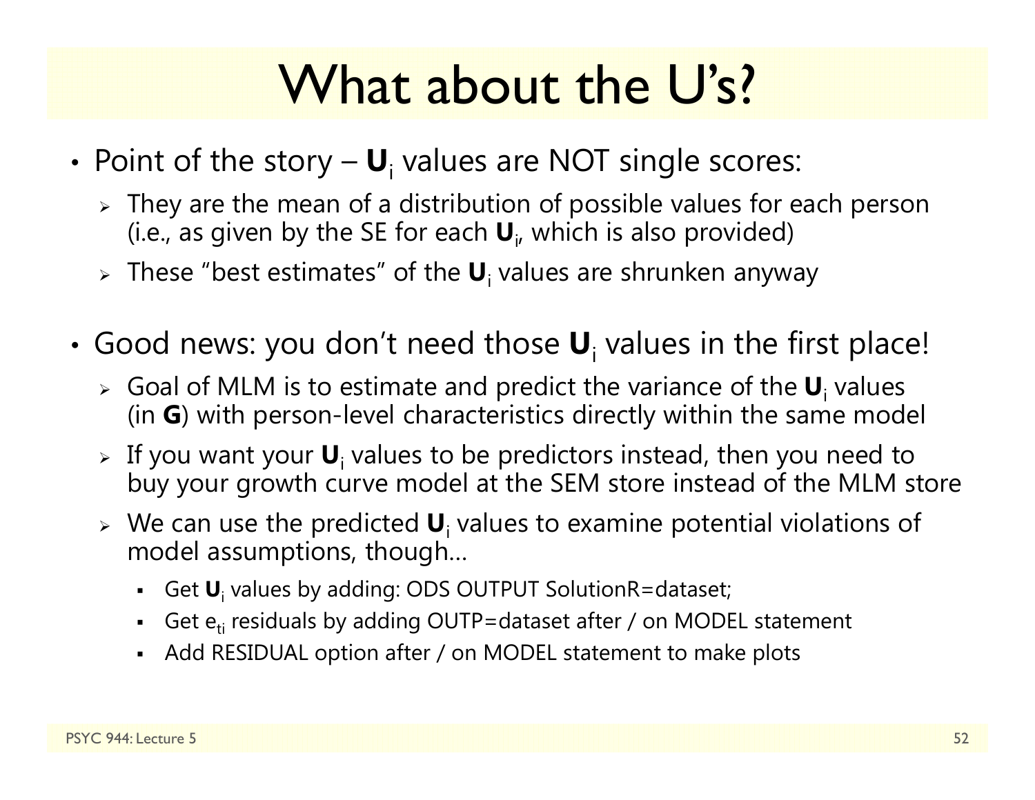# What about the U's?

- Point of the story – $\mathbf{U}_i$ values are NOT single scores:
  - They are the mean of a distribution of possible values for each person (i.e., as given by the SE for each $\mathbf{U}_i$, which is also provided)
  - These "best estimates" of the $\mathbf{U}_i$ values are shrunken anyway

- Good news: you don't need those $\mathbf{U}_i$ values in the first place!
  - Goal of MLM is to estimate and predict the variance of the $\mathbf{U}_i$ values (in **G**) with person-level characteristics directly within the same model
  - If you want your $\mathbf{U}_i$ values to be predictors instead, then you need to buy your growth curve model at the SEM store instead of the MLM store
  - We can use the predicted $\mathbf{U}_i$ values to examine potential violations of model assumptions, though…
    - Get $\mathbf{U}_i$ values by adding: ODS OUTPUT SolutionR=dataset;
    - Get $e_{ti}$ residuals by adding OUTP=dataset after / on MODEL statement
    - Add RESIDUAL option after / on MODEL statement to make plots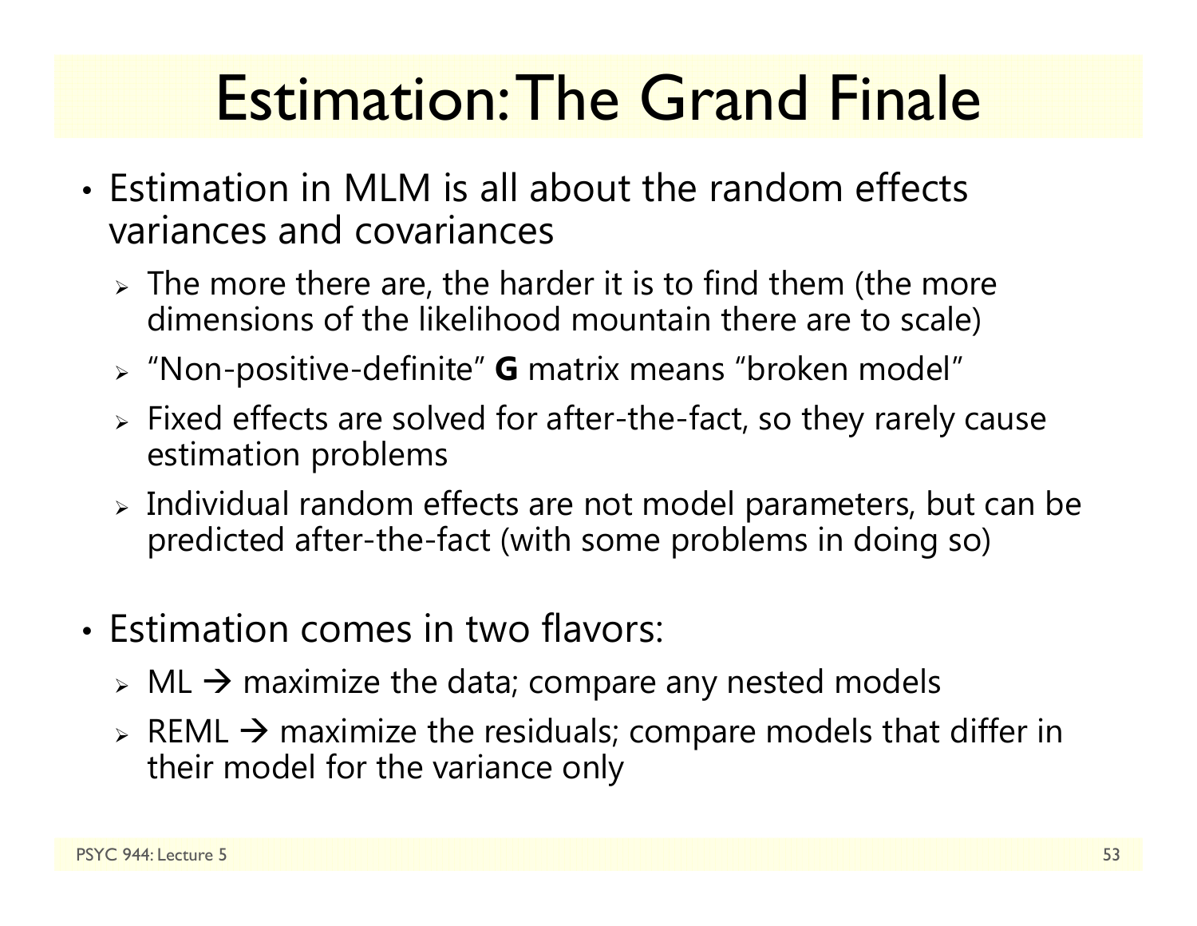# Estimation: The Grand Finale

- Estimation in MLM is all about the random effects variances and covariances
  - The more there are, the harder it is to find them (the more dimensions of the likelihood mountain there are to scale)
  - "Non-positive-definite" **G** matrix means "broken model"
  - Fixed effects are solved for after-the-fact, so they rarely cause estimation problems
  - Individual random effects are not model parameters, but can be predicted after-the-fact (with some problems in doing so)

- Estimation comes in two flavors:
  - ML → maximize the data; compare any nested models
  - REML → maximize the residuals; compare models that differ in their model for the variance only